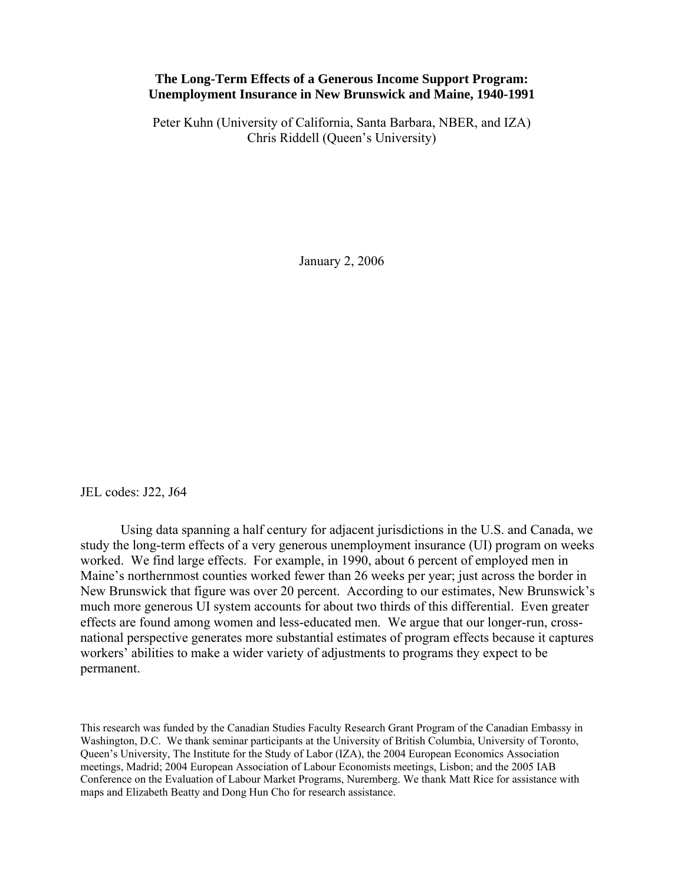**The Long-Term Effects of a Generous Income Support Program: Unemployment Insurance in New Brunswick and Maine, 1940-1991**

Peter Kuhn (University of California, Santa Barbara, NBER, and IZA)
Chris Riddell (Queen's University)

January 2, 2006

JEL codes: J22, J64

Using data spanning a half century for adjacent jurisdictions in the U.S. and Canada, we study the long-term effects of a very generous unemployment insurance (UI) program on weeks worked. We find large effects. For example, in 1990, about 6 percent of employed men in Maine's northernmost counties worked fewer than 26 weeks per year; just across the border in New Brunswick that figure was over 20 percent. According to our estimates, New Brunswick's much more generous UI system accounts for about two thirds of this differential. Even greater effects are found among women and less-educated men. We argue that our longer-run, cross-national perspective generates more substantial estimates of program effects because it captures workers' abilities to make a wider variety of adjustments to programs they expect to be permanent.

This research was funded by the Canadian Studies Faculty Research Grant Program of the Canadian Embassy in Washington, D.C. We thank seminar participants at the University of British Columbia, University of Toronto, Queen's University, The Institute for the Study of Labor (IZA), the 2004 European Economics Association meetings, Madrid; 2004 European Association of Labour Economists meetings, Lisbon; and the 2005 IAB Conference on the Evaluation of Labour Market Programs, Nuremberg. We thank Matt Rice for assistance with maps and Elizabeth Beatty and Dong Hun Cho for research assistance.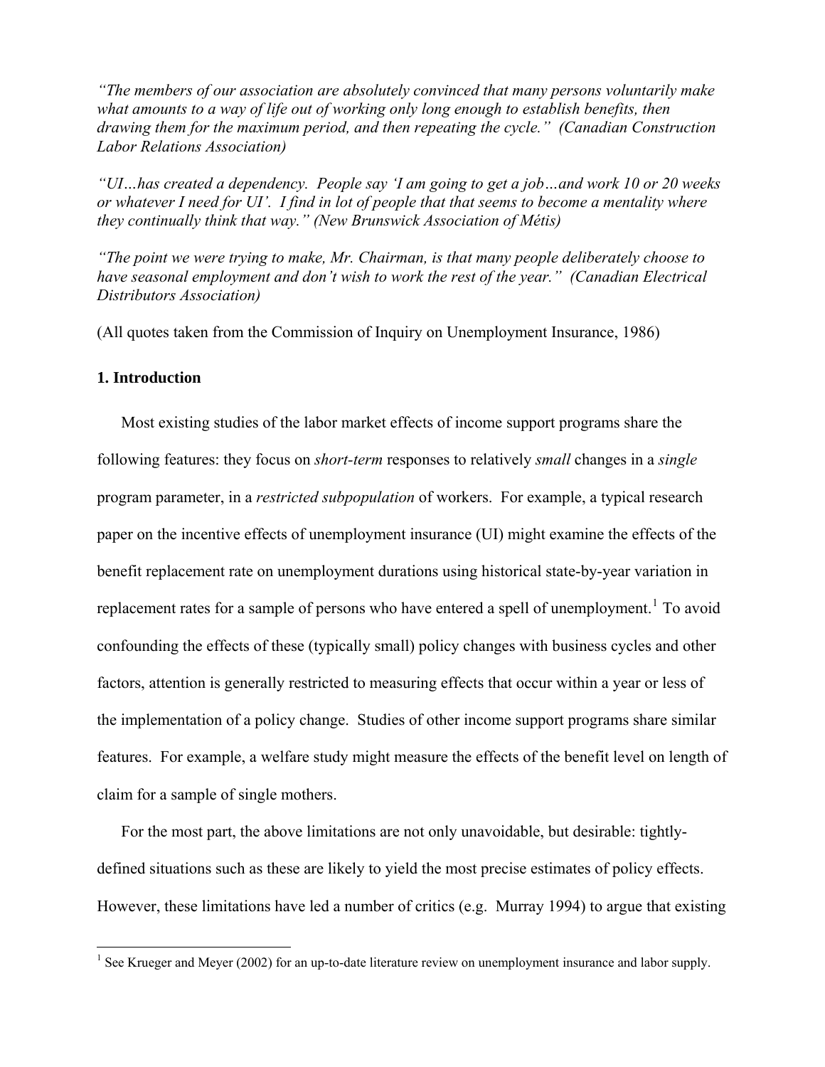*"The members of our association are absolutely convinced that many persons voluntarily make what amounts to a way of life out of working only long enough to establish benefits, then drawing them for the maximum period, and then repeating the cycle." (Canadian Construction Labor Relations Association)*

*"UI…has created a dependency. People say 'I am going to get a job…and work 10 or 20 weeks or whatever I need for UI'. I find in lot of people that that seems to become a mentality where they continually think that way." (New Brunswick Association of Métis)*

*"The point we were trying to make, Mr. Chairman, is that many people deliberately choose to have seasonal employment and don't wish to work the rest of the year." (Canadian Electrical Distributors Association)*

(All quotes taken from the Commission of Inquiry on Unemployment Insurance, 1986)

## 1. Introduction

Most existing studies of the labor market effects of income support programs share the following features: they focus on *short-term* responses to relatively *small* changes in a *single* program parameter, in a *restricted subpopulation* of workers. For example, a typical research paper on the incentive effects of unemployment insurance (UI) might examine the effects of the benefit replacement rate on unemployment durations using historical state-by-year variation in replacement rates for a sample of persons who have entered a spell of unemployment.[1] To avoid confounding the effects of these (typically small) policy changes with business cycles and other factors, attention is generally restricted to measuring effects that occur within a year or less of the implementation of a policy change. Studies of other income support programs share similar features. For example, a welfare study might measure the effects of the benefit level on length of claim for a sample of single mothers.

For the most part, the above limitations are not only unavoidable, but desirable: tightly-defined situations such as these are likely to yield the most precise estimates of policy effects. However, these limitations have led a number of critics (e.g. Murray 1994) to argue that existing

[1] See Krueger and Meyer (2002) for an up-to-date literature review on unemployment insurance and labor supply.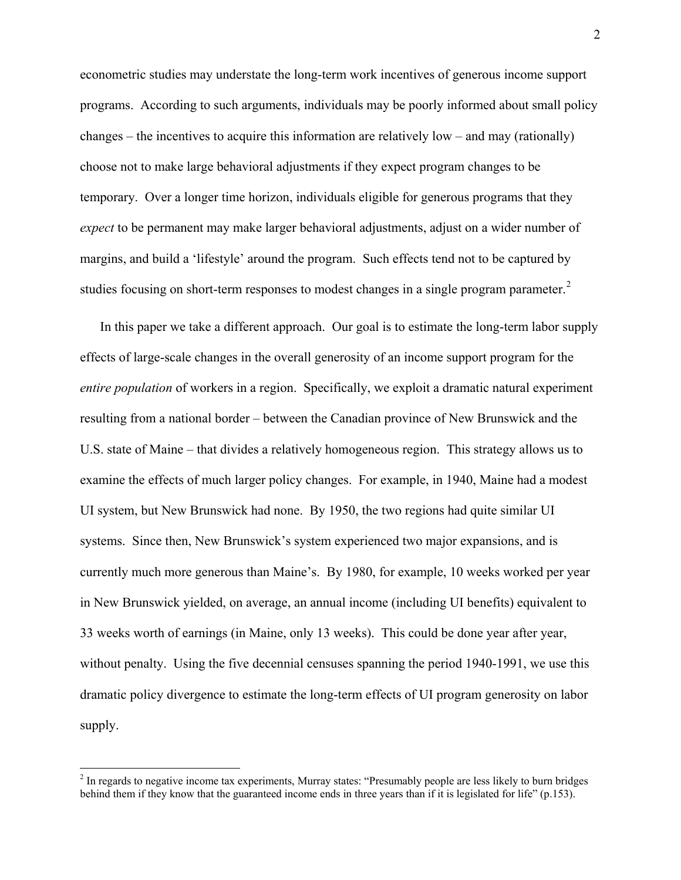econometric studies may understate the long-term work incentives of generous income support programs. According to such arguments, individuals may be poorly informed about small policy changes – the incentives to acquire this information are relatively low – and may (rationally) choose not to make large behavioral adjustments if they expect program changes to be temporary. Over a longer time horizon, individuals eligible for generous programs that they *expect* to be permanent may make larger behavioral adjustments, adjust on a wider number of margins, and build a 'lifestyle' around the program. Such effects tend not to be captured by studies focusing on short-term responses to modest changes in a single program parameter.[2]

In this paper we take a different approach. Our goal is to estimate the long-term labor supply effects of large-scale changes in the overall generosity of an income support program for the *entire population* of workers in a region. Specifically, we exploit a dramatic natural experiment resulting from a national border – between the Canadian province of New Brunswick and the U.S. state of Maine – that divides a relatively homogeneous region. This strategy allows us to examine the effects of much larger policy changes. For example, in 1940, Maine had a modest UI system, but New Brunswick had none. By 1950, the two regions had quite similar UI systems. Since then, New Brunswick's system experienced two major expansions, and is currently much more generous than Maine's. By 1980, for example, 10 weeks worked per year in New Brunswick yielded, on average, an annual income (including UI benefits) equivalent to 33 weeks worth of earnings (in Maine, only 13 weeks). This could be done year after year, without penalty. Using the five decennial censuses spanning the period 1940-1991, we use this dramatic policy divergence to estimate the long-term effects of UI program generosity on labor supply.

[2] In regards to negative income tax experiments, Murray states: "Presumably people are less likely to burn bridges behind them if they know that the guaranteed income ends in three years than if it is legislated for life" (p.153).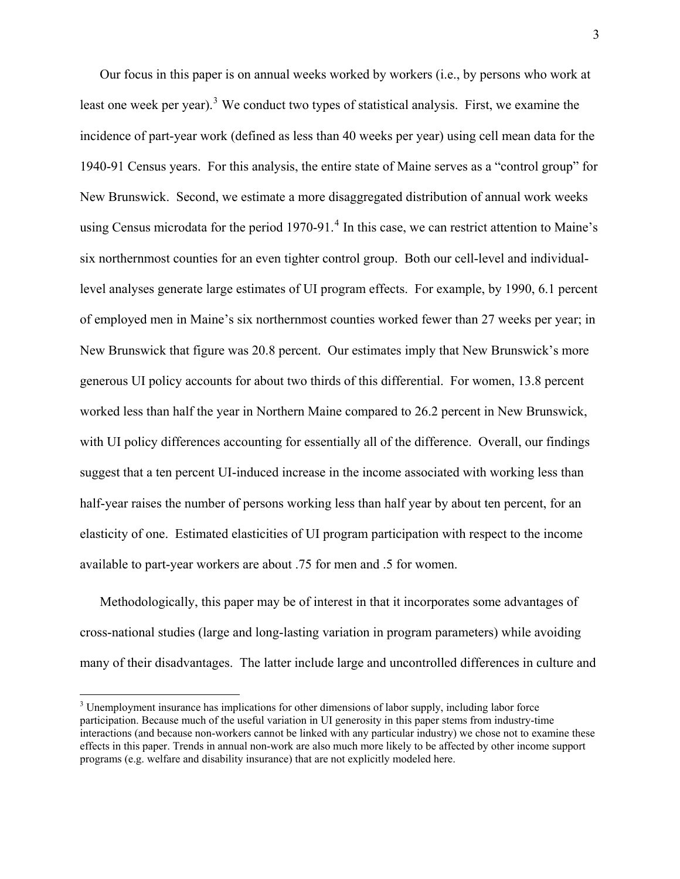Our focus in this paper is on annual weeks worked by workers (i.e., by persons who work at least one week per year).[3] We conduct two types of statistical analysis. First, we examine the incidence of part-year work (defined as less than 40 weeks per year) using cell mean data for the 1940-91 Census years. For this analysis, the entire state of Maine serves as a "control group" for New Brunswick. Second, we estimate a more disaggregated distribution of annual work weeks using Census microdata for the period 1970-91.[4] In this case, we can restrict attention to Maine's six northernmost counties for an even tighter control group. Both our cell-level and individual-level analyses generate large estimates of UI program effects. For example, by 1990, 6.1 percent of employed men in Maine's six northernmost counties worked fewer than 27 weeks per year; in New Brunswick that figure was 20.8 percent. Our estimates imply that New Brunswick's more generous UI policy accounts for about two thirds of this differential. For women, 13.8 percent worked less than half the year in Northern Maine compared to 26.2 percent in New Brunswick, with UI policy differences accounting for essentially all of the difference. Overall, our findings suggest that a ten percent UI-induced increase in the income associated with working less than half-year raises the number of persons working less than half year by about ten percent, for an elasticity of one. Estimated elasticities of UI program participation with respect to the income available to part-year workers are about .75 for men and .5 for women.

Methodologically, this paper may be of interest in that it incorporates some advantages of cross-national studies (large and long-lasting variation in program parameters) while avoiding many of their disadvantages. The latter include large and uncontrolled differences in culture and

[3] Unemployment insurance has implications for other dimensions of labor supply, including labor force participation. Because much of the useful variation in UI generosity in this paper stems from industry-time interactions (and because non-workers cannot be linked with any particular industry) we chose not to examine these effects in this paper. Trends in annual non-work are also much more likely to be affected by other income support programs (e.g. welfare and disability insurance) that are not explicitly modeled here.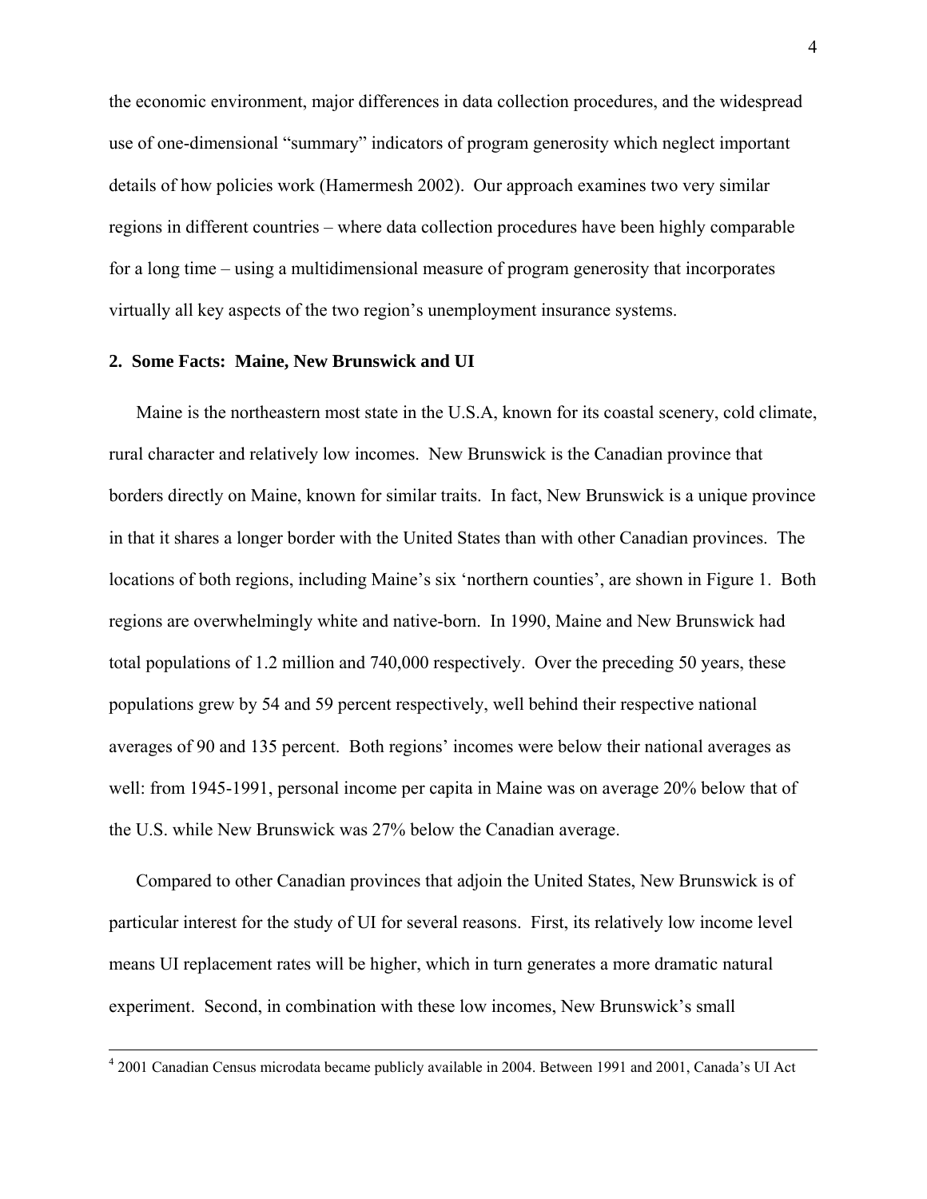the economic environment, major differences in data collection procedures, and the widespread use of one-dimensional "summary" indicators of program generosity which neglect important details of how policies work (Hamermesh 2002). Our approach examines two very similar regions in different countries – where data collection procedures have been highly comparable for a long time – using a multidimensional measure of program generosity that incorporates virtually all key aspects of the two region's unemployment insurance systems.

## 2. Some Facts: Maine, New Brunswick and UI

Maine is the northeastern most state in the U.S.A, known for its coastal scenery, cold climate, rural character and relatively low incomes. New Brunswick is the Canadian province that borders directly on Maine, known for similar traits. In fact, New Brunswick is a unique province in that it shares a longer border with the United States than with other Canadian provinces. The locations of both regions, including Maine's six 'northern counties', are shown in Figure 1. Both regions are overwhelmingly white and native-born. In 1990, Maine and New Brunswick had total populations of 1.2 million and 740,000 respectively. Over the preceding 50 years, these populations grew by 54 and 59 percent respectively, well behind their respective national averages of 90 and 135 percent. Both regions' incomes were below their national averages as well: from 1945-1991, personal income per capita in Maine was on average 20% below that of the U.S. while New Brunswick was 27% below the Canadian average.

Compared to other Canadian provinces that adjoin the United States, New Brunswick is of particular interest for the study of UI for several reasons. First, its relatively low income level means UI replacement rates will be higher, which in turn generates a more dramatic natural experiment. Second, in combination with these low incomes, New Brunswick's small

[4] 2001 Canadian Census microdata became publicly available in 2004. Between 1991 and 2001, Canada's UI Act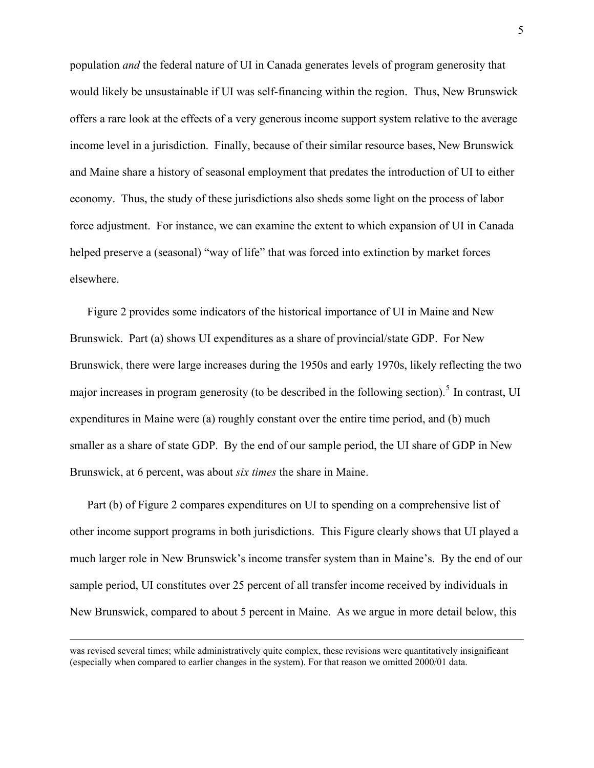population *and* the federal nature of UI in Canada generates levels of program generosity that would likely be unsustainable if UI was self-financing within the region. Thus, New Brunswick offers a rare look at the effects of a very generous income support system relative to the average income level in a jurisdiction. Finally, because of their similar resource bases, New Brunswick and Maine share a history of seasonal employment that predates the introduction of UI to either economy. Thus, the study of these jurisdictions also sheds some light on the process of labor force adjustment. For instance, we can examine the extent to which expansion of UI in Canada helped preserve a (seasonal) "way of life" that was forced into extinction by market forces elsewhere.

Figure 2 provides some indicators of the historical importance of UI in Maine and New Brunswick. Part (a) shows UI expenditures as a share of provincial/state GDP. For New Brunswick, there were large increases during the 1950s and early 1970s, likely reflecting the two major increases in program generosity (to be described in the following section).[5] In contrast, UI expenditures in Maine were (a) roughly constant over the entire time period, and (b) much smaller as a share of state GDP. By the end of our sample period, the UI share of GDP in New Brunswick, at 6 percent, was about *six times* the share in Maine.

Part (b) of Figure 2 compares expenditures on UI to spending on a comprehensive list of other income support programs in both jurisdictions. This Figure clearly shows that UI played a much larger role in New Brunswick's income transfer system than in Maine's. By the end of our sample period, UI constitutes over 25 percent of all transfer income received by individuals in New Brunswick, compared to about 5 percent in Maine. As we argue in more detail below, this

---

was revised several times; while administratively quite complex, these revisions were quantitatively insignificant (especially when compared to earlier changes in the system). For that reason we omitted 2000/01 data.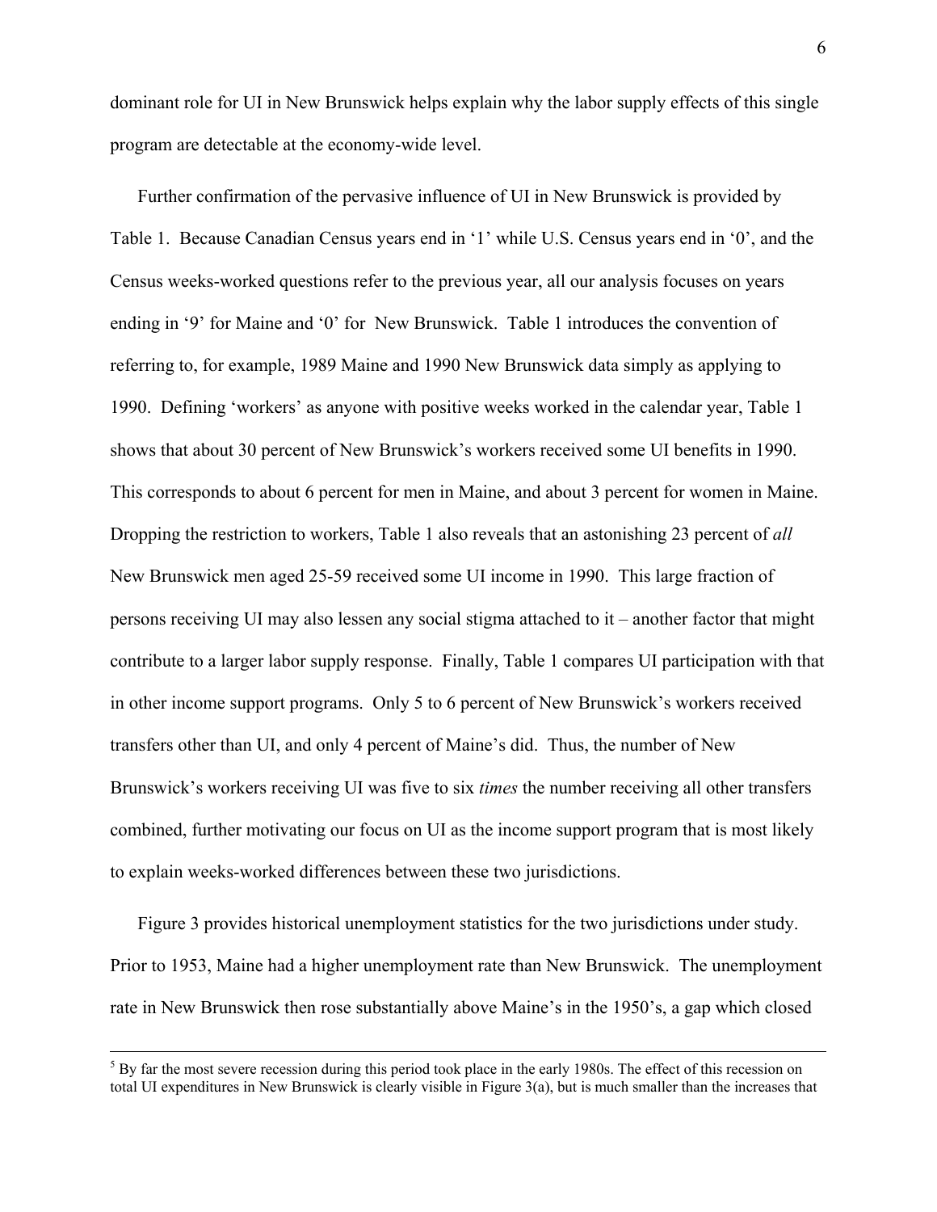dominant role for UI in New Brunswick helps explain why the labor supply effects of this single program are detectable at the economy-wide level.

Further confirmation of the pervasive influence of UI in New Brunswick is provided by Table 1. Because Canadian Census years end in '1' while U.S. Census years end in '0', and the Census weeks-worked questions refer to the previous year, all our analysis focuses on years ending in '9' for Maine and '0' for New Brunswick. Table 1 introduces the convention of referring to, for example, 1989 Maine and 1990 New Brunswick data simply as applying to 1990. Defining 'workers' as anyone with positive weeks worked in the calendar year, Table 1 shows that about 30 percent of New Brunswick's workers received some UI benefits in 1990. This corresponds to about 6 percent for men in Maine, and about 3 percent for women in Maine. Dropping the restriction to workers, Table 1 also reveals that an astonishing 23 percent of *all* New Brunswick men aged 25-59 received some UI income in 1990. This large fraction of persons receiving UI may also lessen any social stigma attached to it – another factor that might contribute to a larger labor supply response. Finally, Table 1 compares UI participation with that in other income support programs. Only 5 to 6 percent of New Brunswick's workers received transfers other than UI, and only 4 percent of Maine's did. Thus, the number of New Brunswick's workers receiving UI was five to six *times* the number receiving all other transfers combined, further motivating our focus on UI as the income support program that is most likely to explain weeks-worked differences between these two jurisdictions.

Figure 3 provides historical unemployment statistics for the two jurisdictions under study. Prior to 1953, Maine had a higher unemployment rate than New Brunswick. The unemployment rate in New Brunswick then rose substantially above Maine's in the 1950's, a gap which closed

---

[5] By far the most severe recession during this period took place in the early 1980s. The effect of this recession on total UI expenditures in New Brunswick is clearly visible in Figure 3(a), but is much smaller than the increases that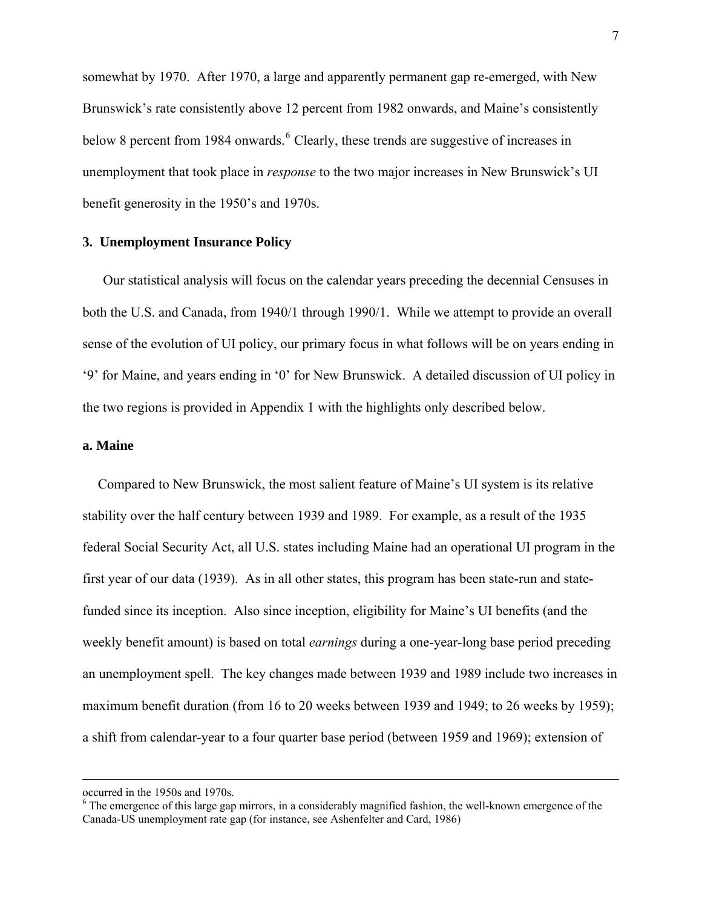somewhat by 1970. After 1970, a large and apparently permanent gap re-emerged, with New Brunswick's rate consistently above 12 percent from 1982 onwards, and Maine's consistently below 8 percent from 1984 onwards.[6] Clearly, these trends are suggestive of increases in unemployment that took place in *response* to the two major increases in New Brunswick's UI benefit generosity in the 1950's and 1970s.

## 3. Unemployment Insurance Policy

Our statistical analysis will focus on the calendar years preceding the decennial Censuses in both the U.S. and Canada, from 1940/1 through 1990/1. While we attempt to provide an overall sense of the evolution of UI policy, our primary focus in what follows will be on years ending in '9' for Maine, and years ending in '0' for New Brunswick. A detailed discussion of UI policy in the two regions is provided in Appendix 1 with the highlights only described below.

### a. Maine

Compared to New Brunswick, the most salient feature of Maine's UI system is its relative stability over the half century between 1939 and 1989. For example, as a result of the 1935 federal Social Security Act, all U.S. states including Maine had an operational UI program in the first year of our data (1939). As in all other states, this program has been state-run and state-funded since its inception. Also since inception, eligibility for Maine's UI benefits (and the weekly benefit amount) is based on total *earnings* during a one-year-long base period preceding an unemployment spell. The key changes made between 1939 and 1989 include two increases in maximum benefit duration (from 16 to 20 weeks between 1939 and 1949; to 26 weeks by 1959); a shift from calendar-year to a four quarter base period (between 1959 and 1969); extension of

---

occurred in the 1950s and 1970s.

[6] The emergence of this large gap mirrors, in a considerably magnified fashion, the well-known emergence of the Canada-US unemployment rate gap (for instance, see Ashenfelter and Card, 1986)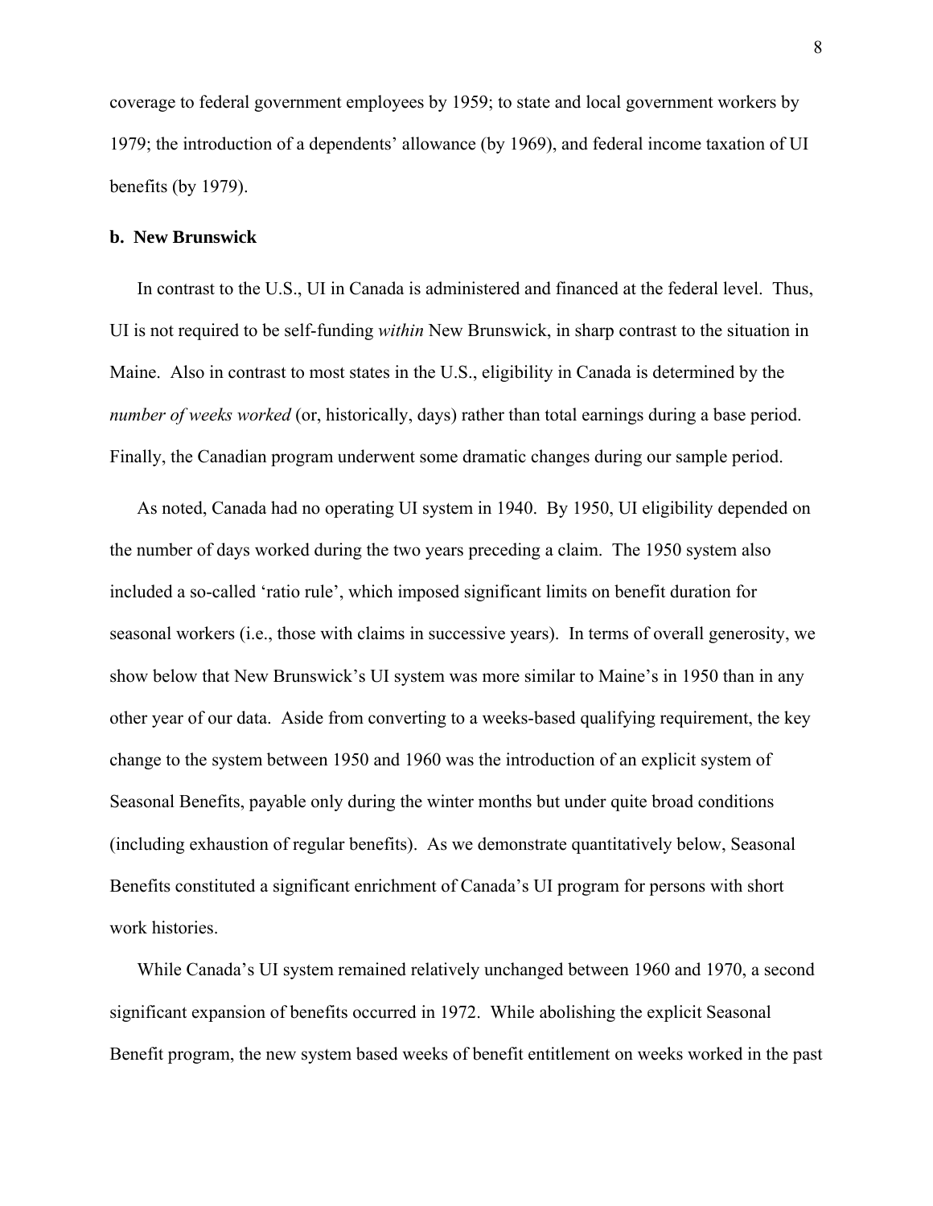coverage to federal government employees by 1959; to state and local government workers by 1979; the introduction of a dependents' allowance (by 1969), and federal income taxation of UI benefits (by 1979).

### b. New Brunswick

In contrast to the U.S., UI in Canada is administered and financed at the federal level. Thus, UI is not required to be self-funding *within* New Brunswick, in sharp contrast to the situation in Maine. Also in contrast to most states in the U.S., eligibility in Canada is determined by the *number of weeks worked* (or, historically, days) rather than total earnings during a base period. Finally, the Canadian program underwent some dramatic changes during our sample period.

As noted, Canada had no operating UI system in 1940. By 1950, UI eligibility depended on the number of days worked during the two years preceding a claim. The 1950 system also included a so-called 'ratio rule', which imposed significant limits on benefit duration for seasonal workers (i.e., those with claims in successive years). In terms of overall generosity, we show below that New Brunswick's UI system was more similar to Maine's in 1950 than in any other year of our data. Aside from converting to a weeks-based qualifying requirement, the key change to the system between 1950 and 1960 was the introduction of an explicit system of Seasonal Benefits, payable only during the winter months but under quite broad conditions (including exhaustion of regular benefits). As we demonstrate quantitatively below, Seasonal Benefits constituted a significant enrichment of Canada's UI program for persons with short work histories.

While Canada's UI system remained relatively unchanged between 1960 and 1970, a second significant expansion of benefits occurred in 1972. While abolishing the explicit Seasonal Benefit program, the new system based weeks of benefit entitlement on weeks worked in the past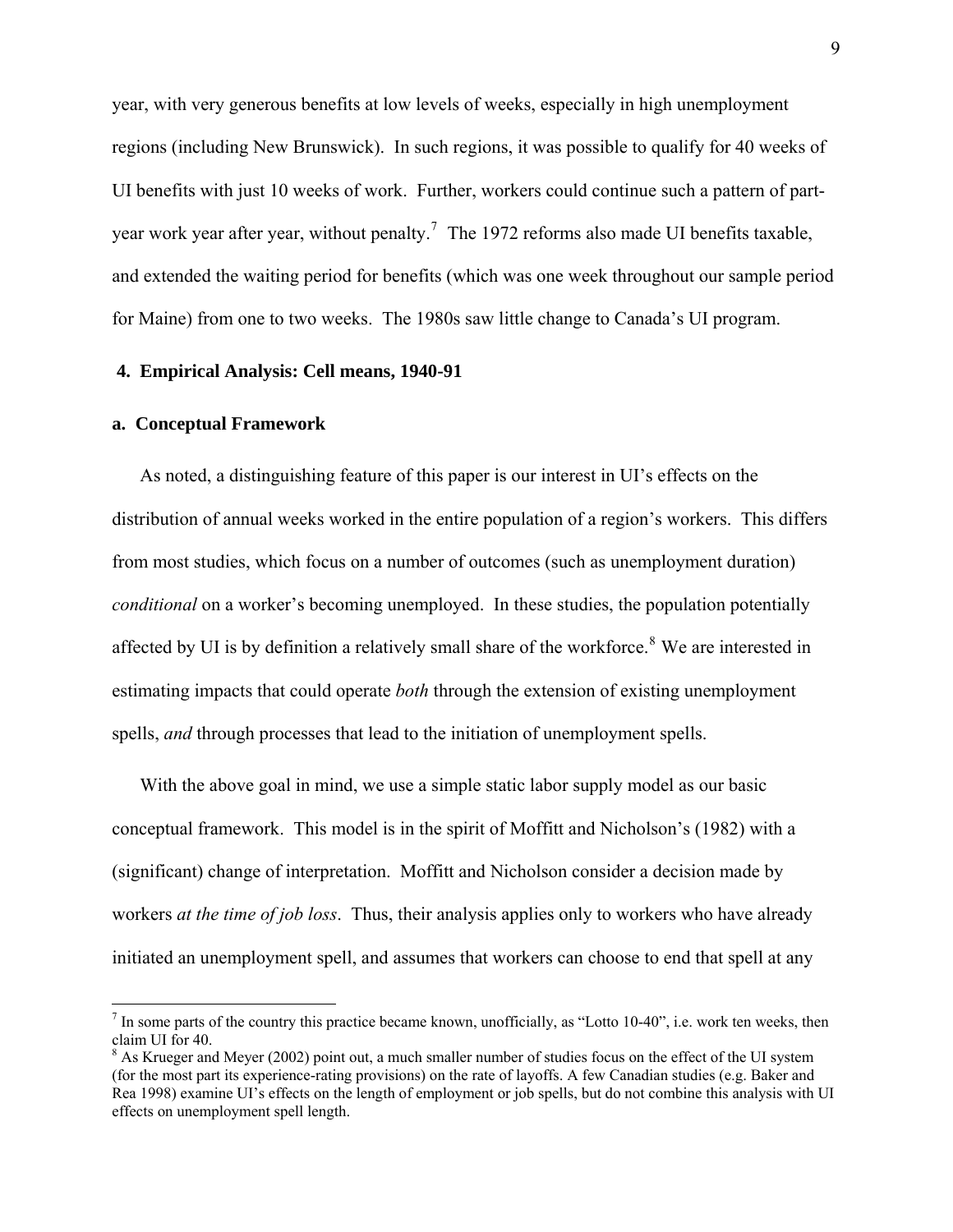year, with very generous benefits at low levels of weeks, especially in high unemployment regions (including New Brunswick). In such regions, it was possible to qualify for 40 weeks of UI benefits with just 10 weeks of work. Further, workers could continue such a pattern of part-year work year after year, without penalty.[7] The 1972 reforms also made UI benefits taxable, and extended the waiting period for benefits (which was one week throughout our sample period for Maine) from one to two weeks. The 1980s saw little change to Canada's UI program.

## 4. Empirical Analysis: Cell means, 1940-91

### a. Conceptual Framework

As noted, a distinguishing feature of this paper is our interest in UI's effects on the distribution of annual weeks worked in the entire population of a region's workers. This differs from most studies, which focus on a number of outcomes (such as unemployment duration) *conditional* on a worker's becoming unemployed. In these studies, the population potentially affected by UI is by definition a relatively small share of the workforce.[8] We are interested in estimating impacts that could operate *both* through the extension of existing unemployment spells, *and* through processes that lead to the initiation of unemployment spells.

With the above goal in mind, we use a simple static labor supply model as our basic conceptual framework. This model is in the spirit of Moffitt and Nicholson's (1982) with a (significant) change of interpretation. Moffitt and Nicholson consider a decision made by workers *at the time of job loss*. Thus, their analysis applies only to workers who have already initiated an unemployment spell, and assumes that workers can choose to end that spell at any

---

[7] In some parts of the country this practice became known, unofficially, as "Lotto 10-40", i.e. work ten weeks, then claim UI for 40.

[8] As Krueger and Meyer (2002) point out, a much smaller number of studies focus on the effect of the UI system (for the most part its experience-rating provisions) on the rate of layoffs. A few Canadian studies (e.g. Baker and Rea 1998) examine UI's effects on the length of employment or job spells, but do not combine this analysis with UI effects on unemployment spell length.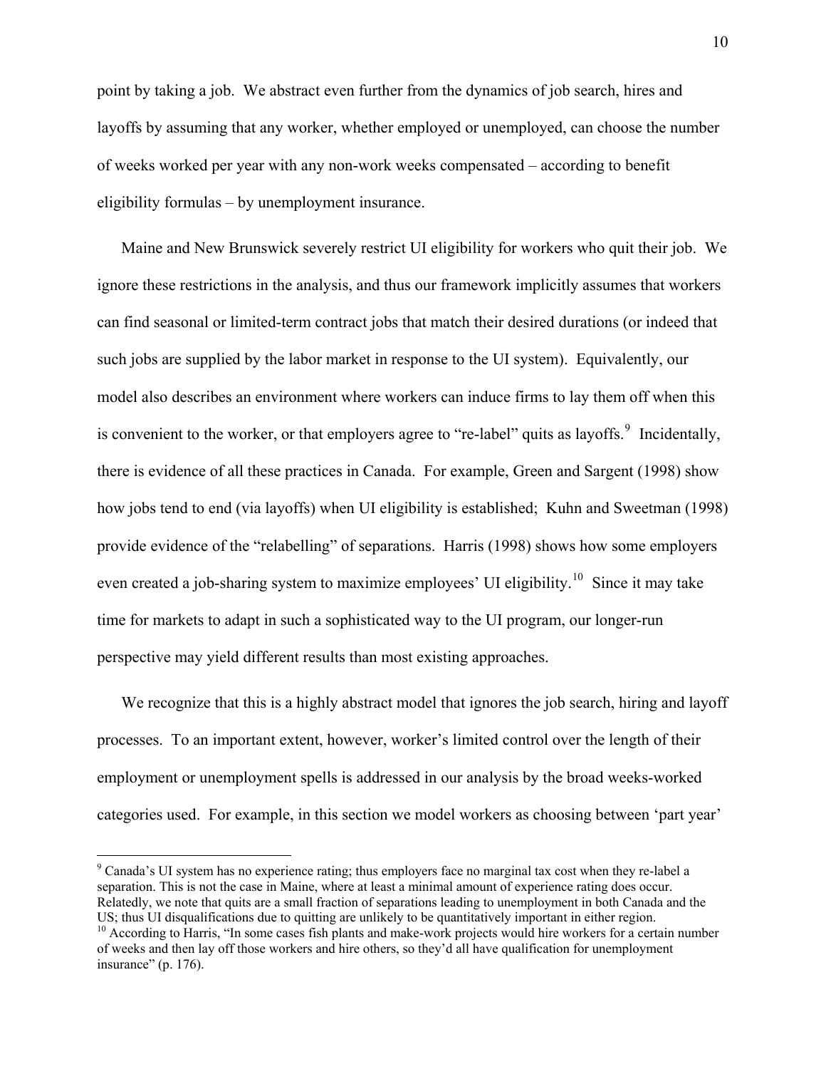point by taking a job. We abstract even further from the dynamics of job search, hires and layoffs by assuming that any worker, whether employed or unemployed, can choose the number of weeks worked per year with any non-work weeks compensated – according to benefit eligibility formulas – by unemployment insurance.

Maine and New Brunswick severely restrict UI eligibility for workers who quit their job. We ignore these restrictions in the analysis, and thus our framework implicitly assumes that workers can find seasonal or limited-term contract jobs that match their desired durations (or indeed that such jobs are supplied by the labor market in response to the UI system). Equivalently, our model also describes an environment where workers can induce firms to lay them off when this is convenient to the worker, or that employers agree to "re-label" quits as layoffs.[9] Incidentally, there is evidence of all these practices in Canada. For example, Green and Sargent (1998) show how jobs tend to end (via layoffs) when UI eligibility is established; Kuhn and Sweetman (1998) provide evidence of the "relabelling" of separations. Harris (1998) shows how some employers even created a job-sharing system to maximize employees' UI eligibility.[10] Since it may take time for markets to adapt in such a sophisticated way to the UI program, our longer-run perspective may yield different results than most existing approaches.

We recognize that this is a highly abstract model that ignores the job search, hiring and layoff processes. To an important extent, however, worker's limited control over the length of their employment or unemployment spells is addressed in our analysis by the broad weeks-worked categories used. For example, in this section we model workers as choosing between 'part year'

[9] Canada's UI system has no experience rating; thus employers face no marginal tax cost when they re-label a separation. This is not the case in Maine, where at least a minimal amount of experience rating does occur. Relatedly, we note that quits are a small fraction of separations leading to unemployment in both Canada and the US; thus UI disqualifications due to quitting are unlikely to be quantitatively important in either region.

[10] According to Harris, "In some cases fish plants and make-work projects would hire workers for a certain number of weeks and then lay off those workers and hire others, so they'd all have qualification for unemployment insurance" (p. 176).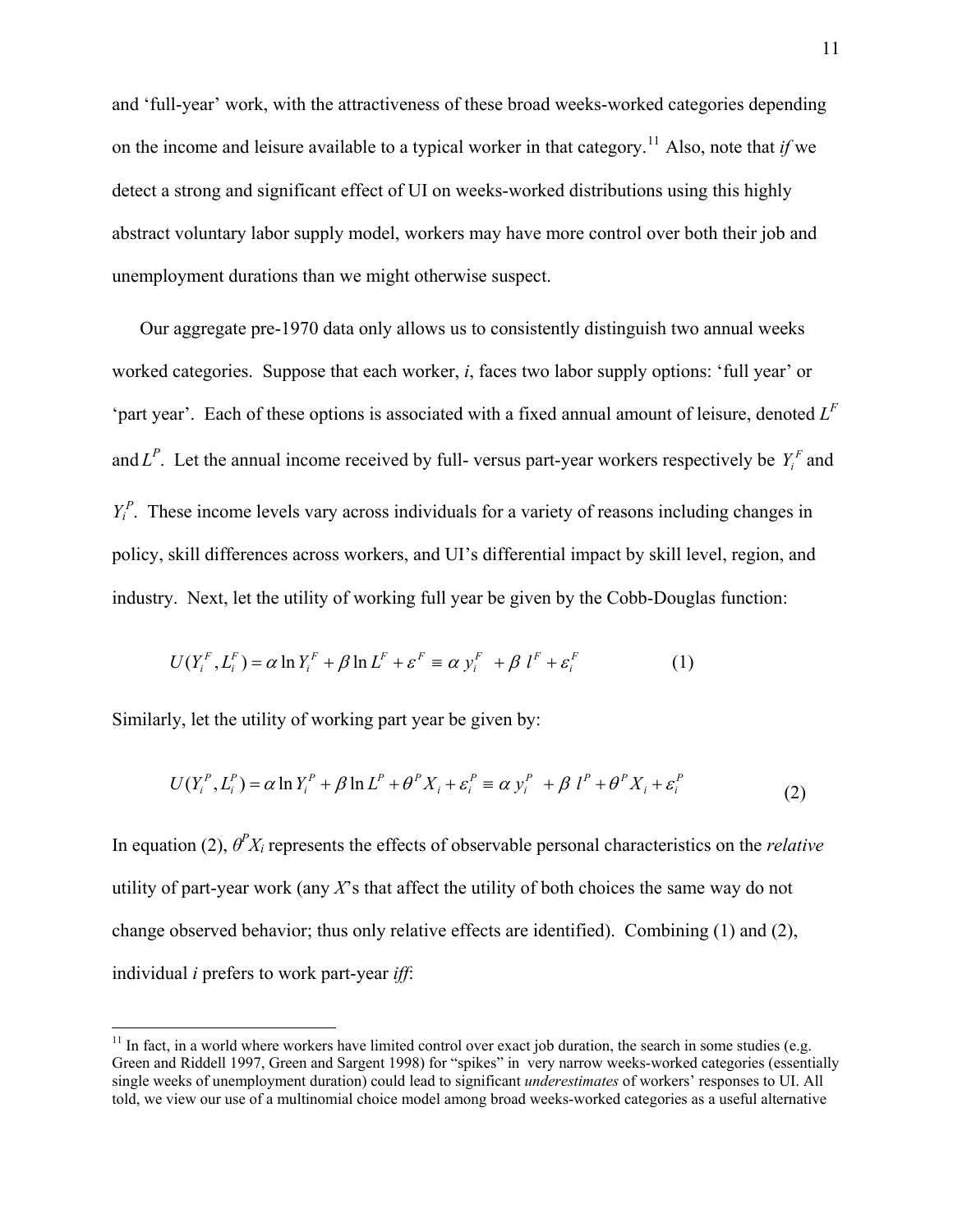and 'full-year' work, with the attractiveness of these broad weeks-worked categories depending on the income and leisure available to a typical worker in that category.[11] Also, note that *if* we detect a strong and significant effect of UI on weeks-worked distributions using this highly abstract voluntary labor supply model, workers may have more control over both their job and unemployment durations than we might otherwise suspect.

Our aggregate pre-1970 data only allows us to consistently distinguish two annual weeks worked categories. Suppose that each worker, *i*, faces two labor supply options: 'full year' or 'part year'. Each of these options is associated with a fixed annual amount of leisure, denoted $L^F$ and $L^P$. Let the annual income received by full- versus part-year workers respectively be $Y_i^F$ and $Y_i^P$. These income levels vary across individuals for a variety of reasons including changes in policy, skill differences across workers, and UI's differential impact by skill level, region, and industry. Next, let the utility of working full year be given by the Cobb-Douglas function:

$$U(Y_i^F, L_i^F) = \alpha \ln Y_i^F + \beta \ln L^F + \varepsilon^F \equiv \alpha\, y_i^F \;+ \beta\, l^F + \varepsilon_i^F \qquad (1)$$

Similarly, let the utility of working part year be given by:

$$U(Y_i^P, L_i^P) = \alpha \ln Y_i^P + \beta \ln L^P + \theta^P X_i + \varepsilon_i^P \equiv \alpha\, y_i^P \;+ \beta\, l^P + \theta^P X_i + \varepsilon_i^P \qquad (2)$$

In equation (2), $\theta^P X_i$ represents the effects of observable personal characteristics on the *relative* utility of part-year work (any *X*'s that affect the utility of both choices the same way do not change observed behavior; thus only relative effects are identified). Combining (1) and (2), individual *i* prefers to work part-year *iff*:

[11] In fact, in a world where workers have limited control over exact job duration, the search in some studies (e.g. Green and Riddell 1997, Green and Sargent 1998) for "spikes" in very narrow weeks-worked categories (essentially single weeks of unemployment duration) could lead to significant *underestimates* of workers' responses to UI. All told, we view our use of a multinomial choice model among broad weeks-worked categories as a useful alternative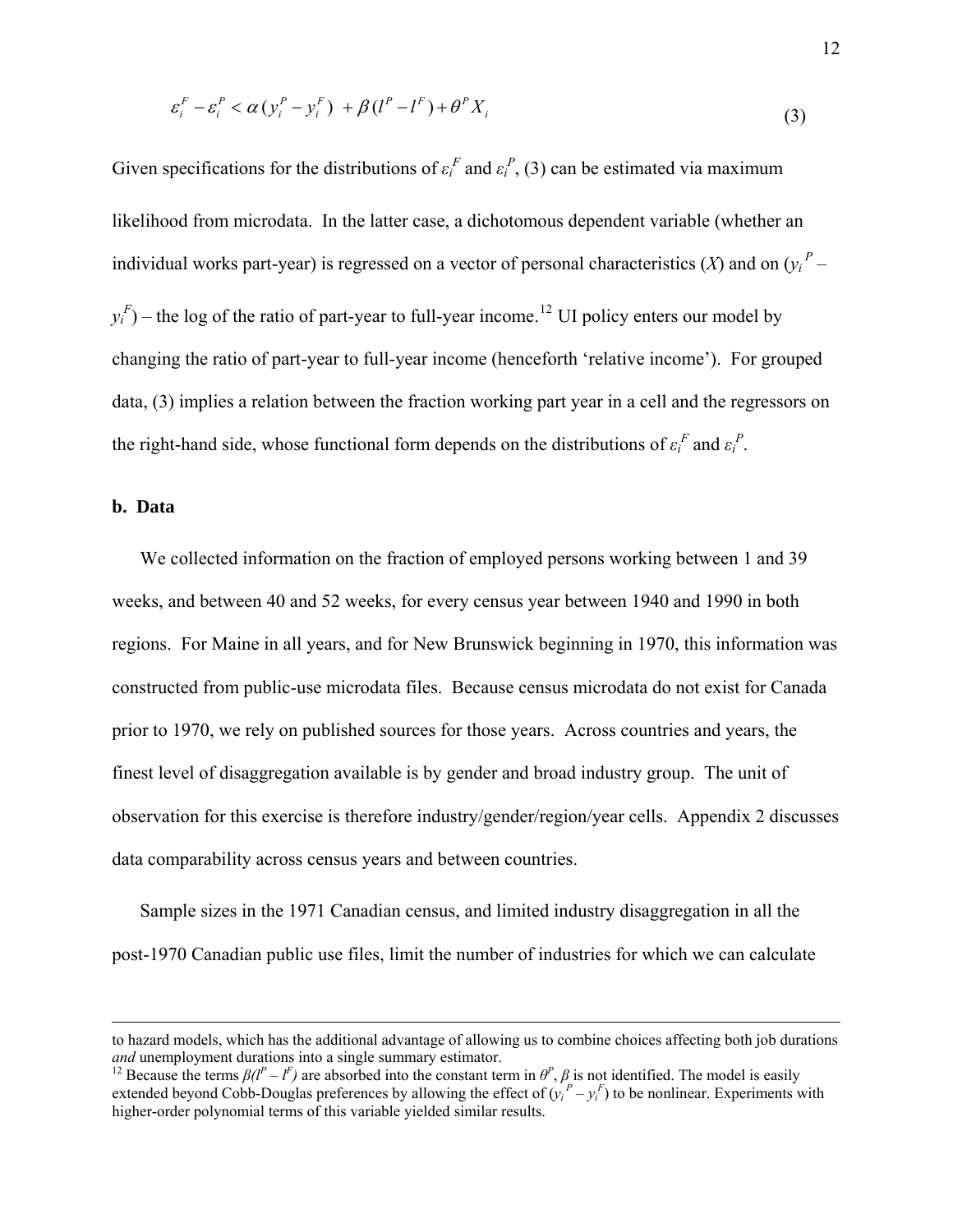$$\varepsilon_i^F - \varepsilon_i^P < \alpha(y_i^P - y_i^F) + \beta(l^P - l^F) + \theta^P X_i \tag{3}$$

Given specifications for the distributions of $\varepsilon_i^F$ and $\varepsilon_i^P$, (3) can be estimated via maximum likelihood from microdata. In the latter case, a dichotomous dependent variable (whether an individual works part-year) is regressed on a vector of personal characteristics ($X$) and on ($y_i^P$ – $y_i^F$) – the log of the ratio of part-year to full-year income.[12] UI policy enters our model by changing the ratio of part-year to full-year income (henceforth 'relative income'). For grouped data, (3) implies a relation between the fraction working part year in a cell and the regressors on the right-hand side, whose functional form depends on the distributions of $\varepsilon_i^F$ and $\varepsilon_i^P$.

**b. Data**

We collected information on the fraction of employed persons working between 1 and 39 weeks, and between 40 and 52 weeks, for every census year between 1940 and 1990 in both regions. For Maine in all years, and for New Brunswick beginning in 1970, this information was constructed from public-use microdata files. Because census microdata do not exist for Canada prior to 1970, we rely on published sources for those years. Across countries and years, the finest level of disaggregation available is by gender and broad industry group. The unit of observation for this exercise is therefore industry/gender/region/year cells. Appendix 2 discusses data comparability across census years and between countries.

Sample sizes in the 1971 Canadian census, and limited industry disaggregation in all the post-1970 Canadian public use files, limit the number of industries for which we can calculate

---

to hazard models, which has the additional advantage of allowing us to combine choices affecting both job durations *and* unemployment durations into a single summary estimator.

[12] Because the terms $\beta(l^P - l^F)$ are absorbed into the constant term in $\theta^P$, $\beta$ is not identified. The model is easily extended beyond Cobb-Douglas preferences by allowing the effect of ($y_i^P - y_i^F$) to be nonlinear. Experiments with higher-order polynomial terms of this variable yielded similar results.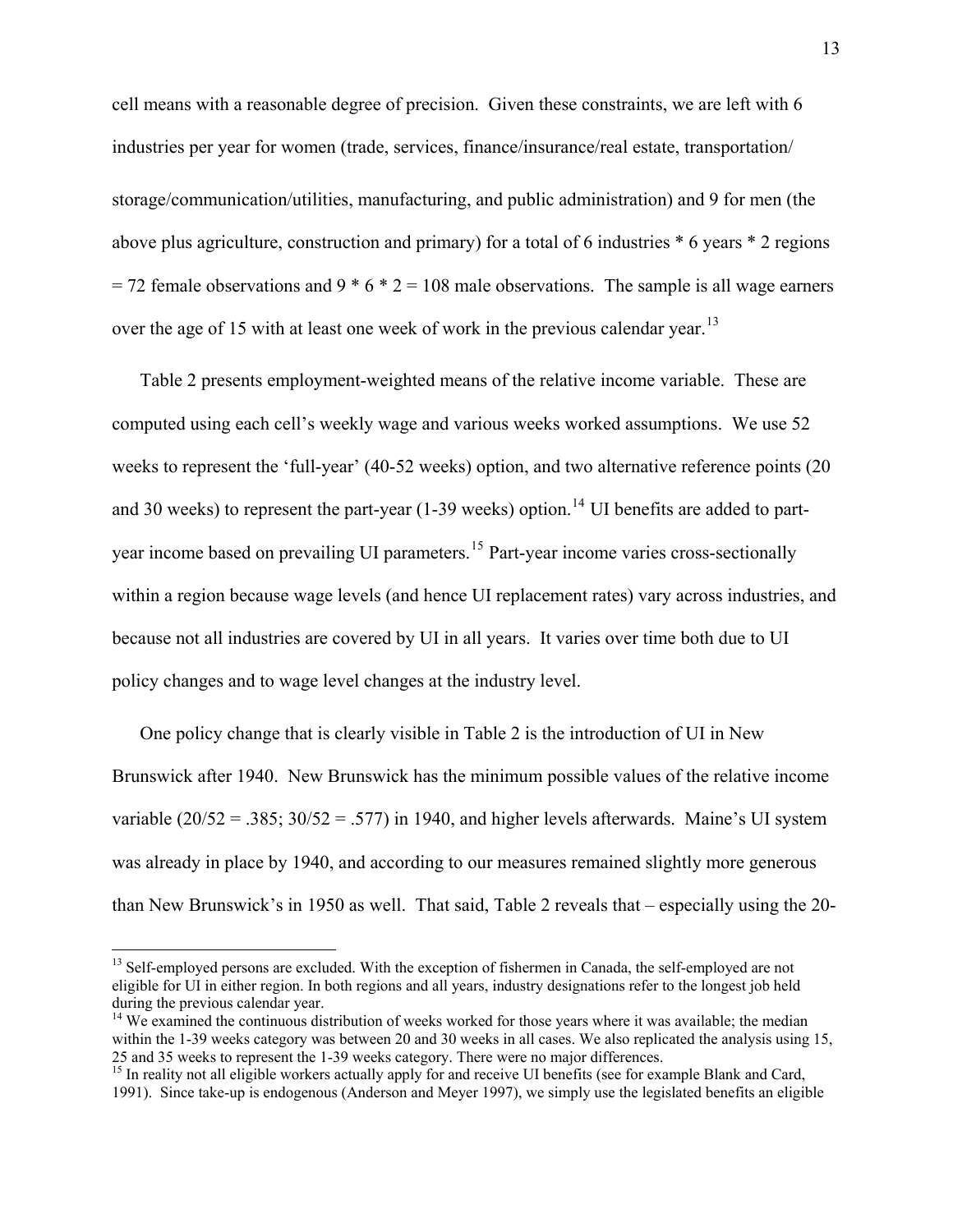cell means with a reasonable degree of precision. Given these constraints, we are left with 6 industries per year for women (trade, services, finance/insurance/real estate, transportation/ storage/communication/utilities, manufacturing, and public administration) and 9 for men (the above plus agriculture, construction and primary) for a total of 6 industries * 6 years * 2 regions = 72 female observations and 9 * 6 * 2 = 108 male observations. The sample is all wage earners over the age of 15 with at least one week of work in the previous calendar year.[13]

Table 2 presents employment-weighted means of the relative income variable. These are computed using each cell's weekly wage and various weeks worked assumptions. We use 52 weeks to represent the 'full-year' (40-52 weeks) option, and two alternative reference points (20 and 30 weeks) to represent the part-year (1-39 weeks) option.[14] UI benefits are added to part-year income based on prevailing UI parameters.[15] Part-year income varies cross-sectionally within a region because wage levels (and hence UI replacement rates) vary across industries, and because not all industries are covered by UI in all years. It varies over time both due to UI policy changes and to wage level changes at the industry level.

One policy change that is clearly visible in Table 2 is the introduction of UI in New Brunswick after 1940. New Brunswick has the minimum possible values of the relative income variable (20/52 = .385; 30/52 = .577) in 1940, and higher levels afterwards. Maine's UI system was already in place by 1940, and according to our measures remained slightly more generous than New Brunswick's in 1950 as well. That said, Table 2 reveals that – especially using the 20-

[13] Self-employed persons are excluded. With the exception of fishermen in Canada, the self-employed are not eligible for UI in either region. In both regions and all years, industry designations refer to the longest job held during the previous calendar year.

[14] We examined the continuous distribution of weeks worked for those years where it was available; the median within the 1-39 weeks category was between 20 and 30 weeks in all cases. We also replicated the analysis using 15, 25 and 35 weeks to represent the 1-39 weeks category. There were no major differences.

[15] In reality not all eligible workers actually apply for and receive UI benefits (see for example Blank and Card, 1991). Since take-up is endogenous (Anderson and Meyer 1997), we simply use the legislated benefits an eligible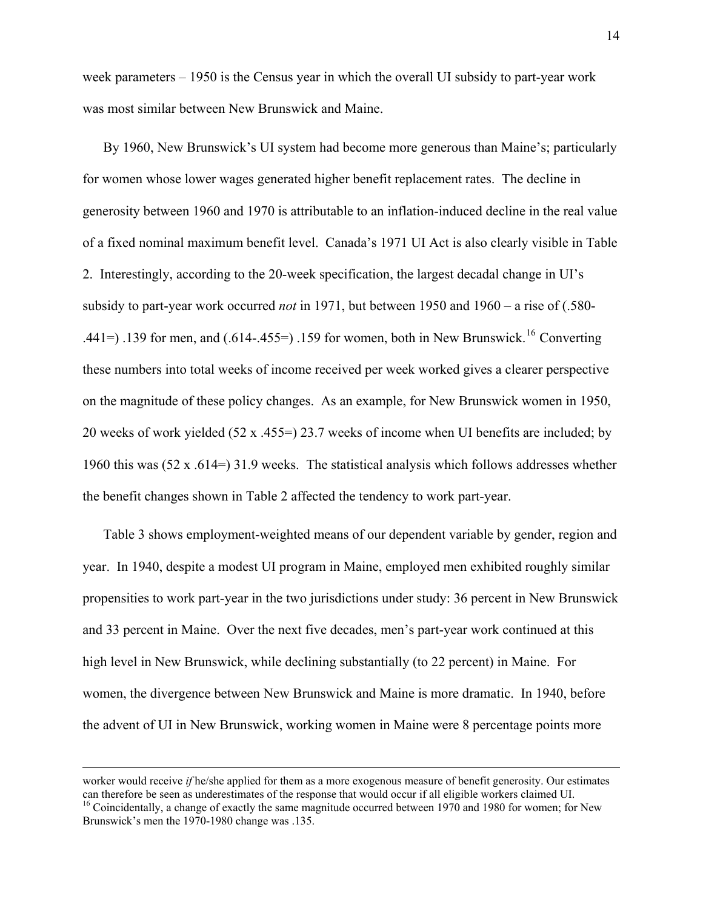week parameters – 1950 is the Census year in which the overall UI subsidy to part-year work was most similar between New Brunswick and Maine.

By 1960, New Brunswick's UI system had become more generous than Maine's; particularly for women whose lower wages generated higher benefit replacement rates. The decline in generosity between 1960 and 1970 is attributable to an inflation-induced decline in the real value of a fixed nominal maximum benefit level. Canada's 1971 UI Act is also clearly visible in Table 2. Interestingly, according to the 20-week specification, the largest decadal change in UI's subsidy to part-year work occurred *not* in 1971, but between 1950 and 1960 – a rise of (.580-.441=) .139 for men, and (.614-.455=) .159 for women, both in New Brunswick.[16] Converting these numbers into total weeks of income received per week worked gives a clearer perspective on the magnitude of these policy changes. As an example, for New Brunswick women in 1950, 20 weeks of work yielded (52 x .455=) 23.7 weeks of income when UI benefits are included; by 1960 this was (52 x .614=) 31.9 weeks. The statistical analysis which follows addresses whether the benefit changes shown in Table 2 affected the tendency to work part-year.

Table 3 shows employment-weighted means of our dependent variable by gender, region and year. In 1940, despite a modest UI program in Maine, employed men exhibited roughly similar propensities to work part-year in the two jurisdictions under study: 36 percent in New Brunswick and 33 percent in Maine. Over the next five decades, men's part-year work continued at this high level in New Brunswick, while declining substantially (to 22 percent) in Maine. For women, the divergence between New Brunswick and Maine is more dramatic. In 1940, before the advent of UI in New Brunswick, working women in Maine were 8 percentage points more

---

worker would receive *if* he/she applied for them as a more exogenous measure of benefit generosity. Our estimates can therefore be seen as underestimates of the response that would occur if all eligible workers claimed UI.

[16] Coincidentally, a change of exactly the same magnitude occurred between 1970 and 1980 for women; for New Brunswick's men the 1970-1980 change was .135.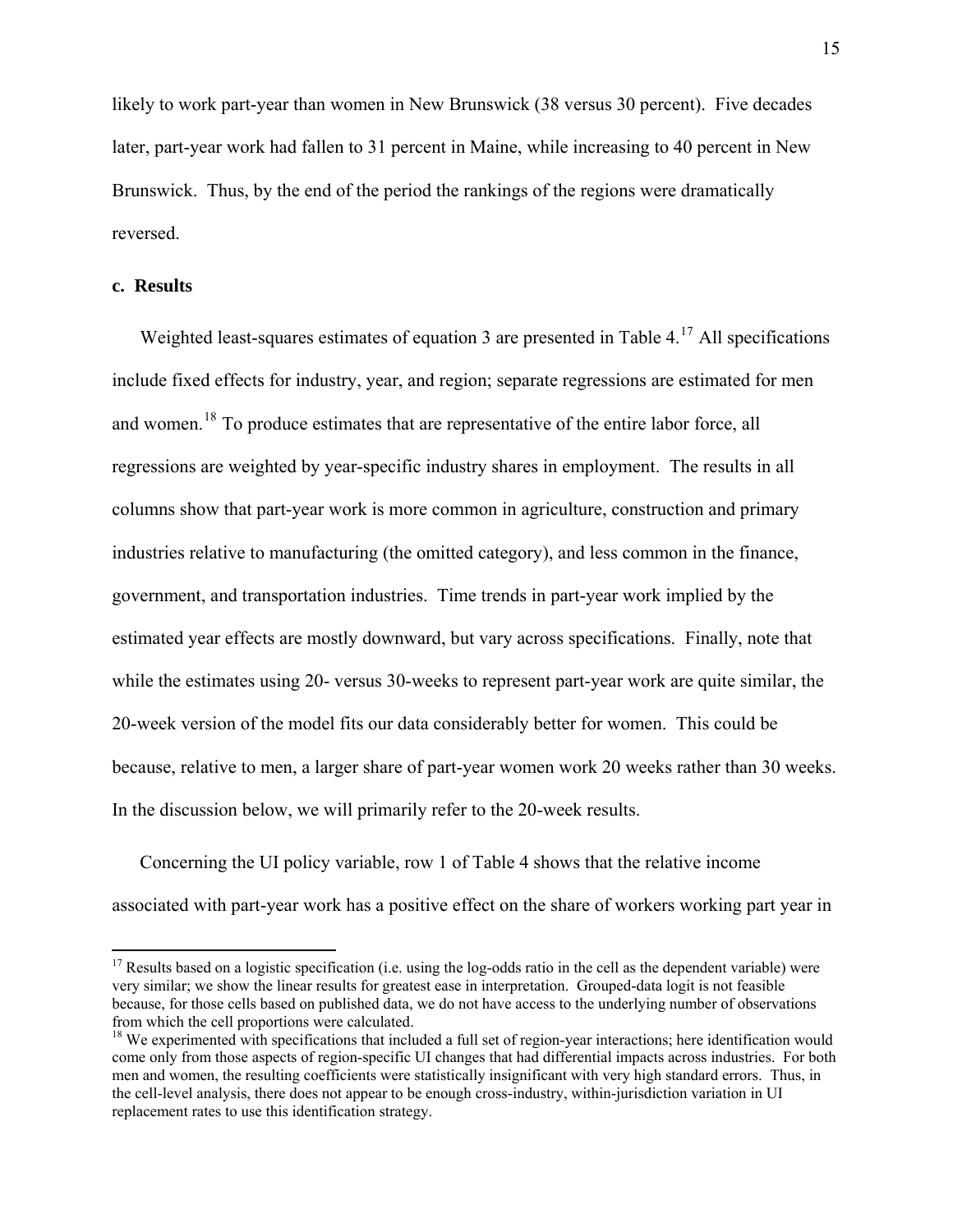likely to work part-year than women in New Brunswick (38 versus 30 percent). Five decades later, part-year work had fallen to 31 percent in Maine, while increasing to 40 percent in New Brunswick. Thus, by the end of the period the rankings of the regions were dramatically reversed.

### c. Results

Weighted least-squares estimates of equation 3 are presented in Table 4.[17] All specifications include fixed effects for industry, year, and region; separate regressions are estimated for men and women.[18] To produce estimates that are representative of the entire labor force, all regressions are weighted by year-specific industry shares in employment. The results in all columns show that part-year work is more common in agriculture, construction and primary industries relative to manufacturing (the omitted category), and less common in the finance, government, and transportation industries. Time trends in part-year work implied by the estimated year effects are mostly downward, but vary across specifications. Finally, note that while the estimates using 20- versus 30-weeks to represent part-year work are quite similar, the 20-week version of the model fits our data considerably better for women. This could be because, relative to men, a larger share of part-year women work 20 weeks rather than 30 weeks. In the discussion below, we will primarily refer to the 20-week results.

Concerning the UI policy variable, row 1 of Table 4 shows that the relative income associated with part-year work has a positive effect on the share of workers working part year in

---

[17] Results based on a logistic specification (i.e. using the log-odds ratio in the cell as the dependent variable) were very similar; we show the linear results for greatest ease in interpretation. Grouped-data logit is not feasible because, for those cells based on published data, we do not have access to the underlying number of observations from which the cell proportions were calculated.

[18] We experimented with specifications that included a full set of region-year interactions; here identification would come only from those aspects of region-specific UI changes that had differential impacts across industries. For both men and women, the resulting coefficients were statistically insignificant with very high standard errors. Thus, in the cell-level analysis, there does not appear to be enough cross-industry, within-jurisdiction variation in UI replacement rates to use this identification strategy.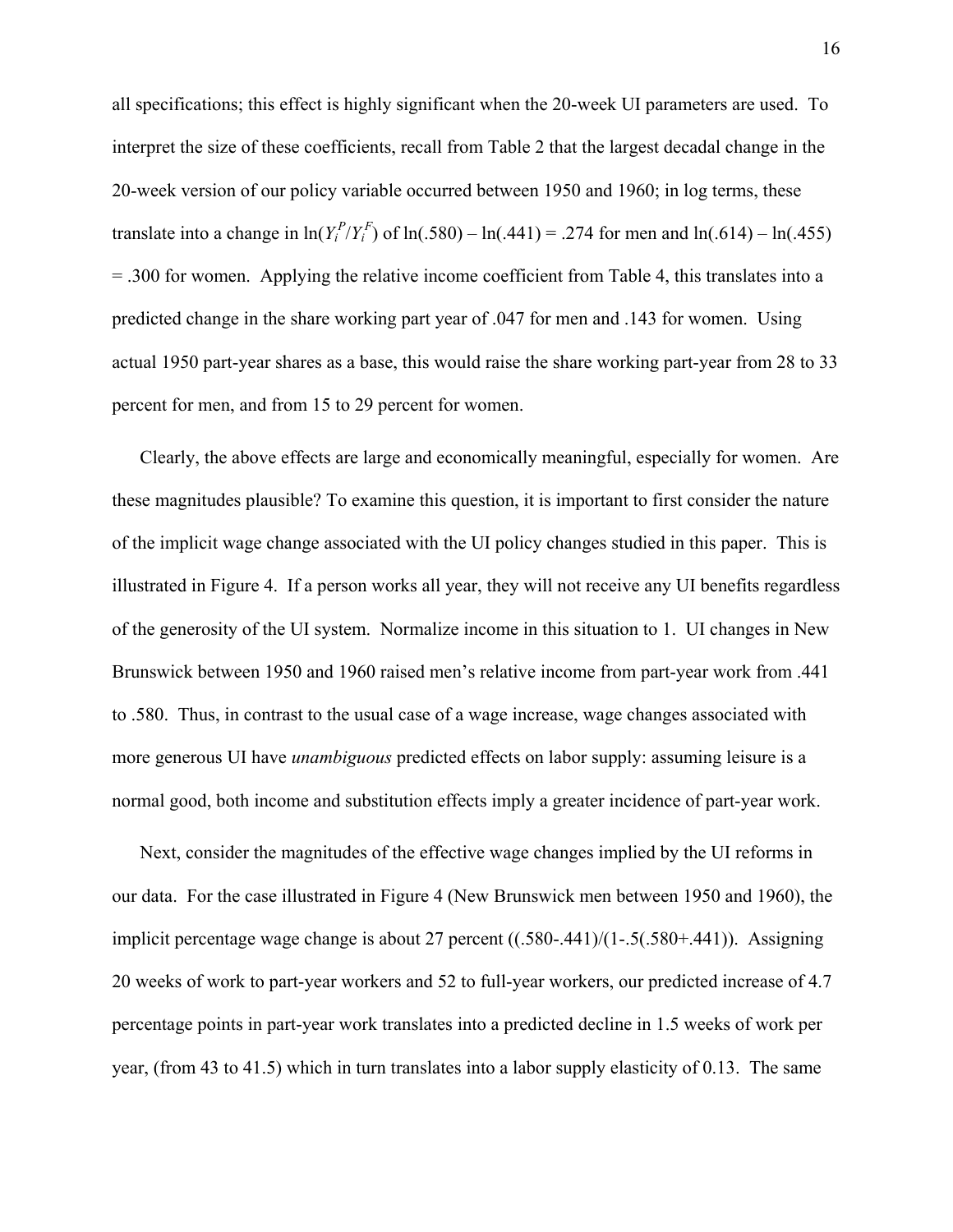all specifications; this effect is highly significant when the 20-week UI parameters are used. To interpret the size of these coefficients, recall from Table 2 that the largest decadal change in the 20-week version of our policy variable occurred between 1950 and 1960; in log terms, these translate into a change in $\ln(Y_i^P/Y_i^F)$ of ln(.580) – ln(.441) = .274 for men and ln(.614) – ln(.455) = .300 for women. Applying the relative income coefficient from Table 4, this translates into a predicted change in the share working part year of .047 for men and .143 for women. Using actual 1950 part-year shares as a base, this would raise the share working part-year from 28 to 33 percent for men, and from 15 to 29 percent for women.

Clearly, the above effects are large and economically meaningful, especially for women. Are these magnitudes plausible? To examine this question, it is important to first consider the nature of the implicit wage change associated with the UI policy changes studied in this paper. This is illustrated in Figure 4. If a person works all year, they will not receive any UI benefits regardless of the generosity of the UI system. Normalize income in this situation to 1. UI changes in New Brunswick between 1950 and 1960 raised men's relative income from part-year work from .441 to .580. Thus, in contrast to the usual case of a wage increase, wage changes associated with more generous UI have *unambiguous* predicted effects on labor supply: assuming leisure is a normal good, both income and substitution effects imply a greater incidence of part-year work.

Next, consider the magnitudes of the effective wage changes implied by the UI reforms in our data. For the case illustrated in Figure 4 (New Brunswick men between 1950 and 1960), the implicit percentage wage change is about 27 percent ((.580-.441)/(1-.5(.580+.441)). Assigning 20 weeks of work to part-year workers and 52 to full-year workers, our predicted increase of 4.7 percentage points in part-year work translates into a predicted decline in 1.5 weeks of work per year, (from 43 to 41.5) which in turn translates into a labor supply elasticity of 0.13. The same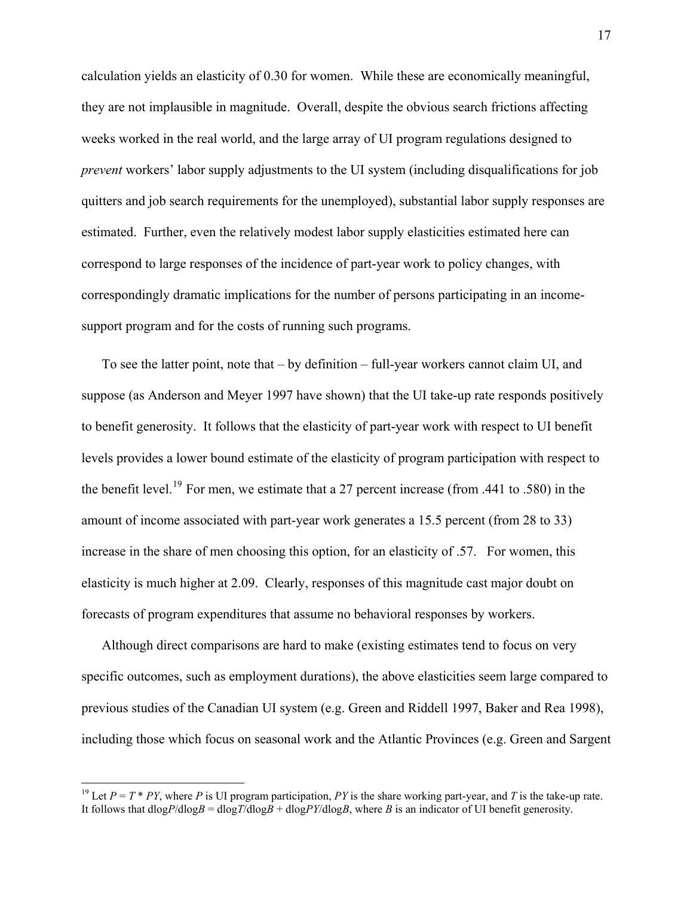calculation yields an elasticity of 0.30 for women. While these are economically meaningful, they are not implausible in magnitude. Overall, despite the obvious search frictions affecting weeks worked in the real world, and the large array of UI program regulations designed to *prevent* workers' labor supply adjustments to the UI system (including disqualifications for job quitters and job search requirements for the unemployed), substantial labor supply responses are estimated. Further, even the relatively modest labor supply elasticities estimated here can correspond to large responses of the incidence of part-year work to policy changes, with correspondingly dramatic implications for the number of persons participating in an income-support program and for the costs of running such programs.

To see the latter point, note that – by definition – full-year workers cannot claim UI, and suppose (as Anderson and Meyer 1997 have shown) that the UI take-up rate responds positively to benefit generosity. It follows that the elasticity of part-year work with respect to UI benefit levels provides a lower bound estimate of the elasticity of program participation with respect to the benefit level.[19] For men, we estimate that a 27 percent increase (from .441 to .580) in the amount of income associated with part-year work generates a 15.5 percent (from 28 to 33) increase in the share of men choosing this option, for an elasticity of .57. For women, this elasticity is much higher at 2.09. Clearly, responses of this magnitude cast major doubt on forecasts of program expenditures that assume no behavioral responses by workers.

Although direct comparisons are hard to make (existing estimates tend to focus on very specific outcomes, such as employment durations), the above elasticities seem large compared to previous studies of the Canadian UI system (e.g. Green and Riddell 1997, Baker and Rea 1998), including those which focus on seasonal work and the Atlantic Provinces (e.g. Green and Sargent

[19] Let $P = T * PY$, where $P$ is UI program participation, $PY$ is the share working part-year, and $T$ is the take-up rate. It follows that $d\log P/d\log B = d\log T/d\log B + d\log PY/d\log B$, where $B$ is an indicator of UI benefit generosity.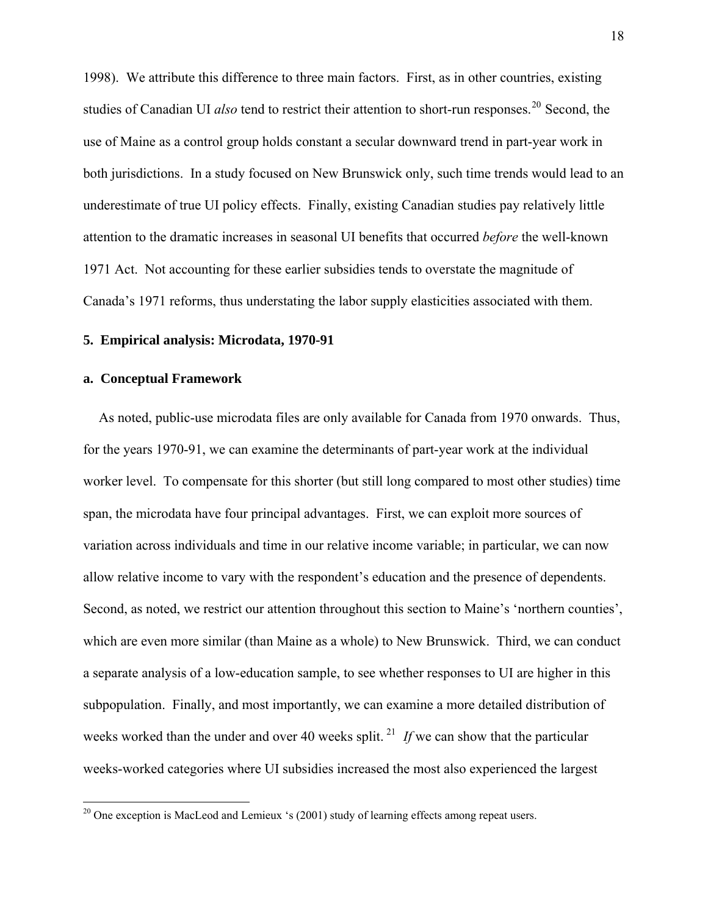1998). We attribute this difference to three main factors. First, as in other countries, existing studies of Canadian UI *also* tend to restrict their attention to short-run responses.[20] Second, the use of Maine as a control group holds constant a secular downward trend in part-year work in both jurisdictions. In a study focused on New Brunswick only, such time trends would lead to an underestimate of true UI policy effects. Finally, existing Canadian studies pay relatively little attention to the dramatic increases in seasonal UI benefits that occurred *before* the well-known 1971 Act. Not accounting for these earlier subsidies tends to overstate the magnitude of Canada's 1971 reforms, thus understating the labor supply elasticities associated with them.

## 5. Empirical analysis: Microdata, 1970-91

### a. Conceptual Framework

As noted, public-use microdata files are only available for Canada from 1970 onwards. Thus, for the years 1970-91, we can examine the determinants of part-year work at the individual worker level. To compensate for this shorter (but still long compared to most other studies) time span, the microdata have four principal advantages. First, we can exploit more sources of variation across individuals and time in our relative income variable; in particular, we can now allow relative income to vary with the respondent's education and the presence of dependents. Second, as noted, we restrict our attention throughout this section to Maine's 'northern counties', which are even more similar (than Maine as a whole) to New Brunswick. Third, we can conduct a separate analysis of a low-education sample, to see whether responses to UI are higher in this subpopulation. Finally, and most importantly, we can examine a more detailed distribution of weeks worked than the under and over 40 weeks split.[21] *If* we can show that the particular weeks-worked categories where UI subsidies increased the most also experienced the largest

[20] One exception is MacLeod and Lemieux 's (2001) study of learning effects among repeat users.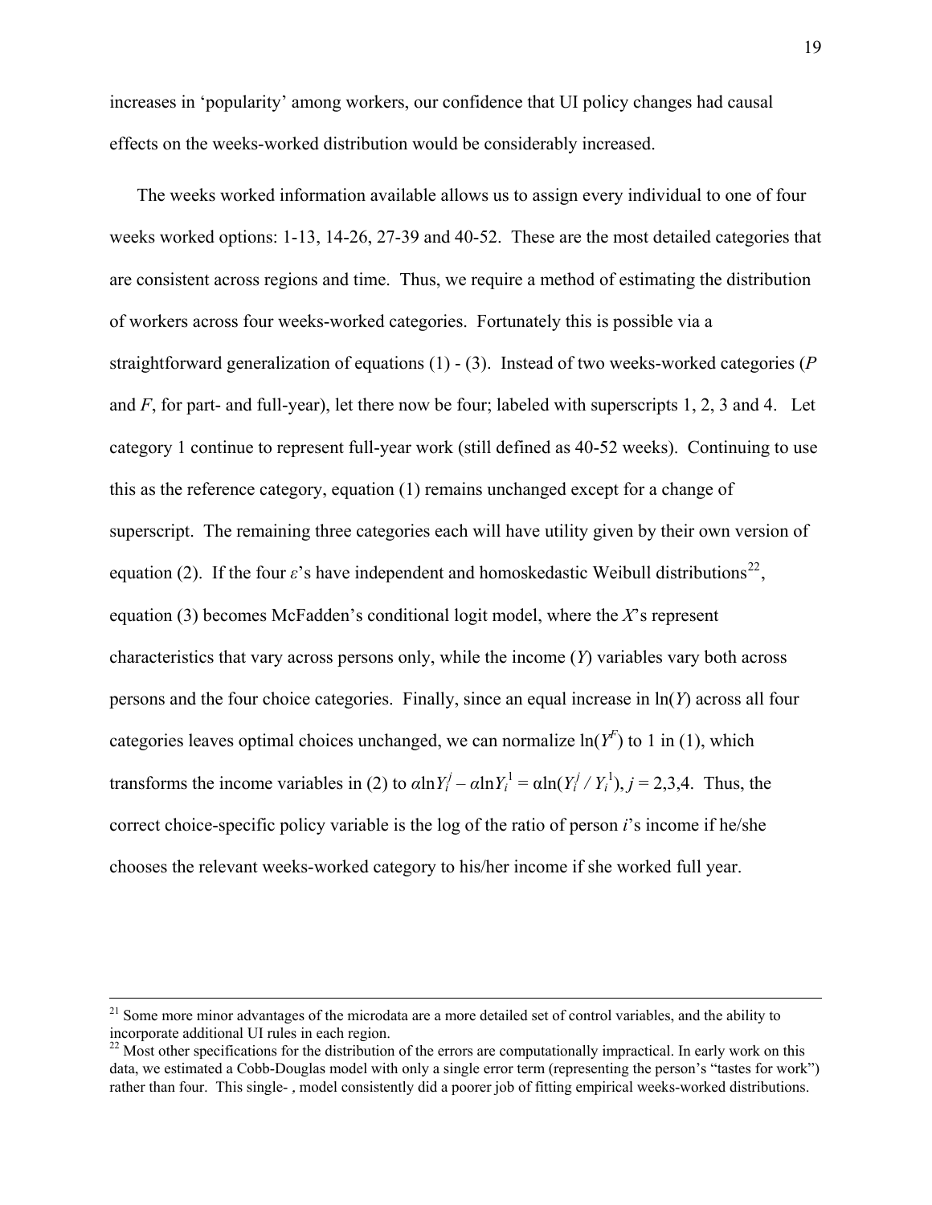increases in 'popularity' among workers, our confidence that UI policy changes had causal effects on the weeks-worked distribution would be considerably increased.

The weeks worked information available allows us to assign every individual to one of four weeks worked options: 1-13, 14-26, 27-39 and 40-52. These are the most detailed categories that are consistent across regions and time. Thus, we require a method of estimating the distribution of workers across four weeks-worked categories. Fortunately this is possible via a straightforward generalization of equations (1) - (3). Instead of two weeks-worked categories ($P$ and $F$, for part- and full-year), let there now be four; labeled with superscripts 1, 2, 3 and 4. Let category 1 continue to represent full-year work (still defined as 40-52 weeks). Continuing to use this as the reference category, equation (1) remains unchanged except for a change of superscript. The remaining three categories each will have utility given by their own version of equation (2). If the four $\varepsilon$'s have independent and homoskedastic Weibull distributions[22], equation (3) becomes McFadden's conditional logit model, where the $X$'s represent characteristics that vary across persons only, while the income ($Y$) variables vary both across persons and the four choice categories. Finally, since an equal increase in $\ln(Y)$ across all four categories leaves optimal choices unchanged, we can normalize $\ln(Y^F)$ to 1 in (1), which transforms the income variables in (2) to $\alpha \ln Y_i^j - \alpha \ln Y_i^1 = \alpha \ln(Y_i^j / Y_i^1)$, $j = 2,3,4$. Thus, the correct choice-specific policy variable is the log of the ratio of person $i$'s income if he/she chooses the relevant weeks-worked category to his/her income if she worked full year.

---

[21] Some more minor advantages of the microdata are a more detailed set of control variables, and the ability to incorporate additional UI rules in each region.

[22] Most other specifications for the distribution of the errors are computationally impractical. In early work on this data, we estimated a Cobb-Douglas model with only a single error term (representing the person's "tastes for work") rather than four. This single- , model consistently did a poorer job of fitting empirical weeks-worked distributions.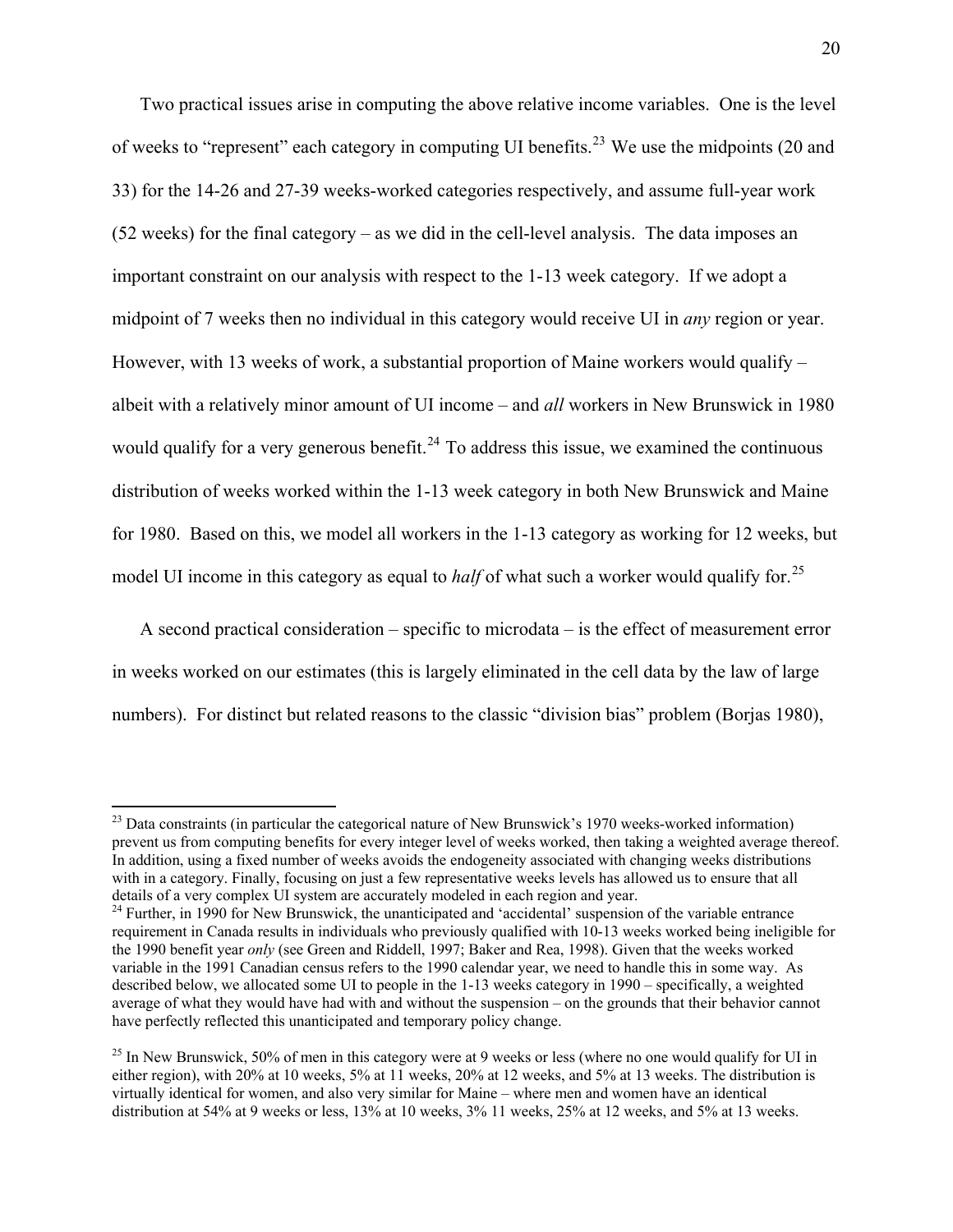Two practical issues arise in computing the above relative income variables. One is the level of weeks to "represent" each category in computing UI benefits.[23] We use the midpoints (20 and 33) for the 14-26 and 27-39 weeks-worked categories respectively, and assume full-year work (52 weeks) for the final category – as we did in the cell-level analysis. The data imposes an important constraint on our analysis with respect to the 1-13 week category. If we adopt a midpoint of 7 weeks then no individual in this category would receive UI in *any* region or year. However, with 13 weeks of work, a substantial proportion of Maine workers would qualify – albeit with a relatively minor amount of UI income – and *all* workers in New Brunswick in 1980 would qualify for a very generous benefit.[24] To address this issue, we examined the continuous distribution of weeks worked within the 1-13 week category in both New Brunswick and Maine for 1980. Based on this, we model all workers in the 1-13 category as working for 12 weeks, but model UI income in this category as equal to *half* of what such a worker would qualify for.[25]

A second practical consideration – specific to microdata – is the effect of measurement error in weeks worked on our estimates (this is largely eliminated in the cell data by the law of large numbers). For distinct but related reasons to the classic "division bias" problem (Borjas 1980),

---

[23] Data constraints (in particular the categorical nature of New Brunswick's 1970 weeks-worked information) prevent us from computing benefits for every integer level of weeks worked, then taking a weighted average thereof. In addition, using a fixed number of weeks avoids the endogeneity associated with changing weeks distributions with in a category. Finally, focusing on just a few representative weeks levels has allowed us to ensure that all details of a very complex UI system are accurately modeled in each region and year.

[24] Further, in 1990 for New Brunswick, the unanticipated and 'accidental' suspension of the variable entrance requirement in Canada results in individuals who previously qualified with 10-13 weeks worked being ineligible for the 1990 benefit year *only* (see Green and Riddell, 1997; Baker and Rea, 1998). Given that the weeks worked variable in the 1991 Canadian census refers to the 1990 calendar year, we need to handle this in some way. As described below, we allocated some UI to people in the 1-13 weeks category in 1990 – specifically, a weighted average of what they would have had with and without the suspension – on the grounds that their behavior cannot have perfectly reflected this unanticipated and temporary policy change.

[25] In New Brunswick, 50% of men in this category were at 9 weeks or less (where no one would qualify for UI in either region), with 20% at 10 weeks, 5% at 11 weeks, 20% at 12 weeks, and 5% at 13 weeks. The distribution is virtually identical for women, and also very similar for Maine – where men and women have an identical distribution at 54% at 9 weeks or less, 13% at 10 weeks, 3% 11 weeks, 25% at 12 weeks, and 5% at 13 weeks.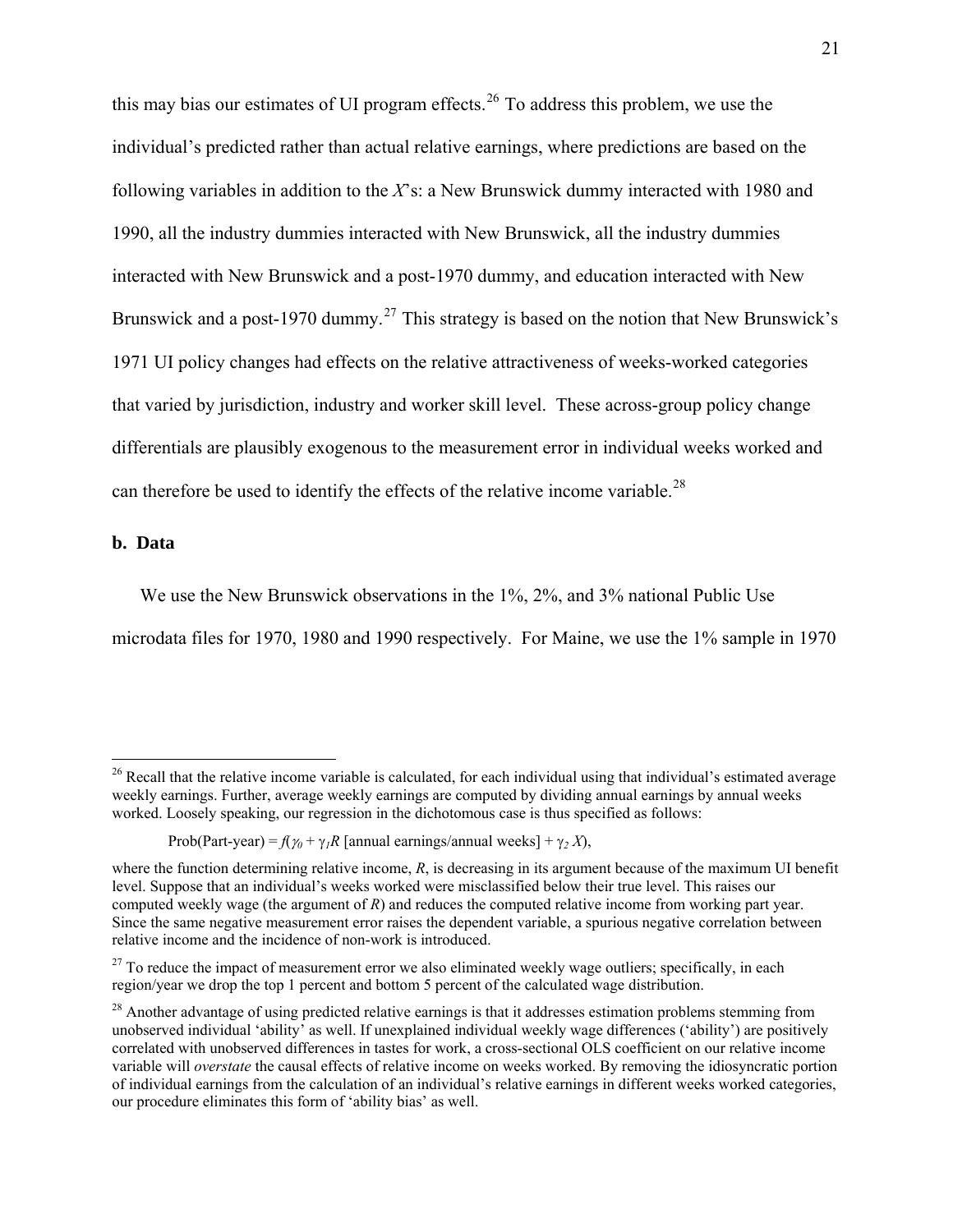this may bias our estimates of UI program effects.[26] To address this problem, we use the individual's predicted rather than actual relative earnings, where predictions are based on the following variables in addition to the *X*'s: a New Brunswick dummy interacted with 1980 and 1990, all the industry dummies interacted with New Brunswick, all the industry dummies interacted with New Brunswick and a post-1970 dummy, and education interacted with New Brunswick and a post-1970 dummy.[27] This strategy is based on the notion that New Brunswick's 1971 UI policy changes had effects on the relative attractiveness of weeks-worked categories that varied by jurisdiction, industry and worker skill level. These across-group policy change differentials are plausibly exogenous to the measurement error in individual weeks worked and can therefore be used to identify the effects of the relative income variable.[28]

**b. Data**

We use the New Brunswick observations in the 1%, 2%, and 3% national Public Use microdata files for 1970, 1980 and 1990 respectively. For Maine, we use the 1% sample in 1970

---

[26] Recall that the relative income variable is calculated, for each individual using that individual's estimated average weekly earnings. Further, average weekly earnings are computed by dividing annual earnings by annual weeks worked. Loosely speaking, our regression in the dichotomous case is thus specified as follows:

$$\text{Prob(Part-year)} = f(\gamma_0 + \gamma_1 R\,[\text{annual earnings/annual weeks}] + \gamma_2 X),$$

where the function determining relative income, $R$, is decreasing in its argument because of the maximum UI benefit level. Suppose that an individual's weeks worked were misclassified below their true level. This raises our computed weekly wage (the argument of $R$) and reduces the computed relative income from working part year. Since the same negative measurement error raises the dependent variable, a spurious negative correlation between relative income and the incidence of non-work is introduced.

[27] To reduce the impact of measurement error we also eliminated weekly wage outliers; specifically, in each region/year we drop the top 1 percent and bottom 5 percent of the calculated wage distribution.

[28] Another advantage of using predicted relative earnings is that it addresses estimation problems stemming from unobserved individual 'ability' as well. If unexplained individual weekly wage differences ('ability') are positively correlated with unobserved differences in tastes for work, a cross-sectional OLS coefficient on our relative income variable will *overstate* the causal effects of relative income on weeks worked. By removing the idiosyncratic portion of individual earnings from the calculation of an individual's relative earnings in different weeks worked categories, our procedure eliminates this form of 'ability bias' as well.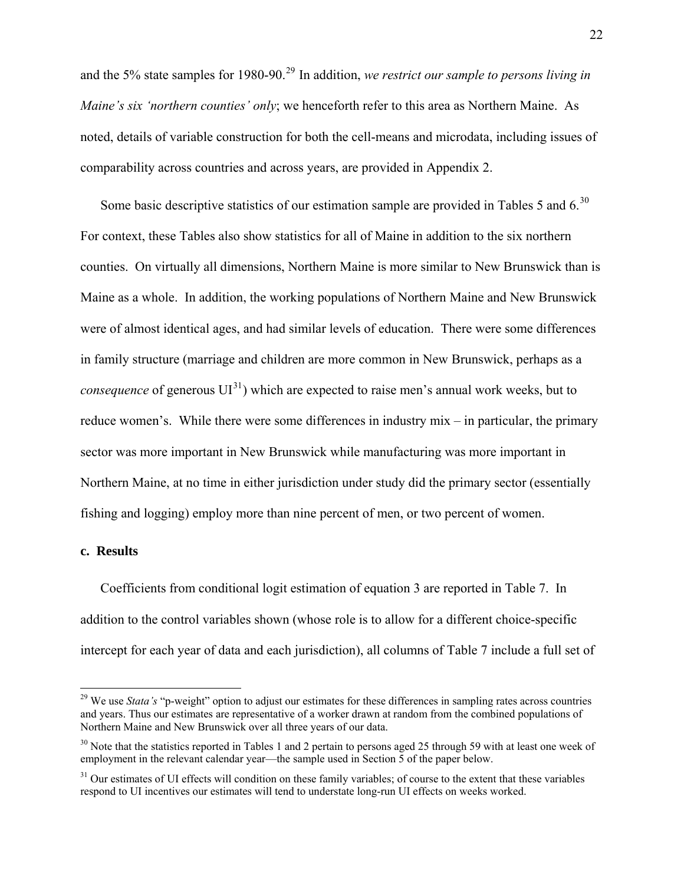and the 5% state samples for 1980-90.[29] In addition, *we restrict our sample to persons living in Maine's six 'northern counties' only*; we henceforth refer to this area as Northern Maine. As noted, details of variable construction for both the cell-means and microdata, including issues of comparability across countries and across years, are provided in Appendix 2.

Some basic descriptive statistics of our estimation sample are provided in Tables 5 and 6.[30] For context, these Tables also show statistics for all of Maine in addition to the six northern counties. On virtually all dimensions, Northern Maine is more similar to New Brunswick than is Maine as a whole. In addition, the working populations of Northern Maine and New Brunswick were of almost identical ages, and had similar levels of education. There were some differences in family structure (marriage and children are more common in New Brunswick, perhaps as a *consequence* of generous UI[31]) which are expected to raise men's annual work weeks, but to reduce women's. While there were some differences in industry mix – in particular, the primary sector was more important in New Brunswick while manufacturing was more important in Northern Maine, at no time in either jurisdiction under study did the primary sector (essentially fishing and logging) employ more than nine percent of men, or two percent of women.

### c. Results

Coefficients from conditional logit estimation of equation 3 are reported in Table 7. In addition to the control variables shown (whose role is to allow for a different choice-specific intercept for each year of data and each jurisdiction), all columns of Table 7 include a full set of

---

[29] We use *Stata's* "p-weight" option to adjust our estimates for these differences in sampling rates across countries and years. Thus our estimates are representative of a worker drawn at random from the combined populations of Northern Maine and New Brunswick over all three years of our data.

[30] Note that the statistics reported in Tables 1 and 2 pertain to persons aged 25 through 59 with at least one week of employment in the relevant calendar year—the sample used in Section 5 of the paper below.

[31] Our estimates of UI effects will condition on these family variables; of course to the extent that these variables respond to UI incentives our estimates will tend to understate long-run UI effects on weeks worked.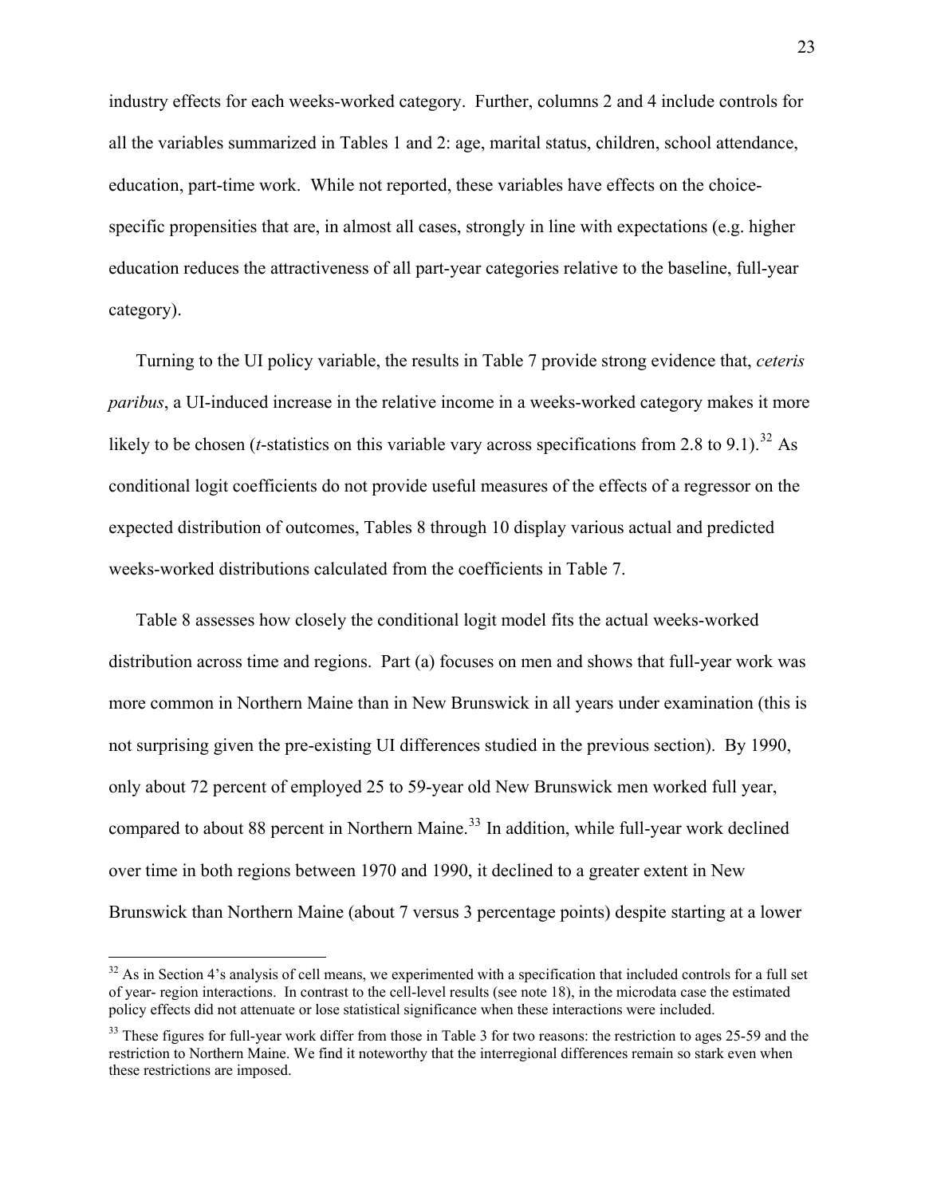industry effects for each weeks-worked category. Further, columns 2 and 4 include controls for all the variables summarized in Tables 1 and 2: age, marital status, children, school attendance, education, part-time work. While not reported, these variables have effects on the choice-specific propensities that are, in almost all cases, strongly in line with expectations (e.g. higher education reduces the attractiveness of all part-year categories relative to the baseline, full-year category).

Turning to the UI policy variable, the results in Table 7 provide strong evidence that, *ceteris paribus*, a UI-induced increase in the relative income in a weeks-worked category makes it more likely to be chosen (*t*-statistics on this variable vary across specifications from 2.8 to 9.1).[32] As conditional logit coefficients do not provide useful measures of the effects of a regressor on the expected distribution of outcomes, Tables 8 through 10 display various actual and predicted weeks-worked distributions calculated from the coefficients in Table 7.

Table 8 assesses how closely the conditional logit model fits the actual weeks-worked distribution across time and regions. Part (a) focuses on men and shows that full-year work was more common in Northern Maine than in New Brunswick in all years under examination (this is not surprising given the pre-existing UI differences studied in the previous section). By 1990, only about 72 percent of employed 25 to 59-year old New Brunswick men worked full year, compared to about 88 percent in Northern Maine.[33] In addition, while full-year work declined over time in both regions between 1970 and 1990, it declined to a greater extent in New Brunswick than Northern Maine (about 7 versus 3 percentage points) despite starting at a lower

---

[32] As in Section 4's analysis of cell means, we experimented with a specification that included controls for a full set of year- region interactions. In contrast to the cell-level results (see note 18), in the microdata case the estimated policy effects did not attenuate or lose statistical significance when these interactions were included.

[33] These figures for full-year work differ from those in Table 3 for two reasons: the restriction to ages 25-59 and the restriction to Northern Maine. We find it noteworthy that the interregional differences remain so stark even when these restrictions are imposed.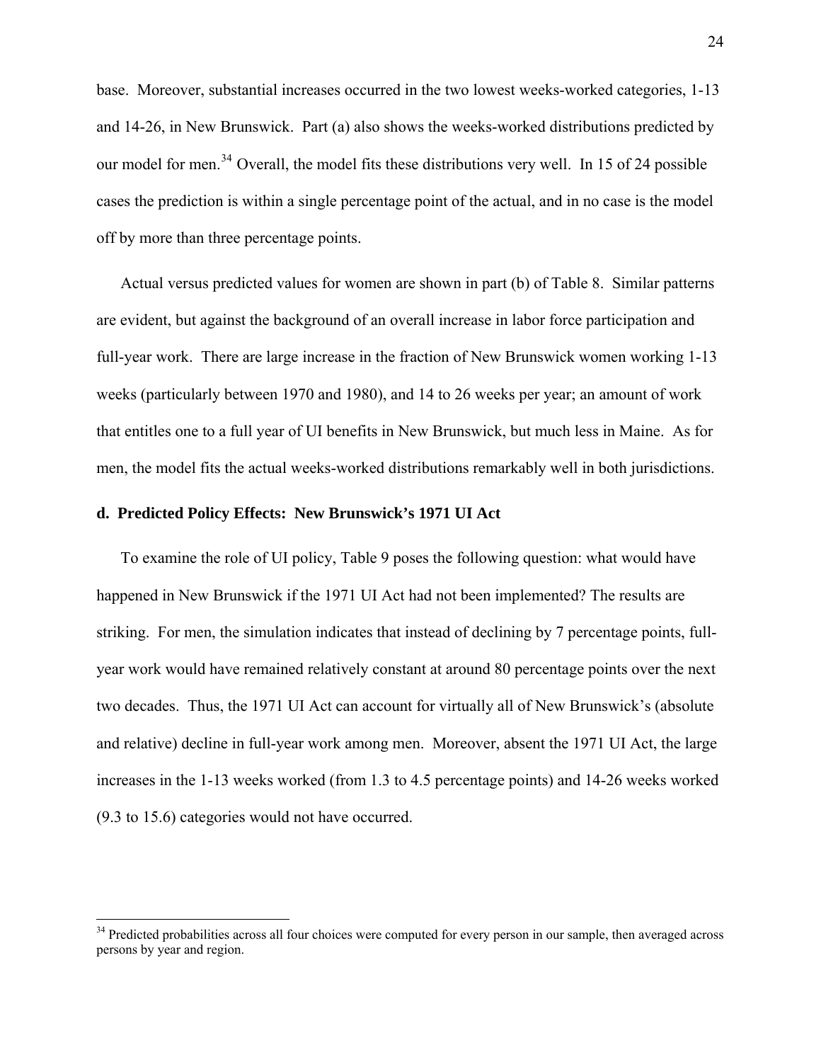base. Moreover, substantial increases occurred in the two lowest weeks-worked categories, 1-13 and 14-26, in New Brunswick. Part (a) also shows the weeks-worked distributions predicted by our model for men.[34] Overall, the model fits these distributions very well. In 15 of 24 possible cases the prediction is within a single percentage point of the actual, and in no case is the model off by more than three percentage points.

Actual versus predicted values for women are shown in part (b) of Table 8. Similar patterns are evident, but against the background of an overall increase in labor force participation and full-year work. There are large increase in the fraction of New Brunswick women working 1-13 weeks (particularly between 1970 and 1980), and 14 to 26 weeks per year; an amount of work that entitles one to a full year of UI benefits in New Brunswick, but much less in Maine. As for men, the model fits the actual weeks-worked distributions remarkably well in both jurisdictions.

### d. Predicted Policy Effects: New Brunswick's 1971 UI Act

To examine the role of UI policy, Table 9 poses the following question: what would have happened in New Brunswick if the 1971 UI Act had not been implemented? The results are striking. For men, the simulation indicates that instead of declining by 7 percentage points, full-year work would have remained relatively constant at around 80 percentage points over the next two decades. Thus, the 1971 UI Act can account for virtually all of New Brunswick's (absolute and relative) decline in full-year work among men. Moreover, absent the 1971 UI Act, the large increases in the 1-13 weeks worked (from 1.3 to 4.5 percentage points) and 14-26 weeks worked (9.3 to 15.6) categories would not have occurred.

[34] Predicted probabilities across all four choices were computed for every person in our sample, then averaged across persons by year and region.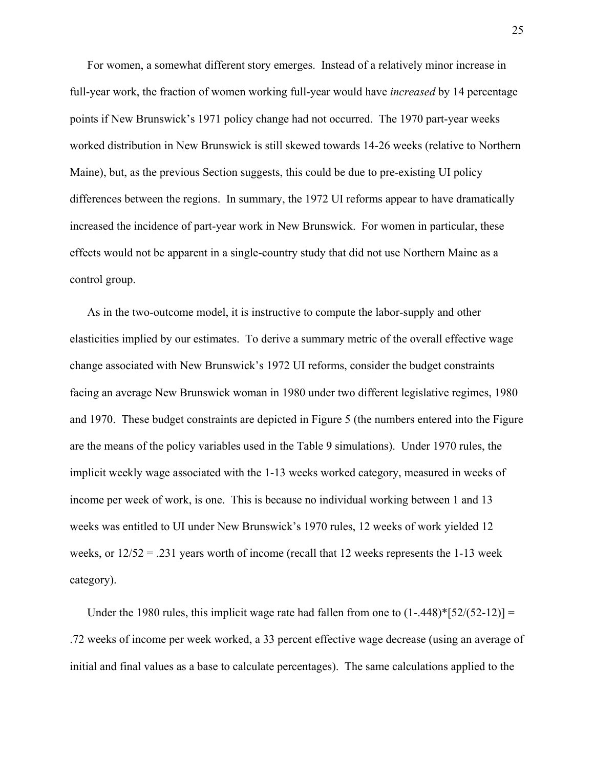For women, a somewhat different story emerges. Instead of a relatively minor increase in full-year work, the fraction of women working full-year would have *increased* by 14 percentage points if New Brunswick's 1971 policy change had not occurred. The 1970 part-year weeks worked distribution in New Brunswick is still skewed towards 14-26 weeks (relative to Northern Maine), but, as the previous Section suggests, this could be due to pre-existing UI policy differences between the regions. In summary, the 1972 UI reforms appear to have dramatically increased the incidence of part-year work in New Brunswick. For women in particular, these effects would not be apparent in a single-country study that did not use Northern Maine as a control group.

As in the two-outcome model, it is instructive to compute the labor-supply and other elasticities implied by our estimates. To derive a summary metric of the overall effective wage change associated with New Brunswick's 1972 UI reforms, consider the budget constraints facing an average New Brunswick woman in 1980 under two different legislative regimes, 1980 and 1970. These budget constraints are depicted in Figure 5 (the numbers entered into the Figure are the means of the policy variables used in the Table 9 simulations). Under 1970 rules, the implicit weekly wage associated with the 1-13 weeks worked category, measured in weeks of income per week of work, is one. This is because no individual working between 1 and 13 weeks was entitled to UI under New Brunswick's 1970 rules, 12 weeks of work yielded 12 weeks, or $12/52 = .231$ years worth of income (recall that 12 weeks represents the 1-13 week category).

Under the 1980 rules, this implicit wage rate had fallen from one to $(1-.448)*[52/(52-12)] = .72$ weeks of income per week worked, a 33 percent effective wage decrease (using an average of initial and final values as a base to calculate percentages). The same calculations applied to the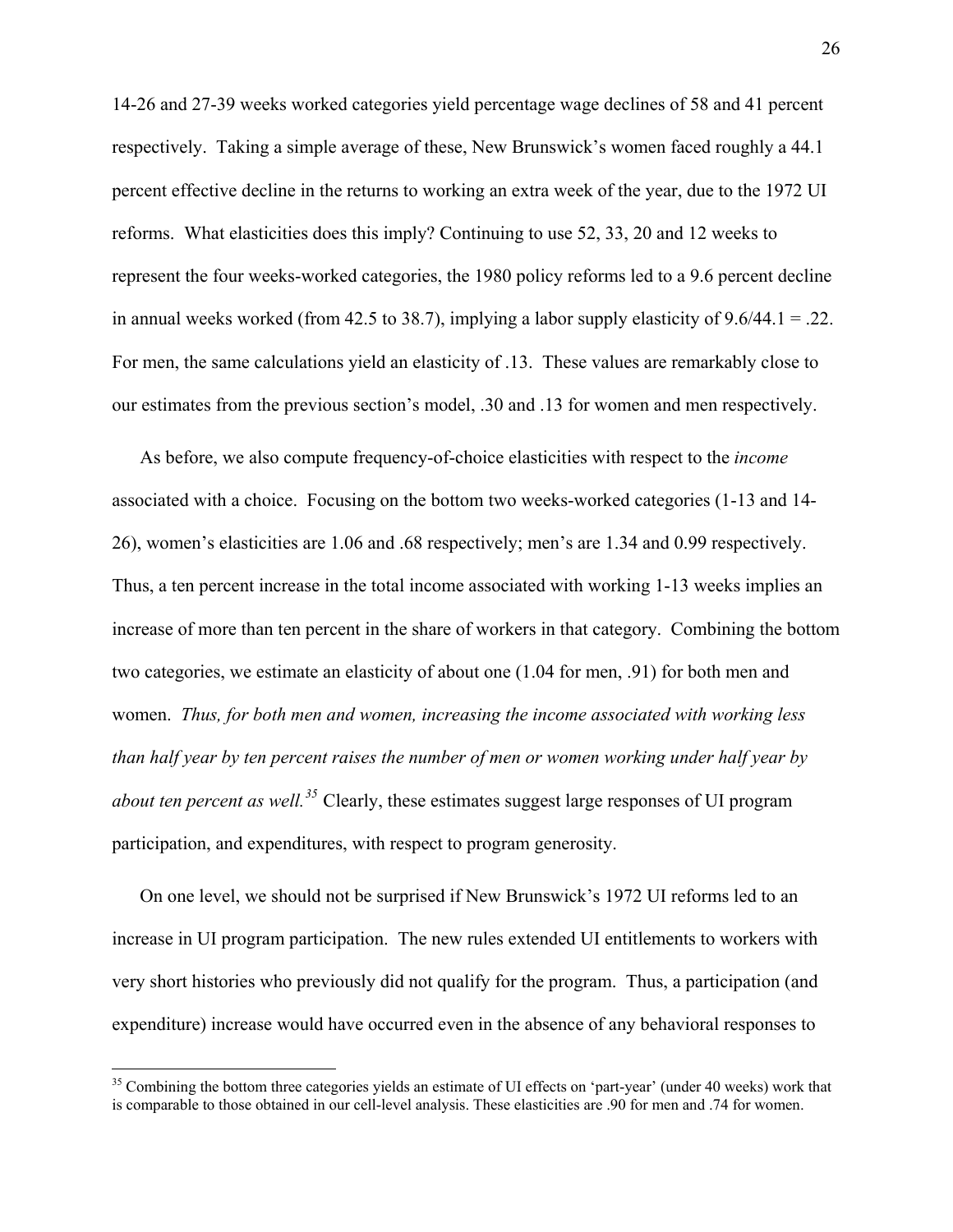14-26 and 27-39 weeks worked categories yield percentage wage declines of 58 and 41 percent respectively. Taking a simple average of these, New Brunswick's women faced roughly a 44.1 percent effective decline in the returns to working an extra week of the year, due to the 1972 UI reforms. What elasticities does this imply? Continuing to use 52, 33, 20 and 12 weeks to represent the four weeks-worked categories, the 1980 policy reforms led to a 9.6 percent decline in annual weeks worked (from 42.5 to 38.7), implying a labor supply elasticity of 9.6/44.1 = .22. For men, the same calculations yield an elasticity of .13. These values are remarkably close to our estimates from the previous section's model, .30 and .13 for women and men respectively.

As before, we also compute frequency-of-choice elasticities with respect to the *income* associated with a choice. Focusing on the bottom two weeks-worked categories (1-13 and 14-26), women's elasticities are 1.06 and .68 respectively; men's are 1.34 and 0.99 respectively. Thus, a ten percent increase in the total income associated with working 1-13 weeks implies an increase of more than ten percent in the share of workers in that category. Combining the bottom two categories, we estimate an elasticity of about one (1.04 for men, .91) for both men and women. *Thus, for both men and women, increasing the income associated with working less than half year by ten percent raises the number of men or women working under half year by about ten percent as well.*[35] Clearly, these estimates suggest large responses of UI program participation, and expenditures, with respect to program generosity.

On one level, we should not be surprised if New Brunswick's 1972 UI reforms led to an increase in UI program participation. The new rules extended UI entitlements to workers with very short histories who previously did not qualify for the program. Thus, a participation (and expenditure) increase would have occurred even in the absence of any behavioral responses to

---

[35] Combining the bottom three categories yields an estimate of UI effects on 'part-year' (under 40 weeks) work that is comparable to those obtained in our cell-level analysis. These elasticities are .90 for men and .74 for women.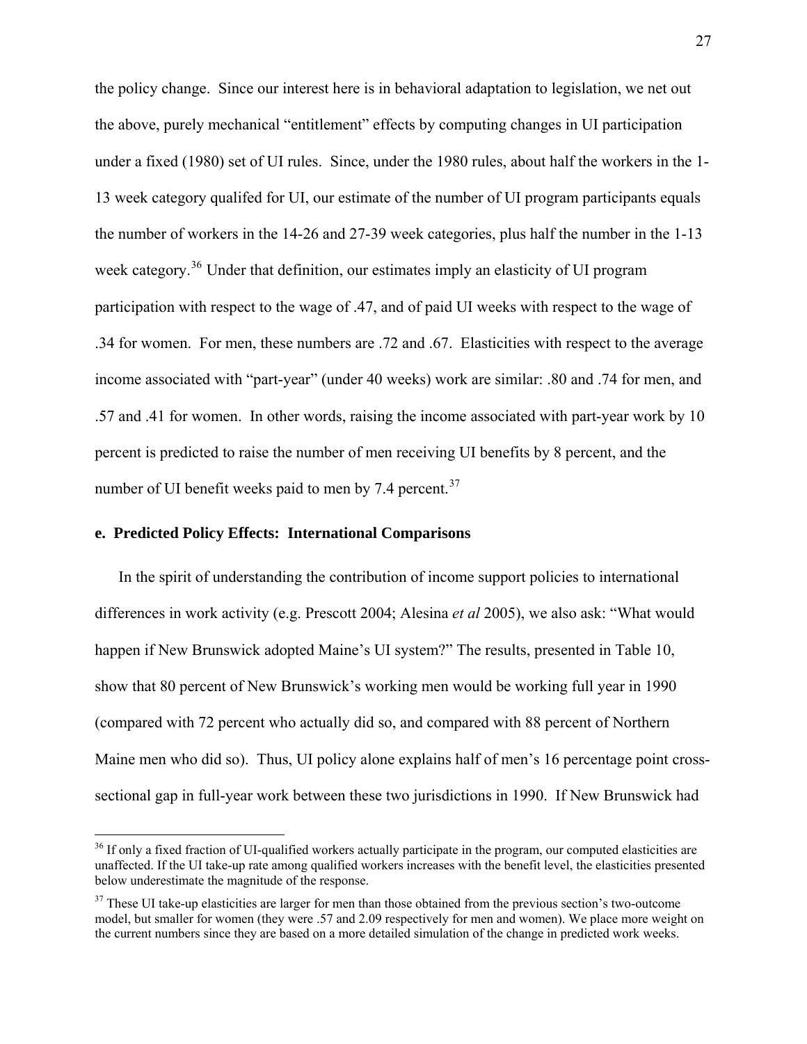the policy change. Since our interest here is in behavioral adaptation to legislation, we net out the above, purely mechanical "entitlement" effects by computing changes in UI participation under a fixed (1980) set of UI rules. Since, under the 1980 rules, about half the workers in the 1-13 week category qualifed for UI, our estimate of the number of UI program participants equals the number of workers in the 14-26 and 27-39 week categories, plus half the number in the 1-13 week category.[36] Under that definition, our estimates imply an elasticity of UI program participation with respect to the wage of .47, and of paid UI weeks with respect to the wage of .34 for women. For men, these numbers are .72 and .67. Elasticities with respect to the average income associated with "part-year" (under 40 weeks) work are similar: .80 and .74 for men, and .57 and .41 for women. In other words, raising the income associated with part-year work by 10 percent is predicted to raise the number of men receiving UI benefits by 8 percent, and the number of UI benefit weeks paid to men by 7.4 percent.[37]

#### e. Predicted Policy Effects: International Comparisons

In the spirit of understanding the contribution of income support policies to international differences in work activity (e.g. Prescott 2004; Alesina *et al* 2005), we also ask: "What would happen if New Brunswick adopted Maine's UI system?" The results, presented in Table 10, show that 80 percent of New Brunswick's working men would be working full year in 1990 (compared with 72 percent who actually did so, and compared with 88 percent of Northern Maine men who did so). Thus, UI policy alone explains half of men's 16 percentage point cross-sectional gap in full-year work between these two jurisdictions in 1990. If New Brunswick had

[36] If only a fixed fraction of UI-qualified workers actually participate in the program, our computed elasticities are unaffected. If the UI take-up rate among qualified workers increases with the benefit level, the elasticities presented below underestimate the magnitude of the response.

[37] These UI take-up elasticities are larger for men than those obtained from the previous section's two-outcome model, but smaller for women (they were .57 and 2.09 respectively for men and women). We place more weight on the current numbers since they are based on a more detailed simulation of the change in predicted work weeks.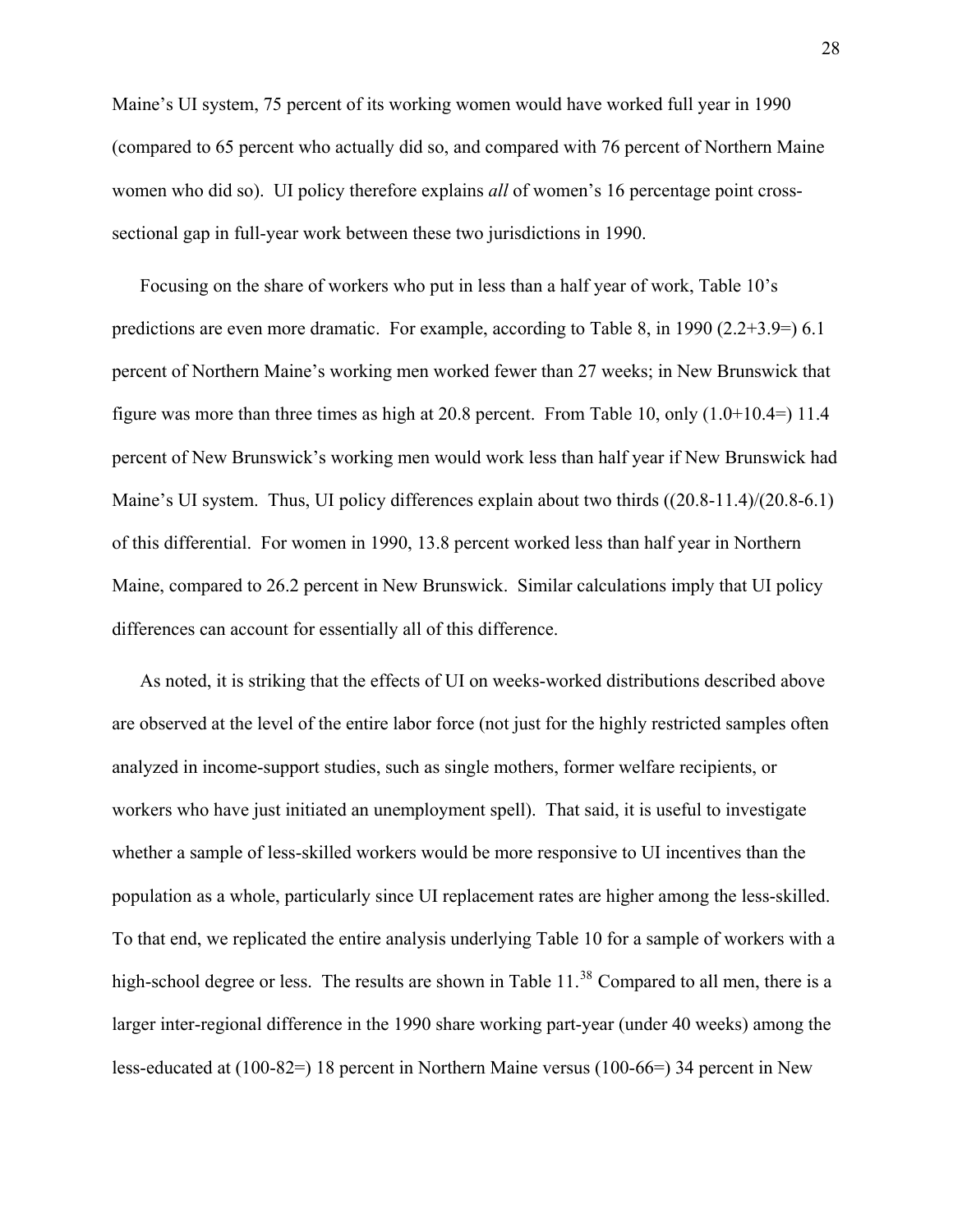Maine's UI system, 75 percent of its working women would have worked full year in 1990 (compared to 65 percent who actually did so, and compared with 76 percent of Northern Maine women who did so). UI policy therefore explains *all* of women's 16 percentage point cross-sectional gap in full-year work between these two jurisdictions in 1990.

Focusing on the share of workers who put in less than a half year of work, Table 10's predictions are even more dramatic. For example, according to Table 8, in 1990 (2.2+3.9=) 6.1 percent of Northern Maine's working men worked fewer than 27 weeks; in New Brunswick that figure was more than three times as high at 20.8 percent. From Table 10, only (1.0+10.4=) 11.4 percent of New Brunswick's working men would work less than half year if New Brunswick had Maine's UI system. Thus, UI policy differences explain about two thirds ((20.8-11.4)/(20.8-6.1) of this differential. For women in 1990, 13.8 percent worked less than half year in Northern Maine, compared to 26.2 percent in New Brunswick. Similar calculations imply that UI policy differences can account for essentially all of this difference.

As noted, it is striking that the effects of UI on weeks-worked distributions described above are observed at the level of the entire labor force (not just for the highly restricted samples often analyzed in income-support studies, such as single mothers, former welfare recipients, or workers who have just initiated an unemployment spell). That said, it is useful to investigate whether a sample of less-skilled workers would be more responsive to UI incentives than the population as a whole, particularly since UI replacement rates are higher among the less-skilled. To that end, we replicated the entire analysis underlying Table 10 for a sample of workers with a high-school degree or less. The results are shown in Table 11.[38] Compared to all men, there is a larger inter-regional difference in the 1990 share working part-year (under 40 weeks) among the less-educated at (100-82=) 18 percent in Northern Maine versus (100-66=) 34 percent in New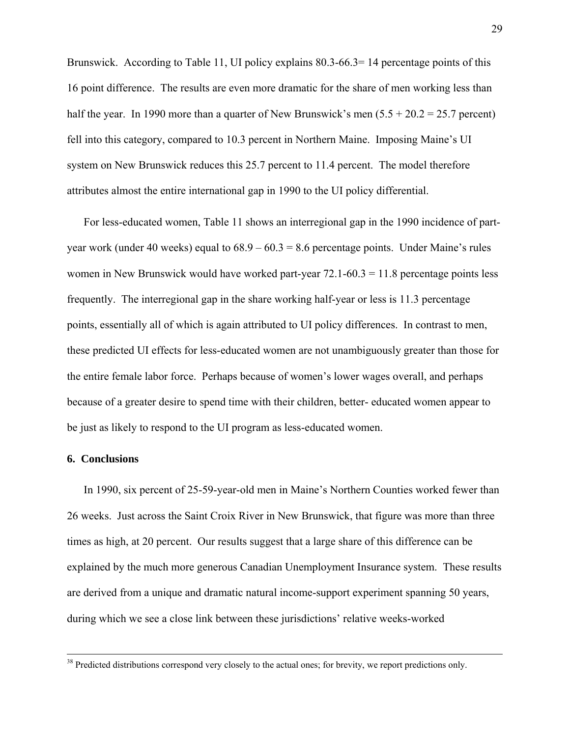Brunswick. According to Table 11, UI policy explains 80.3-66.3= 14 percentage points of this 16 point difference. The results are even more dramatic for the share of men working less than half the year. In 1990 more than a quarter of New Brunswick's men (5.5 + 20.2 = 25.7 percent) fell into this category, compared to 10.3 percent in Northern Maine. Imposing Maine's UI system on New Brunswick reduces this 25.7 percent to 11.4 percent. The model therefore attributes almost the entire international gap in 1990 to the UI policy differential.

For less-educated women, Table 11 shows an interregional gap in the 1990 incidence of part-year work (under 40 weeks) equal to 68.9 – 60.3 = 8.6 percentage points. Under Maine's rules women in New Brunswick would have worked part-year 72.1-60.3 = 11.8 percentage points less frequently. The interregional gap in the share working half-year or less is 11.3 percentage points, essentially all of which is again attributed to UI policy differences. In contrast to men, these predicted UI effects for less-educated women are not unambiguously greater than those for the entire female labor force. Perhaps because of women's lower wages overall, and perhaps because of a greater desire to spend time with their children, better- educated women appear to be just as likely to respond to the UI program as less-educated women.

## 6. Conclusions

In 1990, six percent of 25-59-year-old men in Maine's Northern Counties worked fewer than 26 weeks. Just across the Saint Croix River in New Brunswick, that figure was more than three times as high, at 20 percent. Our results suggest that a large share of this difference can be explained by the much more generous Canadian Unemployment Insurance system. These results are derived from a unique and dramatic natural income-support experiment spanning 50 years, during which we see a close link between these jurisdictions' relative weeks-worked

[38] Predicted distributions correspond very closely to the actual ones; for brevity, we report predictions only.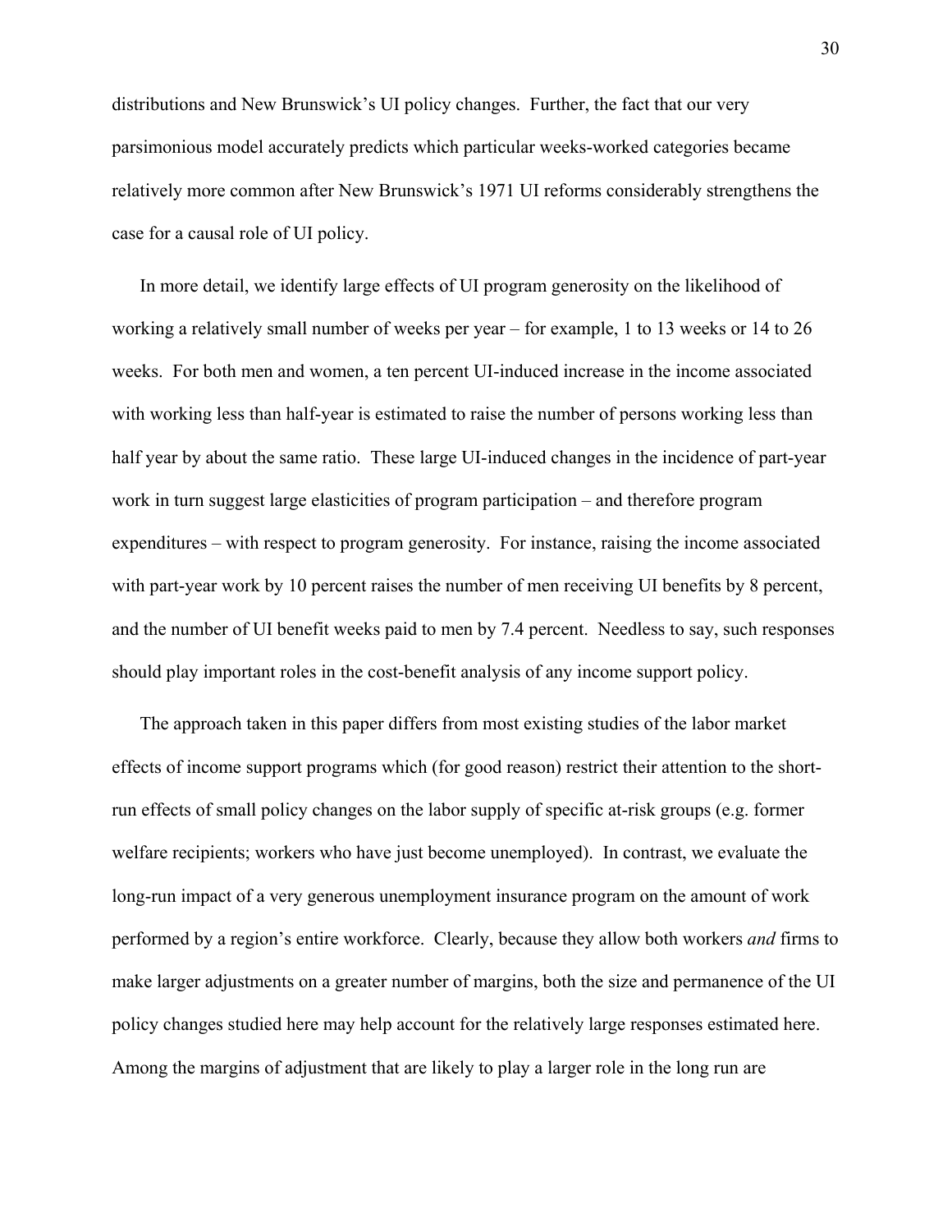distributions and New Brunswick's UI policy changes. Further, the fact that our very parsimonious model accurately predicts which particular weeks-worked categories became relatively more common after New Brunswick's 1971 UI reforms considerably strengthens the case for a causal role of UI policy.

In more detail, we identify large effects of UI program generosity on the likelihood of working a relatively small number of weeks per year – for example, 1 to 13 weeks or 14 to 26 weeks. For both men and women, a ten percent UI-induced increase in the income associated with working less than half-year is estimated to raise the number of persons working less than half year by about the same ratio. These large UI-induced changes in the incidence of part-year work in turn suggest large elasticities of program participation – and therefore program expenditures – with respect to program generosity. For instance, raising the income associated with part-year work by 10 percent raises the number of men receiving UI benefits by 8 percent, and the number of UI benefit weeks paid to men by 7.4 percent. Needless to say, such responses should play important roles in the cost-benefit analysis of any income support policy.

The approach taken in this paper differs from most existing studies of the labor market effects of income support programs which (for good reason) restrict their attention to the short-run effects of small policy changes on the labor supply of specific at-risk groups (e.g. former welfare recipients; workers who have just become unemployed). In contrast, we evaluate the long-run impact of a very generous unemployment insurance program on the amount of work performed by a region's entire workforce. Clearly, because they allow both workers *and* firms to make larger adjustments on a greater number of margins, both the size and permanence of the UI policy changes studied here may help account for the relatively large responses estimated here. Among the margins of adjustment that are likely to play a larger role in the long run are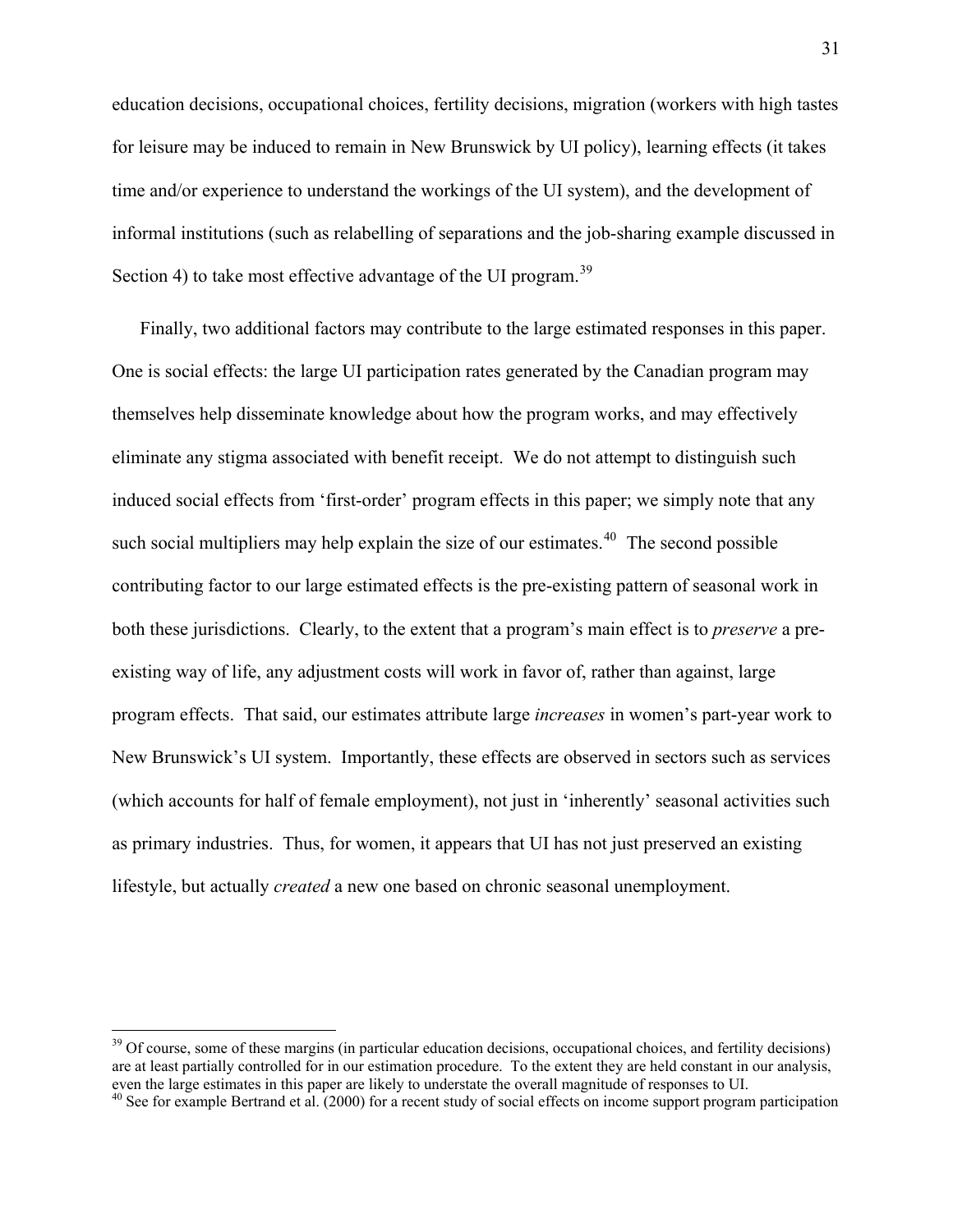education decisions, occupational choices, fertility decisions, migration (workers with high tastes for leisure may be induced to remain in New Brunswick by UI policy), learning effects (it takes time and/or experience to understand the workings of the UI system), and the development of informal institutions (such as relabelling of separations and the job-sharing example discussed in Section 4) to take most effective advantage of the UI program.[39]

Finally, two additional factors may contribute to the large estimated responses in this paper. One is social effects: the large UI participation rates generated by the Canadian program may themselves help disseminate knowledge about how the program works, and may effectively eliminate any stigma associated with benefit receipt. We do not attempt to distinguish such induced social effects from 'first-order' program effects in this paper; we simply note that any such social multipliers may help explain the size of our estimates.[40] The second possible contributing factor to our large estimated effects is the pre-existing pattern of seasonal work in both these jurisdictions. Clearly, to the extent that a program's main effect is to *preserve* a pre-existing way of life, any adjustment costs will work in favor of, rather than against, large program effects. That said, our estimates attribute large *increases* in women's part-year work to New Brunswick's UI system. Importantly, these effects are observed in sectors such as services (which accounts for half of female employment), not just in 'inherently' seasonal activities such as primary industries. Thus, for women, it appears that UI has not just preserved an existing lifestyle, but actually *created* a new one based on chronic seasonal unemployment.

---

[39] Of course, some of these margins (in particular education decisions, occupational choices, and fertility decisions) are at least partially controlled for in our estimation procedure. To the extent they are held constant in our analysis, even the large estimates in this paper are likely to understate the overall magnitude of responses to UI.

[40] See for example Bertrand et al. (2000) for a recent study of social effects on income support program participation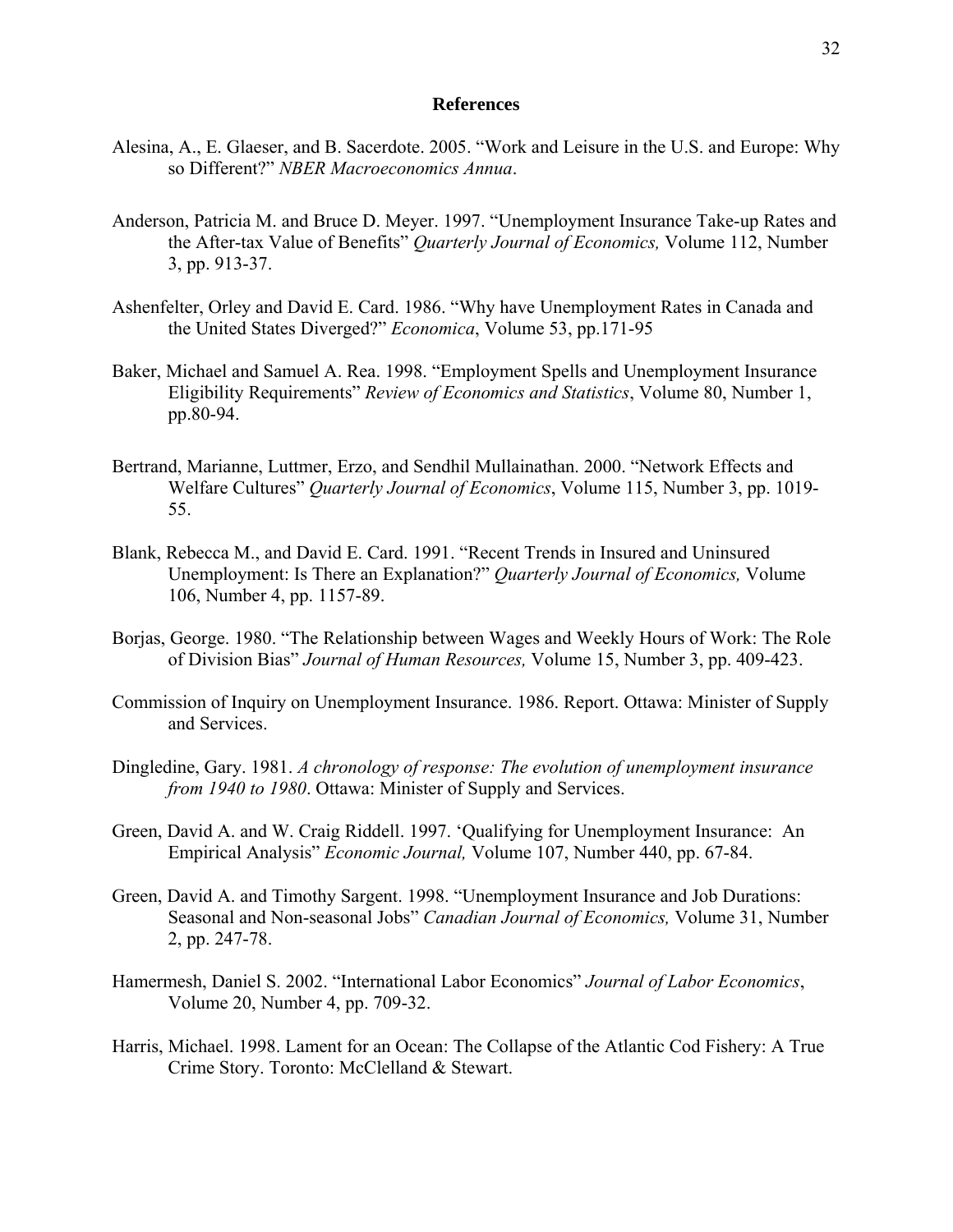## References

Alesina, A., E. Glaeser, and B. Sacerdote. 2005. "Work and Leisure in the U.S. and Europe: Why so Different?" *NBER Macroeconomics Annua*.

Anderson, Patricia M. and Bruce D. Meyer. 1997. "Unemployment Insurance Take-up Rates and the After-tax Value of Benefits" *Quarterly Journal of Economics,* Volume 112, Number 3, pp. 913-37.

Ashenfelter, Orley and David E. Card. 1986. "Why have Unemployment Rates in Canada and the United States Diverged?" *Economica*, Volume 53, pp.171-95

Baker, Michael and Samuel A. Rea. 1998. "Employment Spells and Unemployment Insurance Eligibility Requirements" *Review of Economics and Statistics*, Volume 80, Number 1, pp.80-94.

Bertrand, Marianne, Luttmer, Erzo, and Sendhil Mullainathan. 2000. "Network Effects and Welfare Cultures" *Quarterly Journal of Economics*, Volume 115, Number 3, pp. 1019-55.

Blank, Rebecca M., and David E. Card. 1991. "Recent Trends in Insured and Uninsured Unemployment: Is There an Explanation?" *Quarterly Journal of Economics,* Volume 106, Number 4, pp. 1157-89.

Borjas, George. 1980. "The Relationship between Wages and Weekly Hours of Work: The Role of Division Bias" *Journal of Human Resources,* Volume 15, Number 3, pp. 409-423.

Commission of Inquiry on Unemployment Insurance. 1986. Report. Ottawa: Minister of Supply and Services.

Dingledine, Gary. 1981. *A chronology of response: The evolution of unemployment insurance from 1940 to 1980*. Ottawa: Minister of Supply and Services.

Green, David A. and W. Craig Riddell. 1997. 'Qualifying for Unemployment Insurance: An Empirical Analysis" *Economic Journal,* Volume 107, Number 440, pp. 67-84.

Green, David A. and Timothy Sargent. 1998. "Unemployment Insurance and Job Durations: Seasonal and Non-seasonal Jobs" *Canadian Journal of Economics,* Volume 31, Number 2, pp. 247-78.

Hamermesh, Daniel S. 2002. "International Labor Economics" *Journal of Labor Economics*, Volume 20, Number 4, pp. 709-32.

Harris, Michael. 1998. Lament for an Ocean: The Collapse of the Atlantic Cod Fishery: A True Crime Story. Toronto: McClelland & Stewart.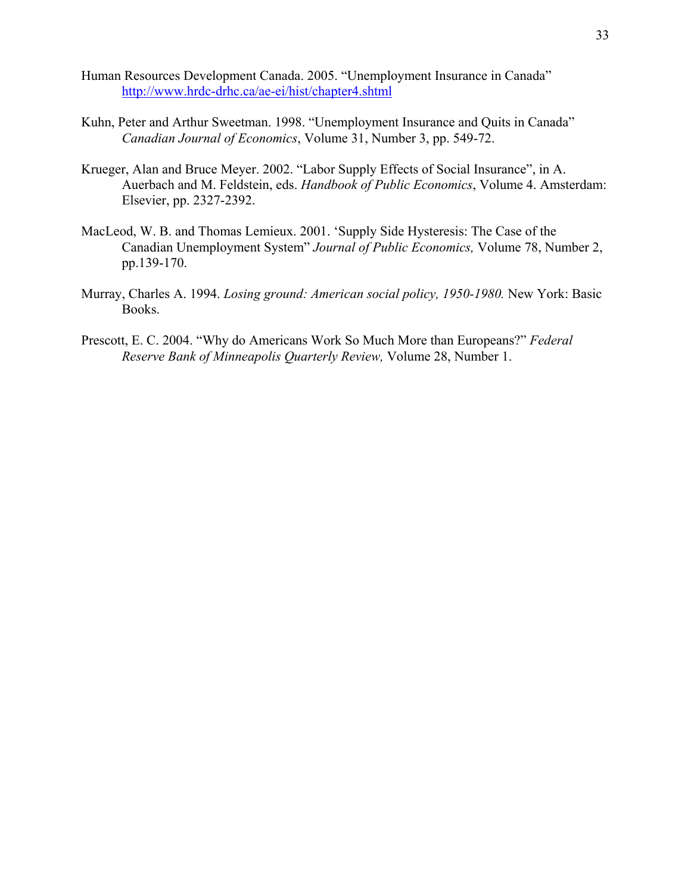Human Resources Development Canada. 2005. "Unemployment Insurance in Canada" http://www.hrdc-drhc.ca/ae-ei/hist/chapter4.shtml

Kuhn, Peter and Arthur Sweetman. 1998. "Unemployment Insurance and Quits in Canada" *Canadian Journal of Economics*, Volume 31, Number 3, pp. 549-72.

Krueger, Alan and Bruce Meyer. 2002. "Labor Supply Effects of Social Insurance", in A. Auerbach and M. Feldstein, eds. *Handbook of Public Economics*, Volume 4. Amsterdam: Elsevier, pp. 2327-2392.

MacLeod, W. B. and Thomas Lemieux. 2001. 'Supply Side Hysteresis: The Case of the Canadian Unemployment System" *Journal of Public Economics,* Volume 78, Number 2, pp.139-170.

Murray, Charles A. 1994. *Losing ground: American social policy, 1950-1980.* New York: Basic Books.

Prescott, E. C. 2004. "Why do Americans Work So Much More than Europeans?" *Federal Reserve Bank of Minneapolis Quarterly Review,* Volume 28, Number 1.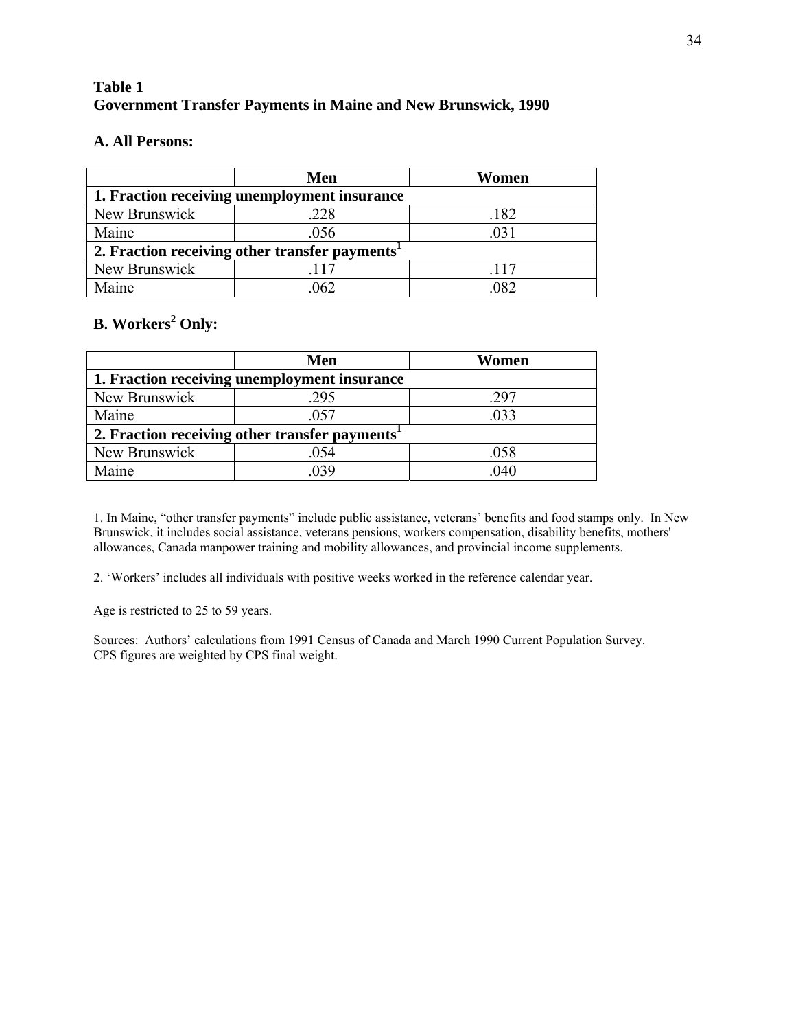**Table 1**
**Government Transfer Payments in Maine and New Brunswick, 1990**

**A. All Persons:**

| | Men | Women |
|---|---|---|
| **1. Fraction receiving unemployment insurance** | | |
| New Brunswick | .228 | .182 |
| Maine | .056 | .031 |
| **2. Fraction receiving other transfer payments[1]** | | |
| New Brunswick | .117 | .117 |
| Maine | .062 | .082 |

**B. Workers[2] Only:**

| | Men | Women |
|---|---|---|
| **1. Fraction receiving unemployment insurance** | | |
| New Brunswick | .295 | .297 |
| Maine | .057 | .033 |
| **2. Fraction receiving other transfer payments[1]** | | |
| New Brunswick | .054 | .058 |
| Maine | .039 | .040 |

1. In Maine, "other transfer payments" include public assistance, veterans' benefits and food stamps only. In New Brunswick, it includes social assistance, veterans pensions, workers compensation, disability benefits, mothers' allowances, Canada manpower training and mobility allowances, and provincial income supplements.

2. 'Workers' includes all individuals with positive weeks worked in the reference calendar year.

Age is restricted to 25 to 59 years.

Sources: Authors' calculations from 1991 Census of Canada and March 1990 Current Population Survey. CPS figures are weighted by CPS final weight.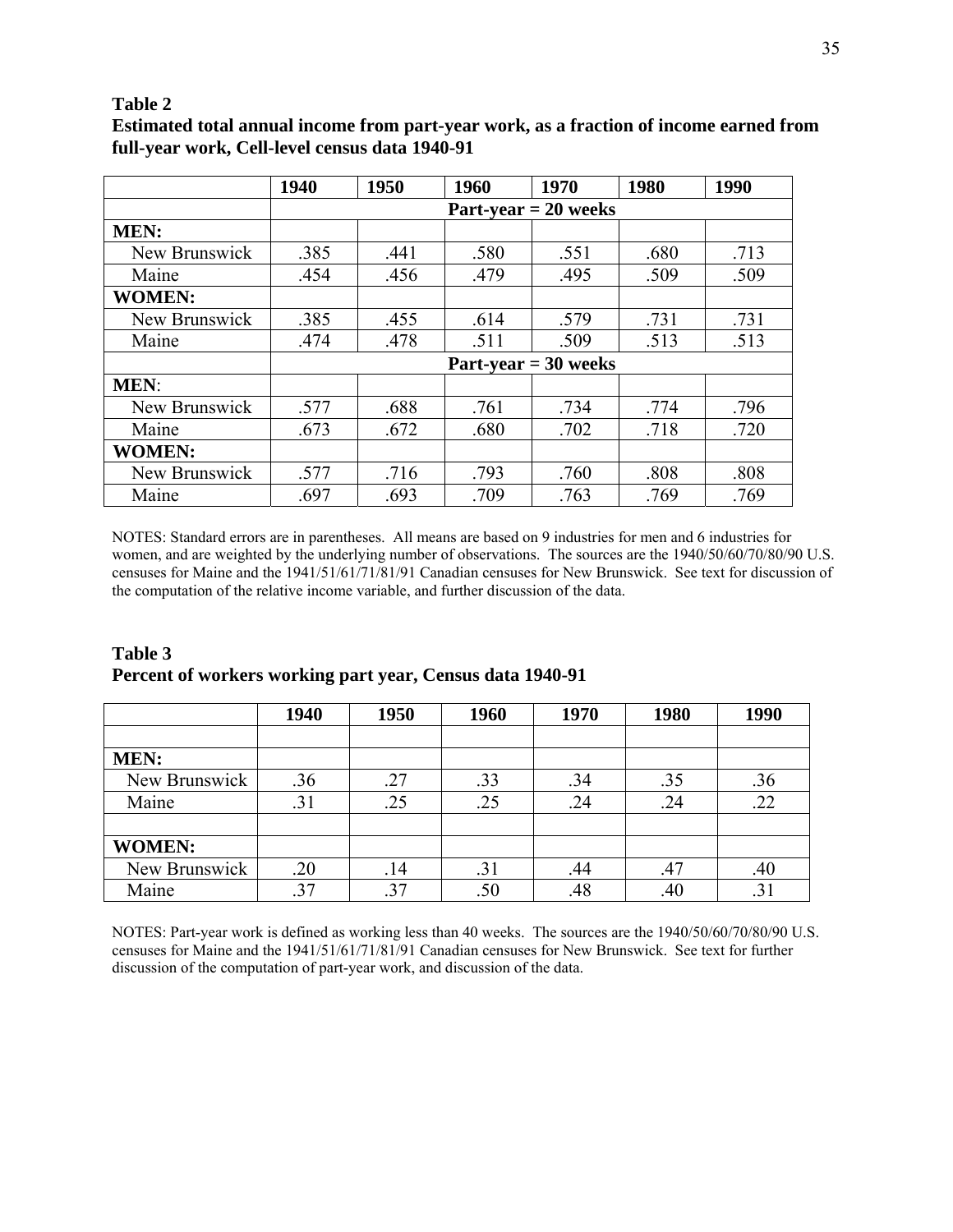**Table 2**
**Estimated total annual income from part-year work, as a fraction of income earned from full-year work, Cell-level census data 1940-91**

| | 1940 | 1950 | 1960 | 1970 | 1980 | 1990 |
|---|---|---|---|---|---|---|
| | **Part-year = 20 weeks** | | | | | |
| **MEN:** | | | | | | |
| New Brunswick | .385 | .441 | .580 | .551 | .680 | .713 |
| Maine | .454 | .456 | .479 | .495 | .509 | .509 |
| **WOMEN:** | | | | | | |
| New Brunswick | .385 | .455 | .614 | .579 | .731 | .731 |
| Maine | .474 | .478 | .511 | .509 | .513 | .513 |
| | **Part-year = 30 weeks** | | | | | |
| **MEN**: | | | | | | |
| New Brunswick | .577 | .688 | .761 | .734 | .774 | .796 |
| Maine | .673 | .672 | .680 | .702 | .718 | .720 |
| **WOMEN:** | | | | | | |
| New Brunswick | .577 | .716 | .793 | .760 | .808 | .808 |
| Maine | .697 | .693 | .709 | .763 | .769 | .769 |

NOTES: Standard errors are in parentheses. All means are based on 9 industries for men and 6 industries for women, and are weighted by the underlying number of observations. The sources are the 1940/50/60/70/80/90 U.S. censuses for Maine and the 1941/51/61/71/81/91 Canadian censuses for New Brunswick. See text for discussion of the computation of the relative income variable, and further discussion of the data.

**Table 3**
**Percent of workers working part year, Census data 1940-91**

| | 1940 | 1950 | 1960 | 1970 | 1980 | 1990 |
|---|---|---|---|---|---|---|
| | | | | | | |
| **MEN:** | | | | | | |
| New Brunswick | .36 | .27 | .33 | .34 | .35 | .36 |
| Maine | .31 | .25 | .25 | .24 | .24 | .22 |
| | | | | | | |
| **WOMEN:** | | | | | | |
| New Brunswick | .20 | .14 | .31 | .44 | .47 | .40 |
| Maine | .37 | .37 | .50 | .48 | .40 | .31 |

NOTES: Part-year work is defined as working less than 40 weeks. The sources are the 1940/50/60/70/80/90 U.S. censuses for Maine and the 1941/51/61/71/81/91 Canadian censuses for New Brunswick. See text for further discussion of the computation of part-year work, and discussion of the data.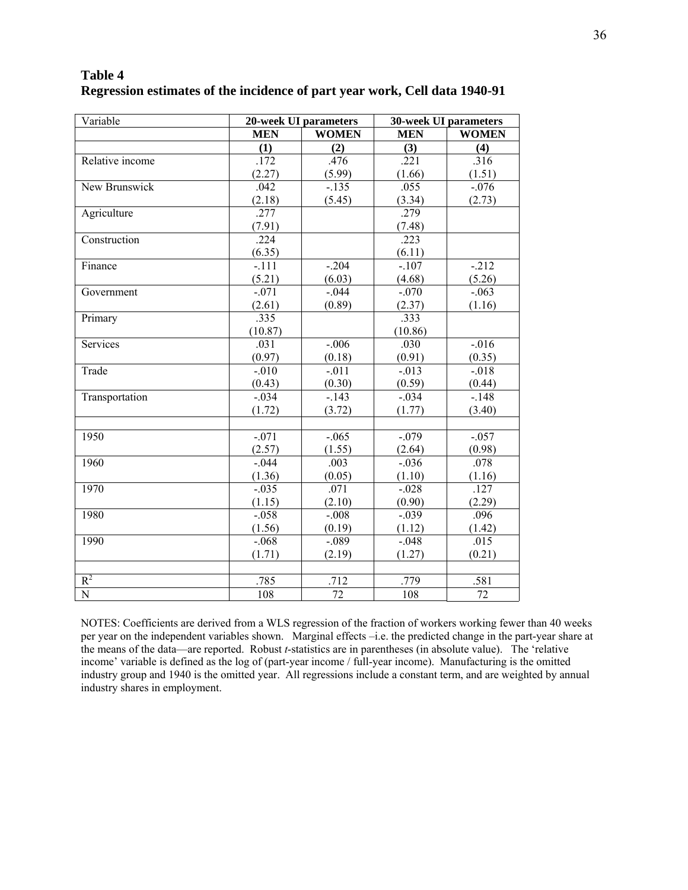**Table 4**
**Regression estimates of the incidence of part year work, Cell data 1940-91**

| Variable | 20-week UI parameters | | 30-week UI parameters | |
|---|---|---|---|---|
| | **MEN** | **WOMEN** | **MEN** | **WOMEN** |
| | **(1)** | **(2)** | **(3)** | **(4)** |
| Relative income | .172 | .476 | .221 | .316 |
| | (2.27) | (5.99) | (1.66) | (1.51) |
| New Brunswick | .042 | -.135 | .055 | -.076 |
| | (2.18) | (5.45) | (3.34) | (2.73) |
| Agriculture | .277 | | .279 | |
| | (7.91) | | (7.48) | |
| Construction | .224 | | .223 | |
| | (6.35) | | (6.11) | |
| Finance | -.111 | -.204 | -.107 | -.212 |
| | (5.21) | (6.03) | (4.68) | (5.26) |
| Government | -.071 | -.044 | -.070 | -.063 |
| | (2.61) | (0.89) | (2.37) | (1.16) |
| Primary | .335 | | .333 | |
| | (10.87) | | (10.86) | |
| Services | .031 | -.006 | .030 | -.016 |
| | (0.97) | (0.18) | (0.91) | (0.35) |
| Trade | -.010 | -.011 | -.013 | -.018 |
| | (0.43) | (0.30) | (0.59) | (0.44) |
| Transportation | -.034 | -.143 | -.034 | -.148 |
| | (1.72) | (3.72) | (1.77) | (3.40) |
| | | | | |
| 1950 | -.071 | -.065 | -.079 | -.057 |
| | (2.57) | (1.55) | (2.64) | (0.98) |
| 1960 | -.044 | .003 | -.036 | .078 |
| | (1.36) | (0.05) | (1.10) | (1.16) |
| 1970 | -.035 | .071 | -.028 | .127 |
| | (1.15) | (2.10) | (0.90) | (2.29) |
| 1980 | -.058 | -.008 | -.039 | .096 |
| | (1.56) | (0.19) | (1.12) | (1.42) |
| 1990 | -.068 | -.089 | -.048 | .015 |
| | (1.71) | (2.19) | (1.27) | (0.21) |
| | | | | |
| $R^2$ | .785 | .712 | .779 | .581 |
| N | 108 | 72 | 108 | 72 |

NOTES: Coefficients are derived from a WLS regression of the fraction of workers working fewer than 40 weeks per year on the independent variables shown. Marginal effects –i.e. the predicted change in the part-year share at the means of the data—are reported. Robust *t*-statistics are in parentheses (in absolute value). The 'relative income' variable is defined as the log of (part-year income / full-year income). Manufacturing is the omitted industry group and 1940 is the omitted year. All regressions include a constant term, and are weighted by annual industry shares in employment.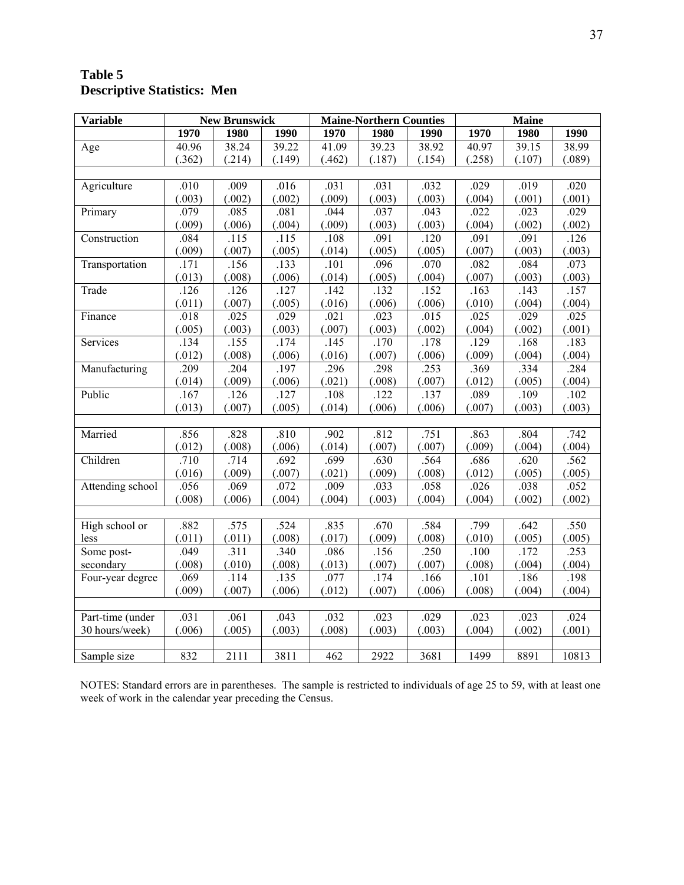**Table 5**
**Descriptive Statistics: Men**

| Variable | New Brunswick | | | Maine-Northern Counties | | | Maine | | |
|---|---|---|---|---|---|---|---|---|---|
| | 1970 | 1980 | 1990 | 1970 | 1980 | 1990 | 1970 | 1980 | 1990 |
| Age | 40.96 | 38.24 | 39.22 | 41.09 | 39.23 | 38.92 | 40.97 | 39.15 | 38.99 |
| | (.362) | (.214) | (.149) | (.462) | (.187) | (.154) | (.258) | (.107) | (.089) |
| | | | | | | | | | |
| Agriculture | .010 | .009 | .016 | .031 | .031 | .032 | .029 | .019 | .020 |
| | (.003) | (.002) | (.002) | (.009) | (.003) | (.003) | (.004) | (.001) | (.001) |
| Primary | .079 | .085 | .081 | .044 | .037 | .043 | .022 | .023 | .029 |
| | (.009) | (.006) | (.004) | (.009) | (.003) | (.003) | (.004) | (.002) | (.002) |
| Construction | .084 | .115 | .115 | .108 | .091 | .120 | .091 | .091 | .126 |
| | (.009) | (.007) | (.005) | (.014) | (.005) | (.005) | (.007) | (.003) | (.003) |
| Transportation | .171 | .156 | .133 | .101 | .096 | .070 | .082 | .084 | .073 |
| | (.013) | (.008) | (.006) | (.014) | (.005) | (.004) | (.007) | (.003) | (.003) |
| Trade | .126 | .126 | .127 | .142 | .132 | .152 | .163 | .143 | .157 |
| | (.011) | (.007) | (.005) | (.016) | (.006) | (.006) | (.010) | (.004) | (.004) |
| Finance | .018 | .025 | .029 | .021 | .023 | .015 | .025 | .029 | .025 |
| | (.005) | (.003) | (.003) | (.007) | (.003) | (.002) | (.004) | (.002) | (.001) |
| Services | .134 | .155 | .174 | .145 | .170 | .178 | .129 | .168 | .183 |
| | (.012) | (.008) | (.006) | (.016) | (.007) | (.006) | (.009) | (.004) | (.004) |
| Manufacturing | .209 | .204 | .197 | .296 | .298 | .253 | .369 | .334 | .284 |
| | (.014) | (.009) | (.006) | (.021) | (.008) | (.007) | (.012) | (.005) | (.004) |
| Public | .167 | .126 | .127 | .108 | .122 | .137 | .089 | .109 | .102 |
| | (.013) | (.007) | (.005) | (.014) | (.006) | (.006) | (.007) | (.003) | (.003) |
| | | | | | | | | | |
| Married | .856 | .828 | .810 | .902 | .812 | .751 | .863 | .804 | .742 |
| | (.012) | (.008) | (.006) | (.014) | (.007) | (.007) | (.009) | (.004) | (.004) |
| Children | .710 | .714 | .692 | .699 | .630 | .564 | .686 | .620 | .562 |
| | (.016) | (.009) | (.007) | (.021) | (.009) | (.008) | (.012) | (.005) | (.005) |
| Attending school | .056 | .069 | .072 | .009 | .033 | .058 | .026 | .038 | .052 |
| | (.008) | (.006) | (.004) | (.004) | (.003) | (.004) | (.004) | (.002) | (.002) |
| | | | | | | | | | |
| High school or less | .882 | .575 | .524 | .835 | .670 | .584 | .799 | .642 | .550 |
| | (.011) | (.011) | (.008) | (.017) | (.009) | (.008) | (.010) | (.005) | (.005) |
| Some post-secondary | .049 | .311 | .340 | .086 | .156 | .250 | .100 | .172 | .253 |
| | (.008) | (.010) | (.008) | (.013) | (.007) | (.007) | (.008) | (.004) | (.004) |
| Four-year degree | .069 | .114 | .135 | .077 | .174 | .166 | .101 | .186 | .198 |
| | (.009) | (.007) | (.006) | (.012) | (.007) | (.006) | (.008) | (.004) | (.004) |
| | | | | | | | | | |
| Part-time (under 30 hours/week) | .031 | .061 | .043 | .032 | .023 | .029 | .023 | .023 | .024 |
| | (.006) | (.005) | (.003) | (.008) | (.003) | (.003) | (.004) | (.002) | (.001) |
| | | | | | | | | | |
| Sample size | 832 | 2111 | 3811 | 462 | 2922 | 3681 | 1499 | 8891 | 10813 |

NOTES: Standard errors are in parentheses. The sample is restricted to individuals of age 25 to 59, with at least one week of work in the calendar year preceding the Census.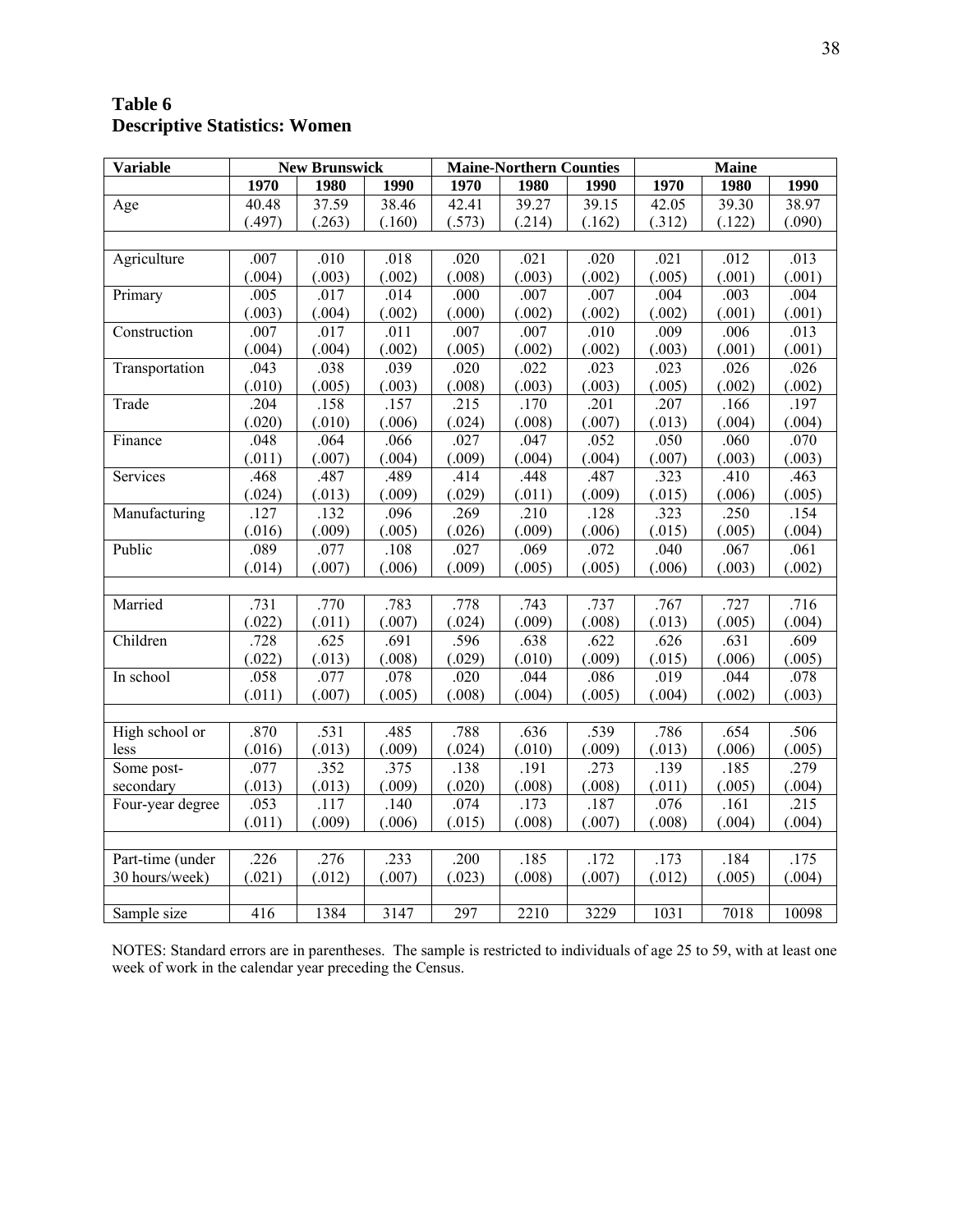# Table 6
# Descriptive Statistics: Women

| Variable | New Brunswick | | | Maine-Northern Counties | | | Maine | | |
|---|---|---|---|---|---|---|---|---|---|
| | 1970 | 1980 | 1990 | 1970 | 1980 | 1990 | 1970 | 1980 | 1990 |
| Age | 40.48 | 37.59 | 38.46 | 42.41 | 39.27 | 39.15 | 42.05 | 39.30 | 38.97 |
| | (.497) | (.263) | (.160) | (.573) | (.214) | (.162) | (.312) | (.122) | (.090) |
| | | | | | | | | | |
| Agriculture | .007 | .010 | .018 | .020 | .021 | .020 | .021 | .012 | .013 |
| | (.004) | (.003) | (.002) | (.008) | (.003) | (.002) | (.005) | (.001) | (.001) |
| Primary | .005 | .017 | .014 | .000 | .007 | .007 | .004 | .003 | .004 |
| | (.003) | (.004) | (.002) | (.000) | (.002) | (.002) | (.002) | (.001) | (.001) |
| Construction | .007 | .017 | .011 | .007 | .007 | .010 | .009 | .006 | .013 |
| | (.004) | (.004) | (.002) | (.005) | (.002) | (.002) | (.003) | (.001) | (.001) |
| Transportation | .043 | .038 | .039 | .020 | .022 | .023 | .023 | .026 | .026 |
| | (.010) | (.005) | (.003) | (.008) | (.003) | (.003) | (.005) | (.002) | (.002) |
| Trade | .204 | .158 | .157 | .215 | .170 | .201 | .207 | .166 | .197 |
| | (.020) | (.010) | (.006) | (.024) | (.008) | (.007) | (.013) | (.004) | (.004) |
| Finance | .048 | .064 | .066 | .027 | .047 | .052 | .050 | .060 | .070 |
| | (.011) | (.007) | (.004) | (.009) | (.004) | (.004) | (.007) | (.003) | (.003) |
| Services | .468 | .487 | .489 | .414 | .448 | .487 | .323 | .410 | .463 |
| | (.024) | (.013) | (.009) | (.029) | (.011) | (.009) | (.015) | (.006) | (.005) |
| Manufacturing | .127 | .132 | .096 | .269 | .210 | .128 | .323 | .250 | .154 |
| | (.016) | (.009) | (.005) | (.026) | (.009) | (.006) | (.015) | (.005) | (.004) |
| Public | .089 | .077 | .108 | .027 | .069 | .072 | .040 | .067 | .061 |
| | (.014) | (.007) | (.006) | (.009) | (.005) | (.005) | (.006) | (.003) | (.002) |
| | | | | | | | | | |
| Married | .731 | .770 | .783 | .778 | .743 | .737 | .767 | .727 | .716 |
| | (.022) | (.011) | (.007) | (.024) | (.009) | (.008) | (.013) | (.005) | (.004) |
| Children | .728 | .625 | .691 | .596 | .638 | .622 | .626 | .631 | .609 |
| | (.022) | (.013) | (.008) | (.029) | (.010) | (.009) | (.015) | (.006) | (.005) |
| In school | .058 | .077 | .078 | .020 | .044 | .086 | .019 | .044 | .078 |
| | (.011) | (.007) | (.005) | (.008) | (.004) | (.005) | (.004) | (.002) | (.003) |
| | | | | | | | | | |
| High school or less | .870 | .531 | .485 | .788 | .636 | .539 | .786 | .654 | .506 |
| | (.016) | (.013) | (.009) | (.024) | (.010) | (.009) | (.013) | (.006) | (.005) |
| Some post-secondary | .077 | .352 | .375 | .138 | .191 | .273 | .139 | .185 | .279 |
| | (.013) | (.013) | (.009) | (.020) | (.008) | (.008) | (.011) | (.005) | (.004) |
| Four-year degree | .053 | .117 | .140 | .074 | .173 | .187 | .076 | .161 | .215 |
| | (.011) | (.009) | (.006) | (.015) | (.008) | (.007) | (.008) | (.004) | (.004) |
| | | | | | | | | | |
| Part-time (under 30 hours/week) | .226 | .276 | .233 | .200 | .185 | .172 | .173 | .184 | .175 |
| | (.021) | (.012) | (.007) | (.023) | (.008) | (.007) | (.012) | (.005) | (.004) |
| | | | | | | | | | |
| Sample size | 416 | 1384 | 3147 | 297 | 2210 | 3229 | 1031 | 7018 | 10098 |

NOTES: Standard errors are in parentheses. The sample is restricted to individuals of age 25 to 59, with at least one week of work in the calendar year preceding the Census.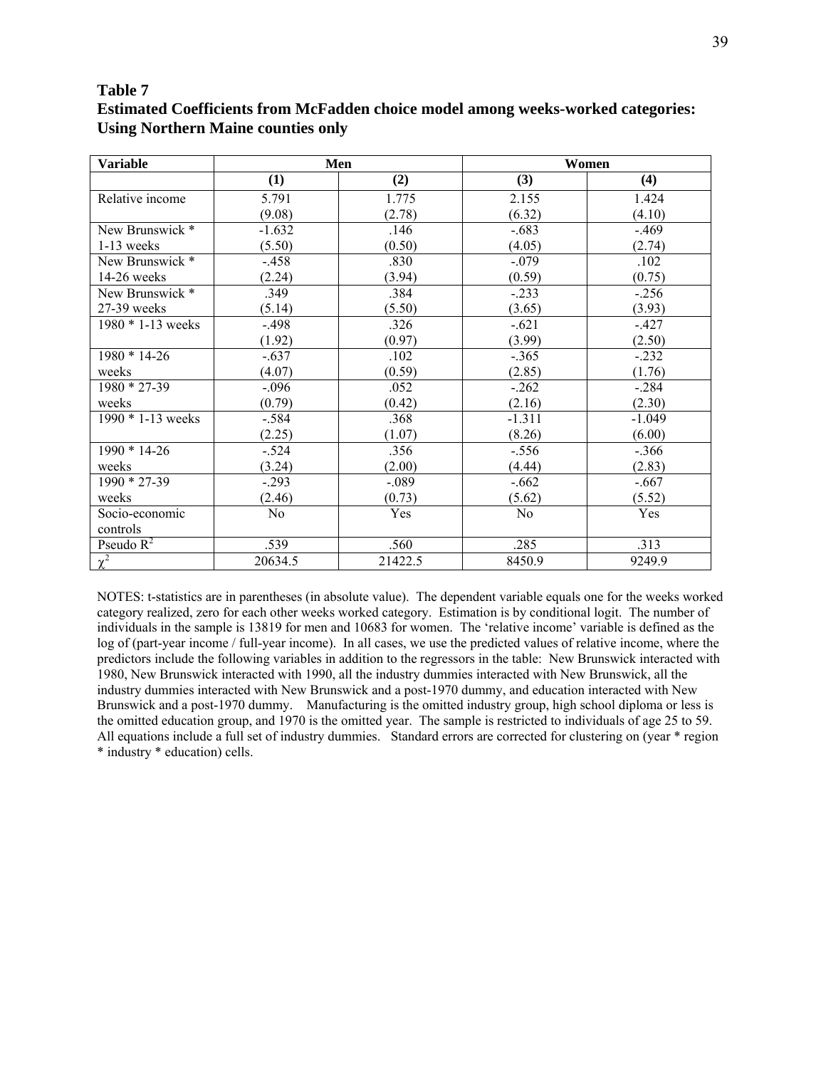**Table 7**
**Estimated Coefficients from McFadden choice model among weeks-worked categories: Using Northern Maine counties only**

| Variable | Men | | Women | |
|---|---|---|---|---|
| | (1) | (2) | (3) | (4) |
| Relative income | 5.791<br>(9.08) | 1.775<br>(2.78) | 2.155<br>(6.32) | 1.424<br>(4.10) |
| New Brunswick * 1-13 weeks | -1.632<br>(5.50) | .146<br>(0.50) | -.683<br>(4.05) | -.469<br>(2.74) |
| New Brunswick * 14-26 weeks | -.458<br>(2.24) | .830<br>(3.94) | -.079<br>(0.59) | .102<br>(0.75) |
| New Brunswick * 27-39 weeks | .349<br>(5.14) | .384<br>(5.50) | -.233<br>(3.65) | -.256<br>(3.93) |
| 1980 * 1-13 weeks | -.498<br>(1.92) | .326<br>(0.97) | -.621<br>(3.99) | -.427<br>(2.50) |
| 1980 * 14-26 weeks | -.637<br>(4.07) | .102<br>(0.59) | -.365<br>(2.85) | -.232<br>(1.76) |
| 1980 * 27-39 weeks | -.096<br>(0.79) | .052<br>(0.42) | -.262<br>(2.16) | -.284<br>(2.30) |
| 1990 * 1-13 weeks | -.584<br>(2.25) | .368<br>(1.07) | -1.311<br>(8.26) | -1.049<br>(6.00) |
| 1990 * 14-26 weeks | -.524<br>(3.24) | .356<br>(2.00) | -.556<br>(4.44) | -.366<br>(2.83) |
| 1990 * 27-39 weeks | -.293<br>(2.46) | -.089<br>(0.73) | -.662<br>(5.62) | -.667<br>(5.52) |
| Socio-economic controls | No | Yes | No | Yes |
| Pseudo $R^2$ | .539 | .560 | .285 | .313 |
| $\chi^2$ | 20634.5 | 21422.5 | 8450.9 | 9249.9 |

NOTES: t-statistics are in parentheses (in absolute value). The dependent variable equals one for the weeks worked category realized, zero for each other weeks worked category. Estimation is by conditional logit. The number of individuals in the sample is 13819 for men and 10683 for women. The 'relative income' variable is defined as the log of (part-year income / full-year income). In all cases, we use the predicted values of relative income, where the predictors include the following variables in addition to the regressors in the table: New Brunswick interacted with 1980, New Brunswick interacted with 1990, all the industry dummies interacted with New Brunswick, all the industry dummies interacted with New Brunswick and a post-1970 dummy, and education interacted with New Brunswick and a post-1970 dummy. Manufacturing is the omitted industry group, high school diploma or less is the omitted education group, and 1970 is the omitted year. The sample is restricted to individuals of age 25 to 59. All equations include a full set of industry dummies. Standard errors are corrected for clustering on (year * region * industry * education) cells.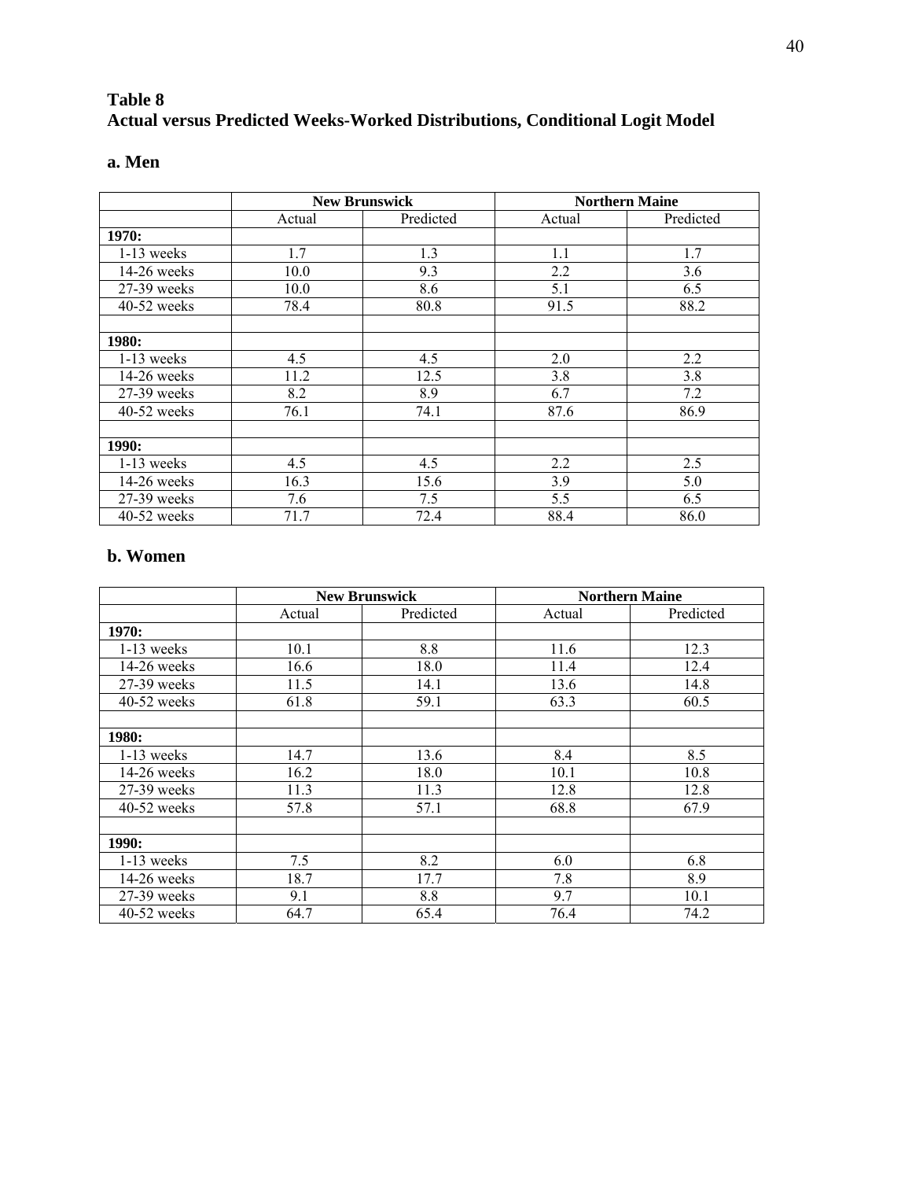## Table 8

## Actual versus Predicted Weeks-Worked Distributions, Conditional Logit Model

### a. Men

| | New Brunswick | | Northern Maine | |
|---|---|---|---|---|
| | Actual | Predicted | Actual | Predicted |
| **1970:** | | | | |
| 1-13 weeks | 1.7 | 1.3 | 1.1 | 1.7 |
| 14-26 weeks | 10.0 | 9.3 | 2.2 | 3.6 |
| 27-39 weeks | 10.0 | 8.6 | 5.1 | 6.5 |
| 40-52 weeks | 78.4 | 80.8 | 91.5 | 88.2 |
| | | | | |
| **1980:** | | | | |
| 1-13 weeks | 4.5 | 4.5 | 2.0 | 2.2 |
| 14-26 weeks | 11.2 | 12.5 | 3.8 | 3.8 |
| 27-39 weeks | 8.2 | 8.9 | 6.7 | 7.2 |
| 40-52 weeks | 76.1 | 74.1 | 87.6 | 86.9 |
| | | | | |
| **1990:** | | | | |
| 1-13 weeks | 4.5 | 4.5 | 2.2 | 2.5 |
| 14-26 weeks | 16.3 | 15.6 | 3.9 | 5.0 |
| 27-39 weeks | 7.6 | 7.5 | 5.5 | 6.5 |
| 40-52 weeks | 71.7 | 72.4 | 88.4 | 86.0 |

### b. Women

| | New Brunswick | | Northern Maine | |
|---|---|---|---|---|
| | Actual | Predicted | Actual | Predicted |
| **1970:** | | | | |
| 1-13 weeks | 10.1 | 8.8 | 11.6 | 12.3 |
| 14-26 weeks | 16.6 | 18.0 | 11.4 | 12.4 |
| 27-39 weeks | 11.5 | 14.1 | 13.6 | 14.8 |
| 40-52 weeks | 61.8 | 59.1 | 63.3 | 60.5 |
| | | | | |
| **1980:** | | | | |
| 1-13 weeks | 14.7 | 13.6 | 8.4 | 8.5 |
| 14-26 weeks | 16.2 | 18.0 | 10.1 | 10.8 |
| 27-39 weeks | 11.3 | 11.3 | 12.8 | 12.8 |
| 40-52 weeks | 57.8 | 57.1 | 68.8 | 67.9 |
| | | | | |
| **1990:** | | | | |
| 1-13 weeks | 7.5 | 8.2 | 6.0 | 6.8 |
| 14-26 weeks | 18.7 | 17.7 | 7.8 | 8.9 |
| 27-39 weeks | 9.1 | 8.8 | 9.7 | 10.1 |
| 40-52 weeks | 64.7 | 65.4 | 76.4 | 74.2 |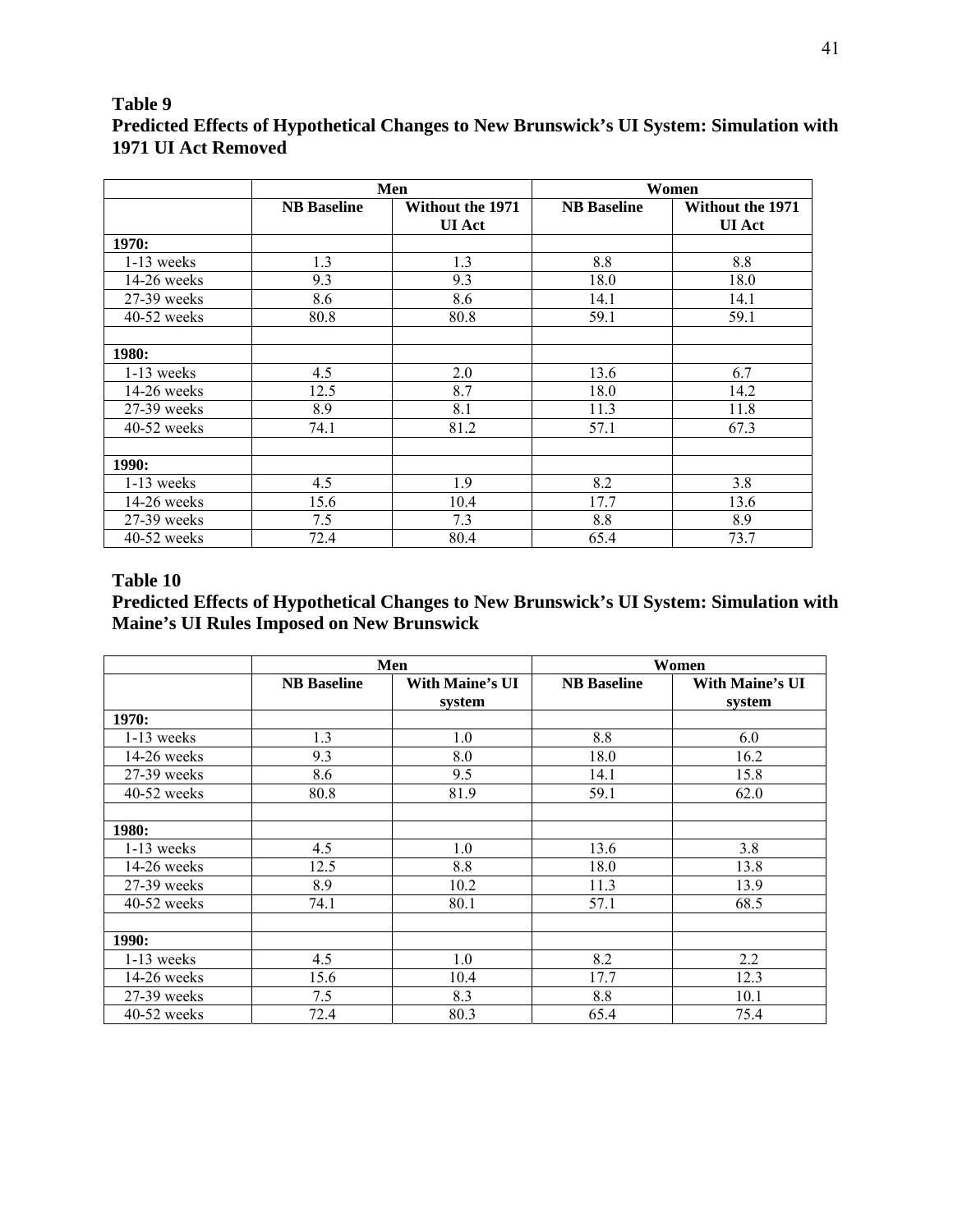**Table 9**

**Predicted Effects of Hypothetical Changes to New Brunswick's UI System: Simulation with 1971 UI Act Removed**

| | Men | | Women | |
|---|---|---|---|---|
| | **NB Baseline** | **Without the 1971 UI Act** | **NB Baseline** | **Without the 1971 UI Act** |
| **1970:** | | | | |
| 1-13 weeks | 1.3 | 1.3 | 8.8 | 8.8 |
| 14-26 weeks | 9.3 | 9.3 | 18.0 | 18.0 |
| 27-39 weeks | 8.6 | 8.6 | 14.1 | 14.1 |
| 40-52 weeks | 80.8 | 80.8 | 59.1 | 59.1 |
| | | | | |
| **1980:** | | | | |
| 1-13 weeks | 4.5 | 2.0 | 13.6 | 6.7 |
| 14-26 weeks | 12.5 | 8.7 | 18.0 | 14.2 |
| 27-39 weeks | 8.9 | 8.1 | 11.3 | 11.8 |
| 40-52 weeks | 74.1 | 81.2 | 57.1 | 67.3 |
| | | | | |
| **1990:** | | | | |
| 1-13 weeks | 4.5 | 1.9 | 8.2 | 3.8 |
| 14-26 weeks | 15.6 | 10.4 | 17.7 | 13.6 |
| 27-39 weeks | 7.5 | 7.3 | 8.8 | 8.9 |
| 40-52 weeks | 72.4 | 80.4 | 65.4 | 73.7 |

**Table 10**

**Predicted Effects of Hypothetical Changes to New Brunswick's UI System: Simulation with Maine's UI Rules Imposed on New Brunswick**

| | Men | | Women | |
|---|---|---|---|---|
| | **NB Baseline** | **With Maine's UI system** | **NB Baseline** | **With Maine's UI system** |
| **1970:** | | | | |
| 1-13 weeks | 1.3 | 1.0 | 8.8 | 6.0 |
| 14-26 weeks | 9.3 | 8.0 | 18.0 | 16.2 |
| 27-39 weeks | 8.6 | 9.5 | 14.1 | 15.8 |
| 40-52 weeks | 80.8 | 81.9 | 59.1 | 62.0 |
| | | | | |
| **1980:** | | | | |
| 1-13 weeks | 4.5 | 1.0 | 13.6 | 3.8 |
| 14-26 weeks | 12.5 | 8.8 | 18.0 | 13.8 |
| 27-39 weeks | 8.9 | 10.2 | 11.3 | 13.9 |
| 40-52 weeks | 74.1 | 80.1 | 57.1 | 68.5 |
| | | | | |
| **1990:** | | | | |
| 1-13 weeks | 4.5 | 1.0 | 8.2 | 2.2 |
| 14-26 weeks | 15.6 | 10.4 | 17.7 | 12.3 |
| 27-39 weeks | 7.5 | 8.3 | 8.8 | 10.1 |
| 40-52 weeks | 72.4 | 80.3 | 65.4 | 75.4 |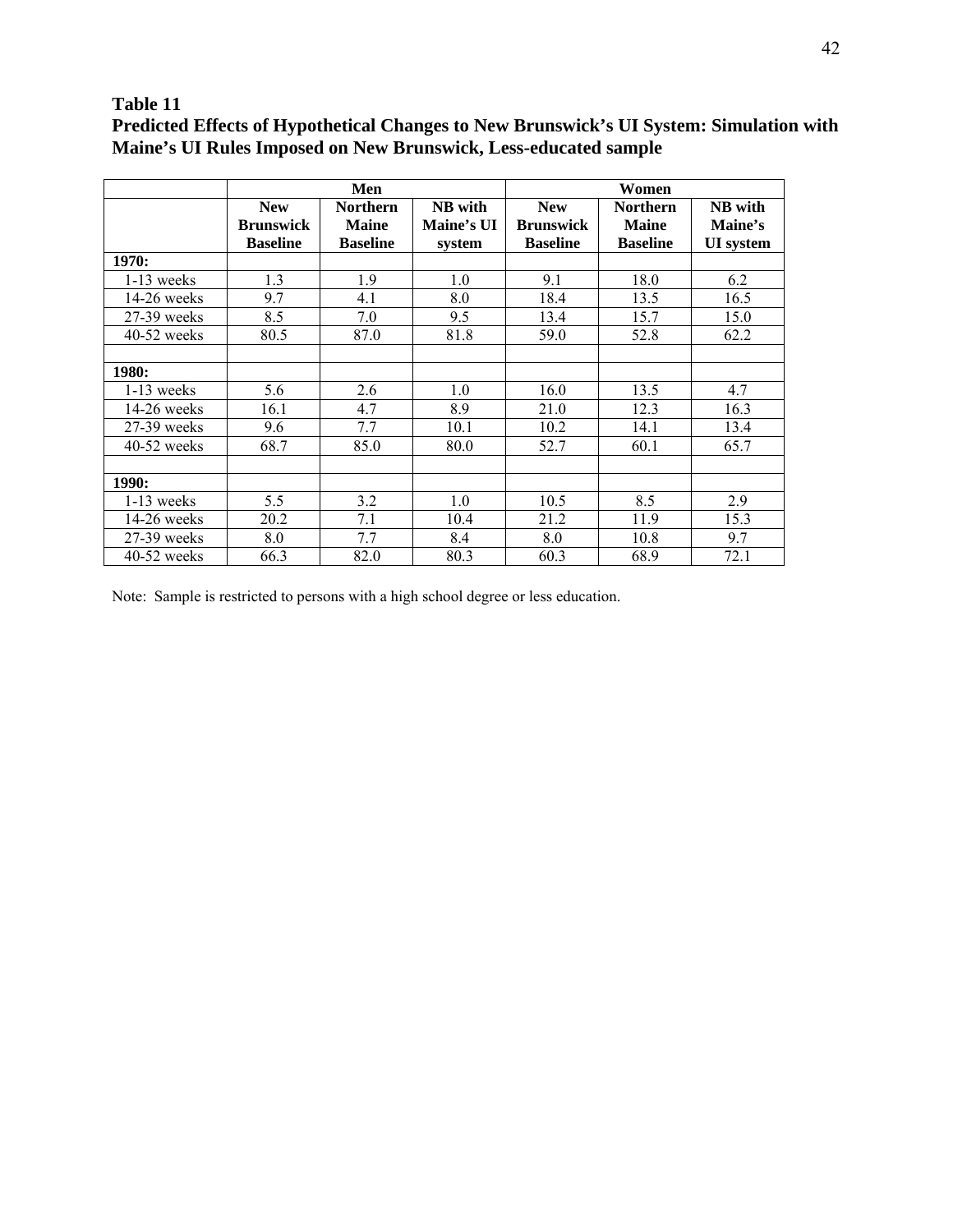**Table 11**
**Predicted Effects of Hypothetical Changes to New Brunswick's UI System: Simulation with Maine's UI Rules Imposed on New Brunswick, Less-educated sample**

| | Men | | | Women | | |
|---|---|---|---|---|---|---|
| | **New Brunswick Baseline** | **Northern Maine Baseline** | **NB with Maine's UI system** | **New Brunswick Baseline** | **Northern Maine Baseline** | **NB with Maine's UI system** |
| **1970:** | | | | | | |
| 1-13 weeks | 1.3 | 1.9 | 1.0 | 9.1 | 18.0 | 6.2 |
| 14-26 weeks | 9.7 | 4.1 | 8.0 | 18.4 | 13.5 | 16.5 |
| 27-39 weeks | 8.5 | 7.0 | 9.5 | 13.4 | 15.7 | 15.0 |
| 40-52 weeks | 80.5 | 87.0 | 81.8 | 59.0 | 52.8 | 62.2 |
| | | | | | | |
| **1980:** | | | | | | |
| 1-13 weeks | 5.6 | 2.6 | 1.0 | 16.0 | 13.5 | 4.7 |
| 14-26 weeks | 16.1 | 4.7 | 8.9 | 21.0 | 12.3 | 16.3 |
| 27-39 weeks | 9.6 | 7.7 | 10.1 | 10.2 | 14.1 | 13.4 |
| 40-52 weeks | 68.7 | 85.0 | 80.0 | 52.7 | 60.1 | 65.7 |
| | | | | | | |
| **1990:** | | | | | | |
| 1-13 weeks | 5.5 | 3.2 | 1.0 | 10.5 | 8.5 | 2.9 |
| 14-26 weeks | 20.2 | 7.1 | 10.4 | 21.2 | 11.9 | 15.3 |
| 27-39 weeks | 8.0 | 7.7 | 8.4 | 8.0 | 10.8 | 9.7 |
| 40-52 weeks | 66.3 | 82.0 | 80.3 | 60.3 | 68.9 | 72.1 |

Note: Sample is restricted to persons with a high school degree or less education.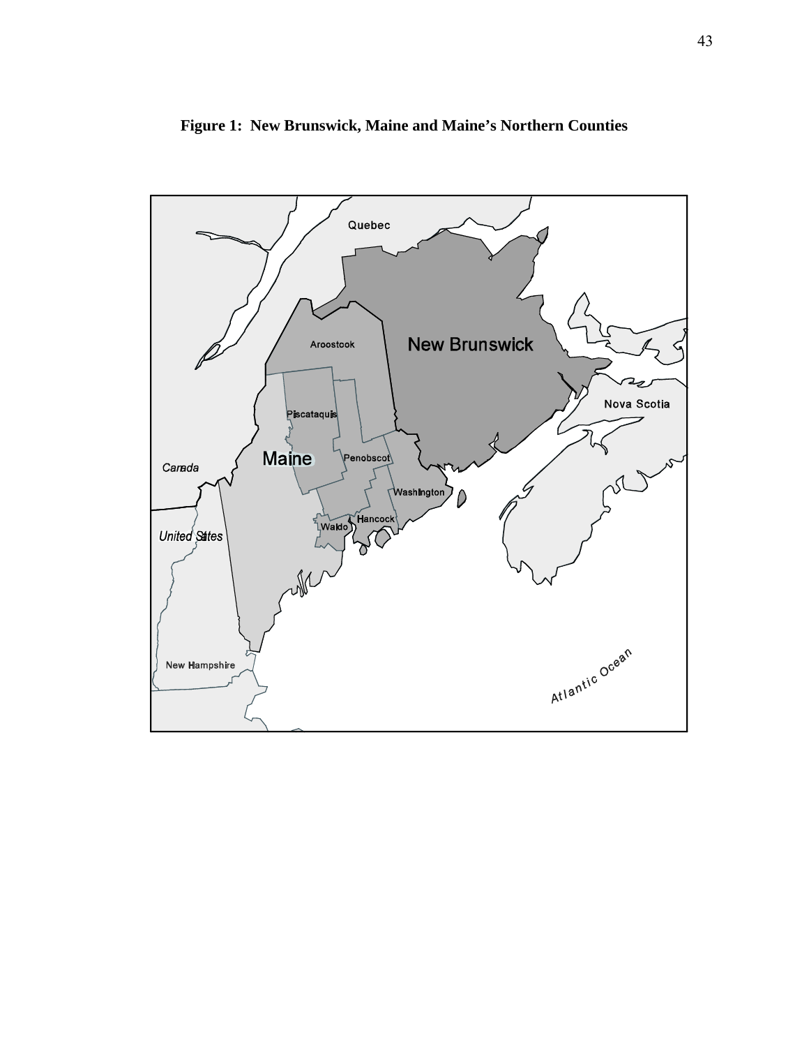**Figure 1: New Brunswick, Maine and Maine's Northern Counties**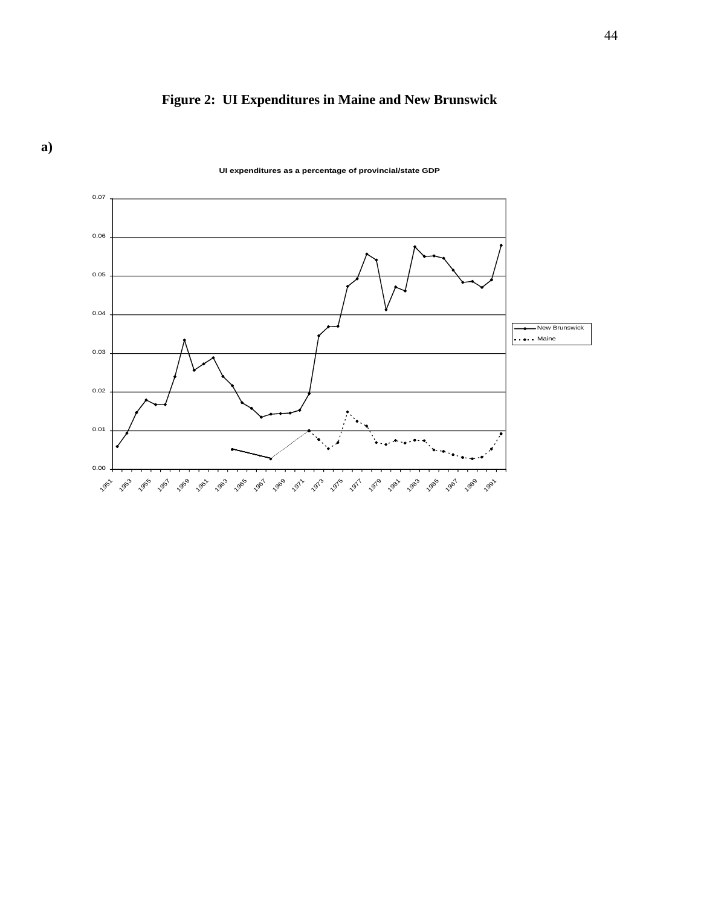# Figure 2: UI Expenditures in Maine and New Brunswick

**a)**

UI expenditures as a percentage of provincial/state GDP

0.07
0.06
0.05
0.04
0.03
0.02
0.01
0.00

1951 1953 1955 1957 1959 1961 1963 1965 1967 1969 1971 1973 1975 1977 1979 1981 1983 1985 1987 1989 1991

New Brunswick
Maine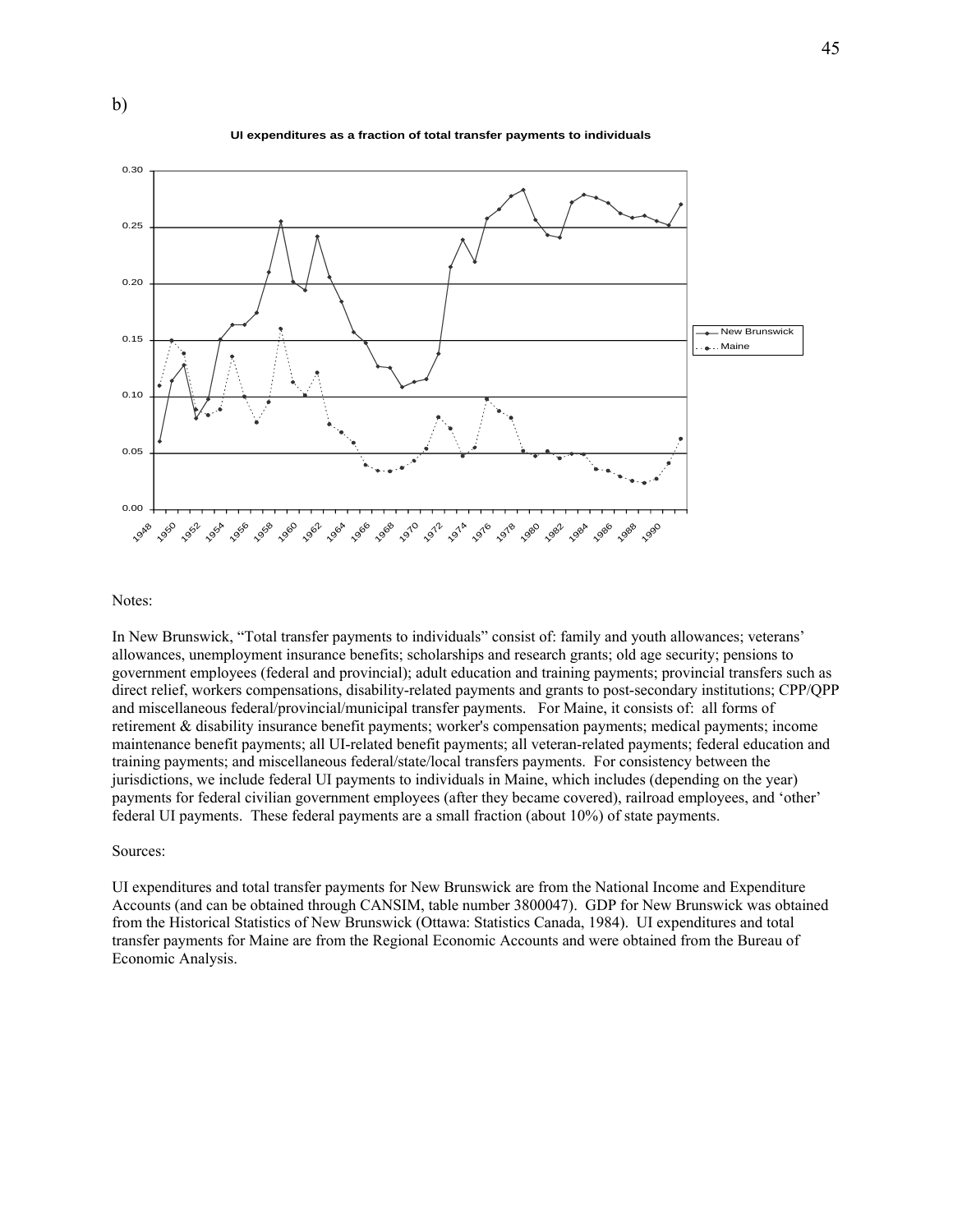b)

UI expenditures as a fraction of total transfer payments to individuals

Notes:

In New Brunswick, "Total transfer payments to individuals" consist of: family and youth allowances; veterans' allowances, unemployment insurance benefits; scholarships and research grants; old age security; pensions to government employees (federal and provincial); adult education and training payments; provincial transfers such as direct relief, workers compensations, disability-related payments and grants to post-secondary institutions; CPP/QPP and miscellaneous federal/provincial/municipal transfer payments. For Maine, it consists of: all forms of retirement & disability insurance benefit payments; worker's compensation payments; medical payments; income maintenance benefit payments; all UI-related benefit payments; all veteran-related payments; federal education and training payments; and miscellaneous federal/state/local transfers payments. For consistency between the jurisdictions, we include federal UI payments to individuals in Maine, which includes (depending on the year) payments for federal civilian government employees (after they became covered), railroad employees, and 'other' federal UI payments. These federal payments are a small fraction (about 10%) of state payments.

Sources:

UI expenditures and total transfer payments for New Brunswick are from the National Income and Expenditure Accounts (and can be obtained through CANSIM, table number 3800047). GDP for New Brunswick was obtained from the Historical Statistics of New Brunswick (Ottawa: Statistics Canada, 1984). UI expenditures and total transfer payments for Maine are from the Regional Economic Accounts and were obtained from the Bureau of Economic Analysis.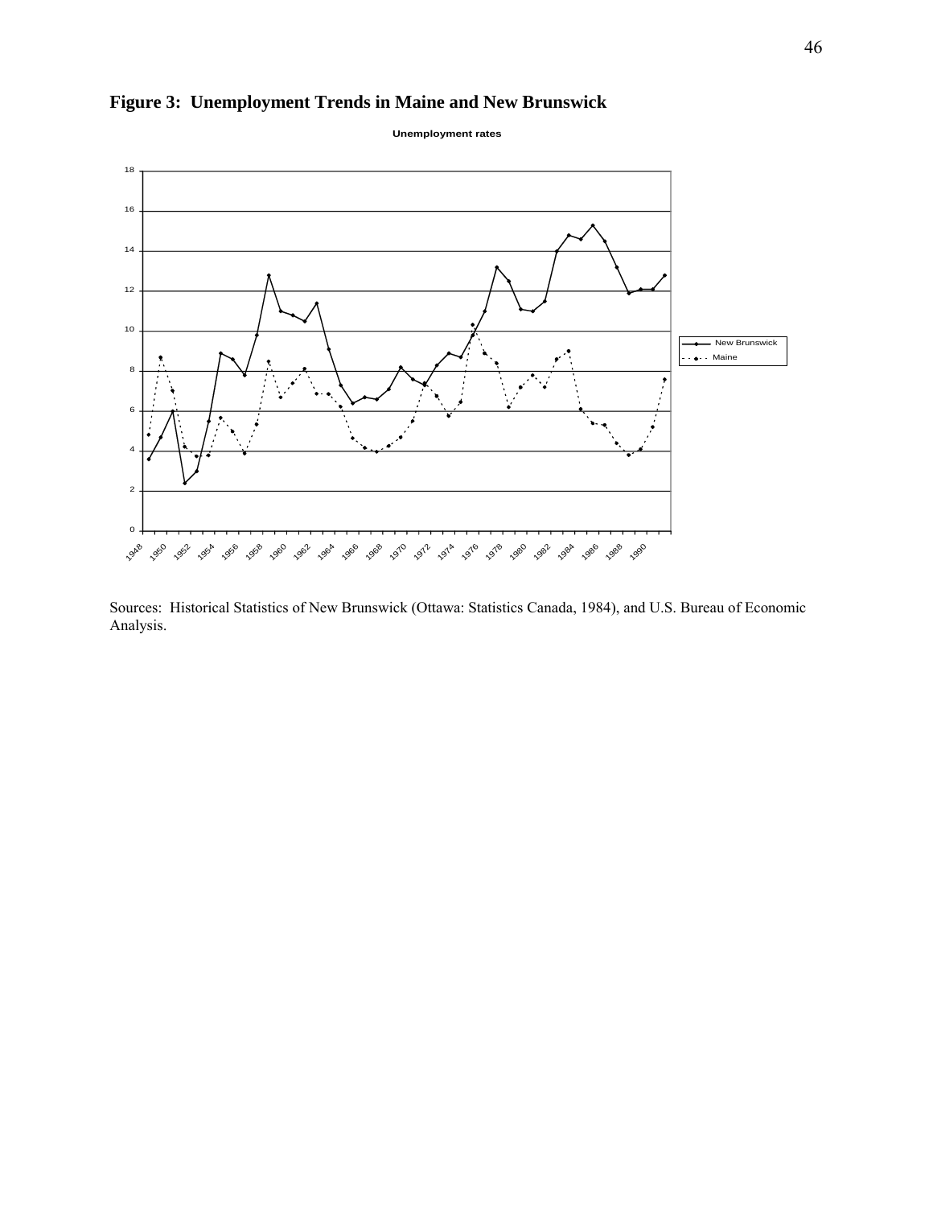**Figure 3: Unemployment Trends in Maine and New Brunswick**

Sources: Historical Statistics of New Brunswick (Ottawa: Statistics Canada, 1984), and U.S. Bureau of Economic Analysis.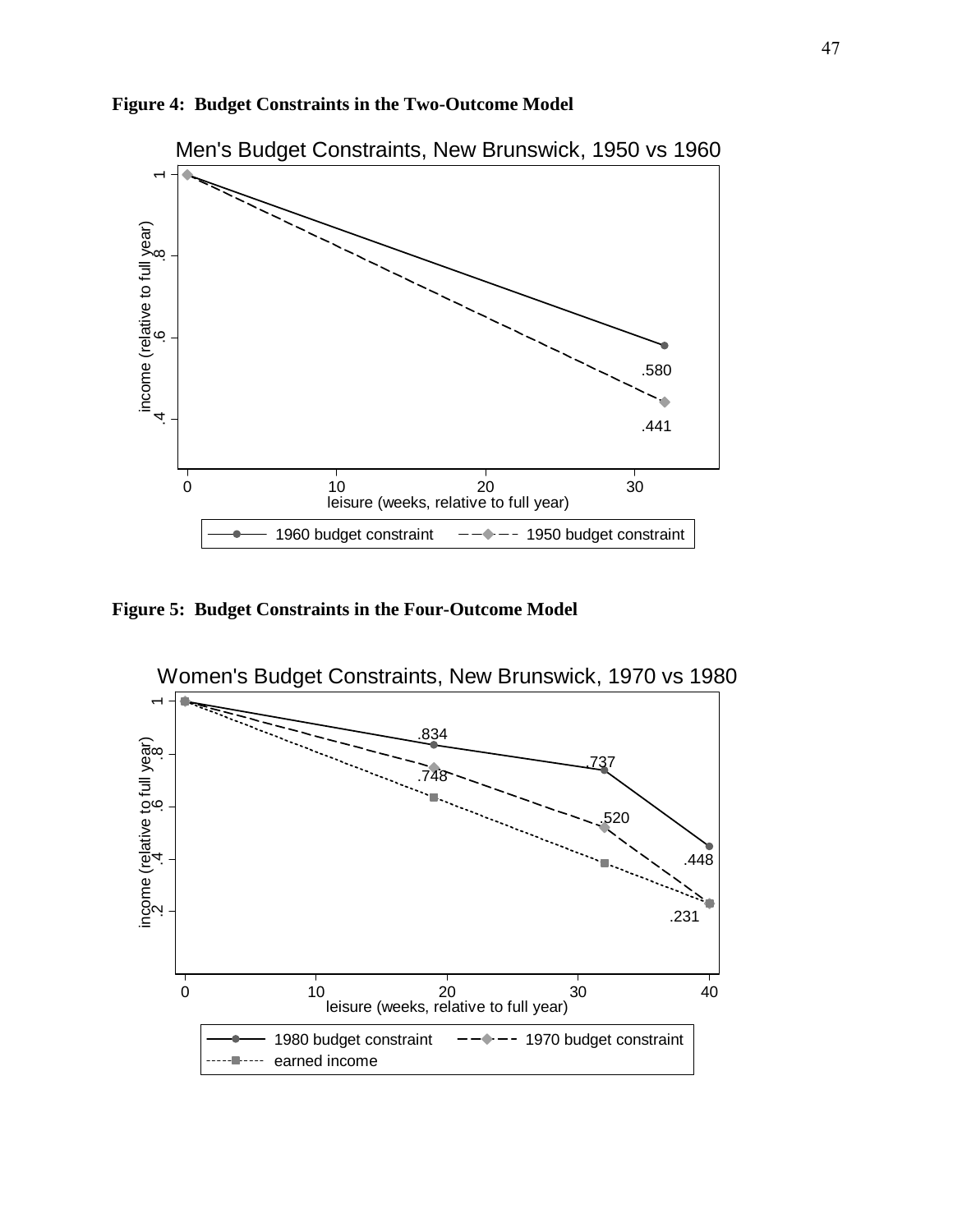**Figure 4: Budget Constraints in the Two-Outcome Model**

Men's Budget Constraints, New Brunswick, 1950 vs 1960

income (relative to full year)

leisure (weeks, relative to full year)

.580

.441

1960 budget constraint — 1950 budget constraint

**Figure 5: Budget Constraints in the Four-Outcome Model**

Women's Budget Constraints, New Brunswick, 1970 vs 1980

income (relative to full year)

leisure (weeks, relative to full year)

.834

.748

.737

.520

.448

.231

1980 budget constraint — 1970 budget constraint — earned income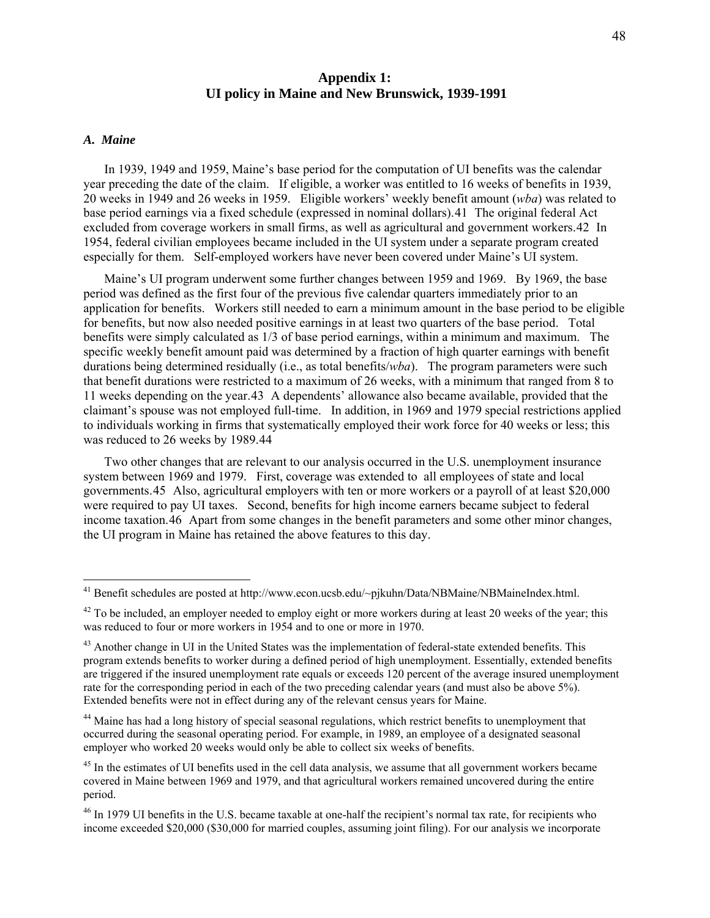## Appendix 1: UI policy in Maine and New Brunswick, 1939-1991

### *A. Maine*

In 1939, 1949 and 1959, Maine's base period for the computation of UI benefits was the calendar year preceding the date of the claim. If eligible, a worker was entitled to 16 weeks of benefits in 1939, 20 weeks in 1949 and 26 weeks in 1959. Eligible workers' weekly benefit amount (*wba*) was related to base period earnings via a fixed schedule (expressed in nominal dollars).[41] The original federal Act excluded from coverage workers in small firms, as well as agricultural and government workers.[42] In 1954, federal civilian employees became included in the UI system under a separate program created especially for them. Self-employed workers have never been covered under Maine's UI system.

Maine's UI program underwent some further changes between 1959 and 1969. By 1969, the base period was defined as the first four of the previous five calendar quarters immediately prior to an application for benefits. Workers still needed to earn a minimum amount in the base period to be eligible for benefits, but now also needed positive earnings in at least two quarters of the base period. Total benefits were simply calculated as 1/3 of base period earnings, within a minimum and maximum. The specific weekly benefit amount paid was determined by a fraction of high quarter earnings with benefit durations being determined residually (i.e., as total benefits/*wba*). The program parameters were such that benefit durations were restricted to a maximum of 26 weeks, with a minimum that ranged from 8 to 11 weeks depending on the year.[43] A dependents' allowance also became available, provided that the claimant's spouse was not employed full-time. In addition, in 1969 and 1979 special restrictions applied to individuals working in firms that systematically employed their work force for 40 weeks or less; this was reduced to 26 weeks by 1989.[44]

Two other changes that are relevant to our analysis occurred in the U.S. unemployment insurance system between 1969 and 1979. First, coverage was extended to all employees of state and local governments.[45] Also, agricultural employers with ten or more workers or a payroll of at least $20,000 were required to pay UI taxes. Second, benefits for high income earners became subject to federal income taxation.[46] Apart from some changes in the benefit parameters and some other minor changes, the UI program in Maine has retained the above features to this day.

---

[41] Benefit schedules are posted at http://www.econ.ucsb.edu/~pjkuhn/Data/NBMaine/NBMaineIndex.html.

[42] To be included, an employer needed to employ eight or more workers during at least 20 weeks of the year; this was reduced to four or more workers in 1954 and to one or more in 1970.

[43] Another change in UI in the United States was the implementation of federal-state extended benefits. This program extends benefits to worker during a defined period of high unemployment. Essentially, extended benefits are triggered if the insured unemployment rate equals or exceeds 120 percent of the average insured unemployment rate for the corresponding period in each of the two preceding calendar years (and must also be above 5%). Extended benefits were not in effect during any of the relevant census years for Maine.

[44] Maine has had a long history of special seasonal regulations, which restrict benefits to unemployment that occurred during the seasonal operating period. For example, in 1989, an employee of a designated seasonal employer who worked 20 weeks would only be able to collect six weeks of benefits.

[45] In the estimates of UI benefits used in the cell data analysis, we assume that all government workers became covered in Maine between 1969 and 1979, and that agricultural workers remained uncovered during the entire period.

[46] In 1979 UI benefits in the U.S. became taxable at one-half the recipient's normal tax rate, for recipients who income exceeded $20,000 ($30,000 for married couples, assuming joint filing). For our analysis we incorporate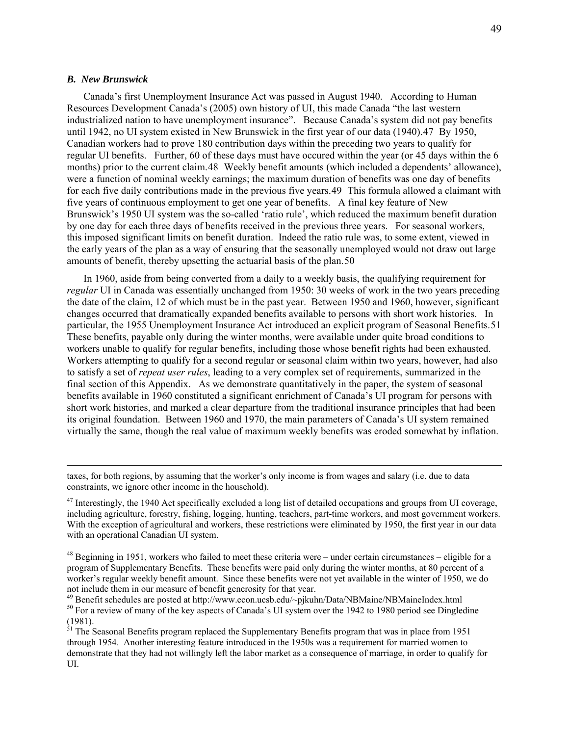### *B. New Brunswick*

Canada's first Unemployment Insurance Act was passed in August 1940. According to Human Resources Development Canada's (2005) own history of UI, this made Canada "the last western industrialized nation to have unemployment insurance". Because Canada's system did not pay benefits until 1942, no UI system existed in New Brunswick in the first year of our data (1940).[47] By 1950, Canadian workers had to prove 180 contribution days within the preceding two years to qualify for regular UI benefits. Further, 60 of these days must have occured within the year (or 45 days within the 6 months) prior to the current claim.[48] Weekly benefit amounts (which included a dependents' allowance), were a function of nominal weekly earnings; the maximum duration of benefits was one day of benefits for each five daily contributions made in the previous five years.[49] This formula allowed a claimant with five years of continuous employment to get one year of benefits. A final key feature of New Brunswick's 1950 UI system was the so-called 'ratio rule', which reduced the maximum benefit duration by one day for each three days of benefits received in the previous three years. For seasonal workers, this imposed significant limits on benefit duration. Indeed the ratio rule was, to some extent, viewed in the early years of the plan as a way of ensuring that the seasonally unemployed would not draw out large amounts of benefit, thereby upsetting the actuarial basis of the plan.[50]

In 1960, aside from being converted from a daily to a weekly basis, the qualifying requirement for *regular* UI in Canada was essentially unchanged from 1950: 30 weeks of work in the two years preceding the date of the claim, 12 of which must be in the past year. Between 1950 and 1960, however, significant changes occurred that dramatically expanded benefits available to persons with short work histories. In particular, the 1955 Unemployment Insurance Act introduced an explicit program of Seasonal Benefits.[51] These benefits, payable only during the winter months, were available under quite broad conditions to workers unable to qualify for regular benefits, including those whose benefit rights had been exhausted. Workers attempting to qualify for a second regular or seasonal claim within two years, however, had also to satisfy a set of *repeat user rules*, leading to a very complex set of requirements, summarized in the final section of this Appendix. As we demonstrate quantitatively in the paper, the system of seasonal benefits available in 1960 constituted a significant enrichment of Canada's UI program for persons with short work histories, and marked a clear departure from the traditional insurance principles that had been its original foundation. Between 1960 and 1970, the main parameters of Canada's UI system remained virtually the same, though the real value of maximum weekly benefits was eroded somewhat by inflation.

---

taxes, for both regions, by assuming that the worker's only income is from wages and salary (i.e. due to data constraints, we ignore other income in the household).

[47] Interestingly, the 1940 Act specifically excluded a long list of detailed occupations and groups from UI coverage, including agriculture, forestry, fishing, logging, hunting, teachers, part-time workers, and most government workers. With the exception of agricultural and workers, these restrictions were eliminated by 1950, the first year in our data with an operational Canadian UI system.

[48] Beginning in 1951, workers who failed to meet these criteria were – under certain circumstances – eligible for a program of Supplementary Benefits. These benefits were paid only during the winter months, at 80 percent of a worker's regular weekly benefit amount. Since these benefits were not yet available in the winter of 1950, we do not include them in our measure of benefit generosity for that year.

[49] Benefit schedules are posted at http://www.econ.ucsb.edu/~pjkuhn/Data/NBMaine/NBMaineIndex.html

[50] For a review of many of the key aspects of Canada's UI system over the 1942 to 1980 period see Dingledine (1981).

[51] The Seasonal Benefits program replaced the Supplementary Benefits program that was in place from 1951 through 1954. Another interesting feature introduced in the 1950s was a requirement for married women to demonstrate that they had not willingly left the labor market as a consequence of marriage, in order to qualify for UI.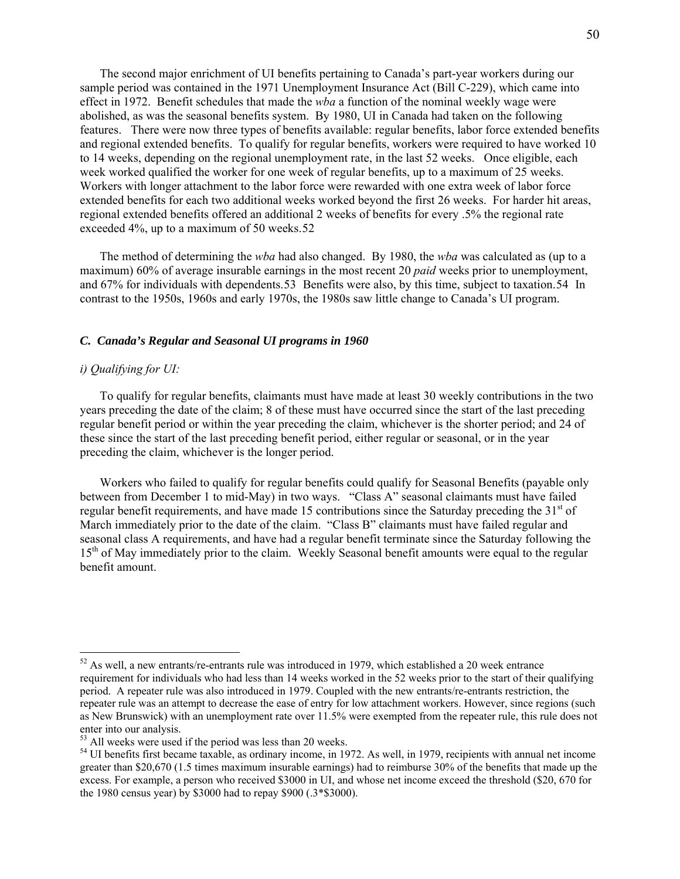The second major enrichment of UI benefits pertaining to Canada's part-year workers during our sample period was contained in the 1971 Unemployment Insurance Act (Bill C-229), which came into effect in 1972. Benefit schedules that made the *wba* a function of the nominal weekly wage were abolished, as was the seasonal benefits system. By 1980, UI in Canada had taken on the following features. There were now three types of benefits available: regular benefits, labor force extended benefits and regional extended benefits. To qualify for regular benefits, workers were required to have worked 10 to 14 weeks, depending on the regional unemployment rate, in the last 52 weeks. Once eligible, each week worked qualified the worker for one week of regular benefits, up to a maximum of 25 weeks. Workers with longer attachment to the labor force were rewarded with one extra week of labor force extended benefits for each two additional weeks worked beyond the first 26 weeks. For harder hit areas, regional extended benefits offered an additional 2 weeks of benefits for every .5% the regional rate exceeded 4%, up to a maximum of 50 weeks.[52]

The method of determining the *wba* had also changed. By 1980, the *wba* was calculated as (up to a maximum) 60% of average insurable earnings in the most recent 20 *paid* weeks prior to unemployment, and 67% for individuals with dependents.[53] Benefits were also, by this time, subject to taxation.[54] In contrast to the 1950s, 1960s and early 1970s, the 1980s saw little change to Canada's UI program.

### *C. Canada's Regular and Seasonal UI programs in 1960*

#### *i) Qualifying for UI:*

To qualify for regular benefits, claimants must have made at least 30 weekly contributions in the two years preceding the date of the claim; 8 of these must have occurred since the start of the last preceding regular benefit period or within the year preceding the claim, whichever is the shorter period; and 24 of these since the start of the last preceding benefit period, either regular or seasonal, or in the year preceding the claim, whichever is the longer period.

Workers who failed to qualify for regular benefits could qualify for Seasonal Benefits (payable only between from December 1 to mid-May) in two ways. "Class A" seasonal claimants must have failed regular benefit requirements, and have made 15 contributions since the Saturday preceding the 31st of March immediately prior to the date of the claim. "Class B" claimants must have failed regular and seasonal class A requirements, and have had a regular benefit terminate since the Saturday following the 15th of May immediately prior to the claim. Weekly Seasonal benefit amounts were equal to the regular benefit amount.

---

[52] As well, a new entrants/re-entrants rule was introduced in 1979, which established a 20 week entrance requirement for individuals who had less than 14 weeks worked in the 52 weeks prior to the start of their qualifying period. A repeater rule was also introduced in 1979. Coupled with the new entrants/re-entrants restriction, the repeater rule was an attempt to decrease the ease of entry for low attachment workers. However, since regions (such as New Brunswick) with an unemployment rate over 11.5% were exempted from the repeater rule, this rule does not enter into our analysis.

[53] All weeks were used if the period was less than 20 weeks.

[54] UI benefits first became taxable, as ordinary income, in 1972. As well, in 1979, recipients with annual net income greater than $20,670 (1.5 times maximum insurable earnings) had to reimburse 30% of the benefits that made up the excess. For example, a person who received $3000 in UI, and whose net income exceed the threshold ($20, 670 for the 1980 census year) by $3000 had to repay $900 (.3*$3000).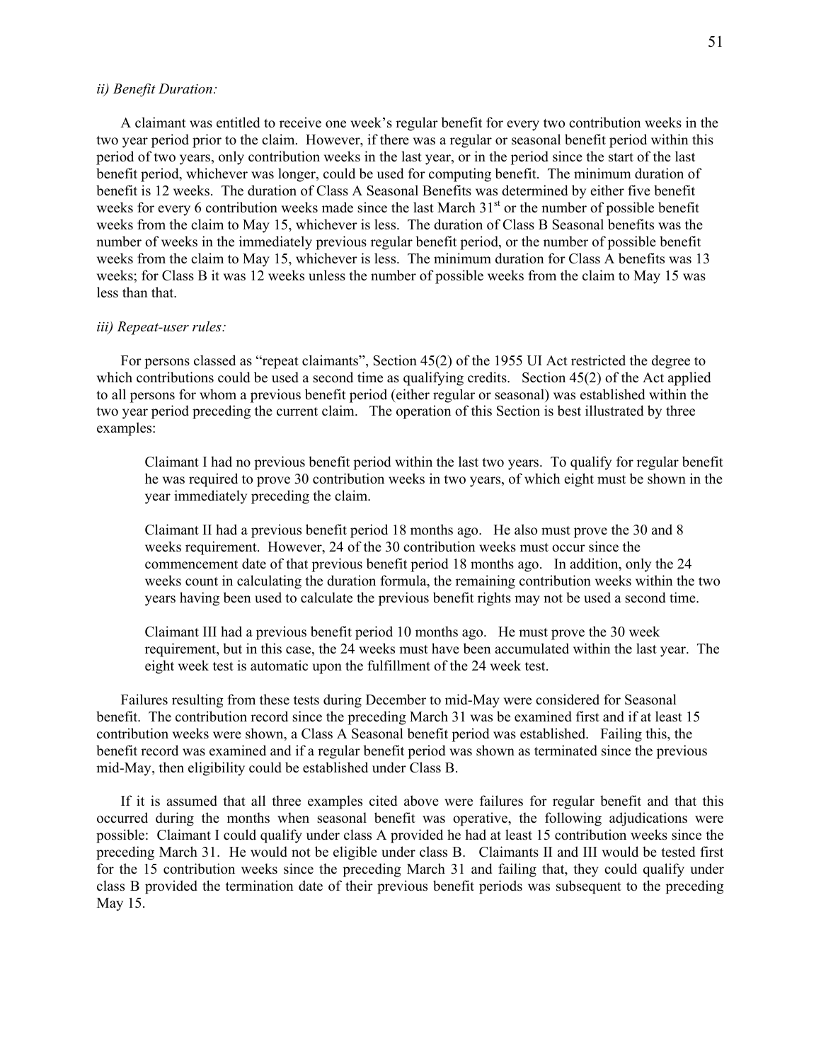*ii) Benefit Duration:*

A claimant was entitled to receive one week's regular benefit for every two contribution weeks in the two year period prior to the claim. However, if there was a regular or seasonal benefit period within this period of two years, only contribution weeks in the last year, or in the period since the start of the last benefit period, whichever was longer, could be used for computing benefit. The minimum duration of benefit is 12 weeks. The duration of Class A Seasonal Benefits was determined by either five benefit weeks for every 6 contribution weeks made since the last March 31st or the number of possible benefit weeks from the claim to May 15, whichever is less. The duration of Class B Seasonal benefits was the number of weeks in the immediately previous regular benefit period, or the number of possible benefit weeks from the claim to May 15, whichever is less. The minimum duration for Class A benefits was 13 weeks; for Class B it was 12 weeks unless the number of possible weeks from the claim to May 15 was less than that.

*iii) Repeat-user rules:*

For persons classed as "repeat claimants", Section 45(2) of the 1955 UI Act restricted the degree to which contributions could be used a second time as qualifying credits. Section 45(2) of the Act applied to all persons for whom a previous benefit period (either regular or seasonal) was established within the two year period preceding the current claim. The operation of this Section is best illustrated by three examples:

> Claimant I had no previous benefit period within the last two years. To qualify for regular benefit he was required to prove 30 contribution weeks in two years, of which eight must be shown in the year immediately preceding the claim.
>
> Claimant II had a previous benefit period 18 months ago. He also must prove the 30 and 8 weeks requirement. However, 24 of the 30 contribution weeks must occur since the commencement date of that previous benefit period 18 months ago. In addition, only the 24 weeks count in calculating the duration formula, the remaining contribution weeks within the two years having been used to calculate the previous benefit rights may not be used a second time.
>
> Claimant III had a previous benefit period 10 months ago. He must prove the 30 week requirement, but in this case, the 24 weeks must have been accumulated within the last year. The eight week test is automatic upon the fulfillment of the 24 week test.

Failures resulting from these tests during December to mid-May were considered for Seasonal benefit. The contribution record since the preceding March 31 was be examined first and if at least 15 contribution weeks were shown, a Class A Seasonal benefit period was established. Failing this, the benefit record was examined and if a regular benefit period was shown as terminated since the previous mid-May, then eligibility could be established under Class B.

If it is assumed that all three examples cited above were failures for regular benefit and that this occurred during the months when seasonal benefit was operative, the following adjudications were possible: Claimant I could qualify under class A provided he had at least 15 contribution weeks since the preceding March 31. He would not be eligible under class B. Claimants II and III would be tested first for the 15 contribution weeks since the preceding March 31 and failing that, they could qualify under class B provided the termination date of their previous benefit periods was subsequent to the preceding May 15.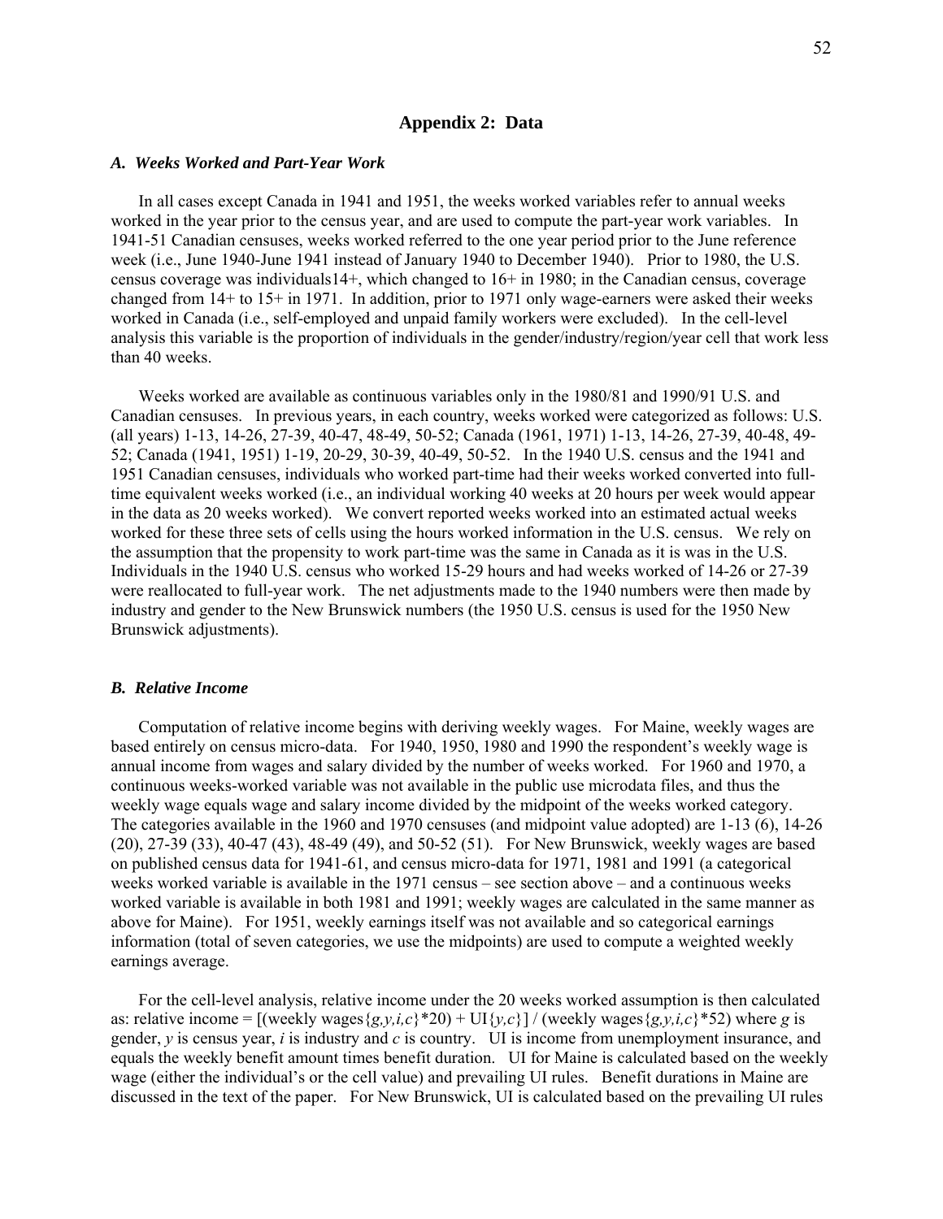## Appendix 2: Data

### *A. Weeks Worked and Part-Year Work*

In all cases except Canada in 1941 and 1951, the weeks worked variables refer to annual weeks worked in the year prior to the census year, and are used to compute the part-year work variables. In 1941-51 Canadian censuses, weeks worked referred to the one year period prior to the June reference week (i.e., June 1940-June 1941 instead of January 1940 to December 1940). Prior to 1980, the U.S. census coverage was individuals14+, which changed to 16+ in 1980; in the Canadian census, coverage changed from 14+ to 15+ in 1971. In addition, prior to 1971 only wage-earners were asked their weeks worked in Canada (i.e., self-employed and unpaid family workers were excluded). In the cell-level analysis this variable is the proportion of individuals in the gender/industry/region/year cell that work less than 40 weeks.

Weeks worked are available as continuous variables only in the 1980/81 and 1990/91 U.S. and Canadian censuses. In previous years, in each country, weeks worked were categorized as follows: U.S. (all years) 1-13, 14-26, 27-39, 40-47, 48-49, 50-52; Canada (1961, 1971) 1-13, 14-26, 27-39, 40-48, 49-52; Canada (1941, 1951) 1-19, 20-29, 30-39, 40-49, 50-52. In the 1940 U.S. census and the 1941 and 1951 Canadian censuses, individuals who worked part-time had their weeks worked converted into full-time equivalent weeks worked (i.e., an individual working 40 weeks at 20 hours per week would appear in the data as 20 weeks worked). We convert reported weeks worked into an estimated actual weeks worked for these three sets of cells using the hours worked information in the U.S. census. We rely on the assumption that the propensity to work part-time was the same in Canada as it is was in the U.S. Individuals in the 1940 U.S. census who worked 15-29 hours and had weeks worked of 14-26 or 27-39 were reallocated to full-year work. The net adjustments made to the 1940 numbers were then made by industry and gender to the New Brunswick numbers (the 1950 U.S. census is used for the 1950 New Brunswick adjustments).

### *B. Relative Income*

Computation of relative income begins with deriving weekly wages. For Maine, weekly wages are based entirely on census micro-data. For 1940, 1950, 1980 and 1990 the respondent's weekly wage is annual income from wages and salary divided by the number of weeks worked. For 1960 and 1970, a continuous weeks-worked variable was not available in the public use microdata files, and thus the weekly wage equals wage and salary income divided by the midpoint of the weeks worked category. The categories available in the 1960 and 1970 censuses (and midpoint value adopted) are 1-13 (6), 14-26 (20), 27-39 (33), 40-47 (43), 48-49 (49), and 50-52 (51). For New Brunswick, weekly wages are based on published census data for 1941-61, and census micro-data for 1971, 1981 and 1991 (a categorical weeks worked variable is available in the 1971 census – see section above – and a continuous weeks worked variable is available in both 1981 and 1991; weekly wages are calculated in the same manner as above for Maine). For 1951, weekly earnings itself was not available and so categorical earnings information (total of seven categories, we use the midpoints) are used to compute a weighted weekly earnings average.

For the cell-level analysis, relative income under the 20 weeks worked assumption is then calculated as: relative income = [(weekly wages$\{g,y,i,c\}$*20) + UI$\{y,c\}$] / (weekly wages$\{g,y,i,c\}$*52) where $g$ is gender, $y$ is census year, $i$ is industry and $c$ is country. UI is income from unemployment insurance, and equals the weekly benefit amount times benefit duration. UI for Maine is calculated based on the weekly wage (either the individual's or the cell value) and prevailing UI rules. Benefit durations in Maine are discussed in the text of the paper. For New Brunswick, UI is calculated based on the prevailing UI rules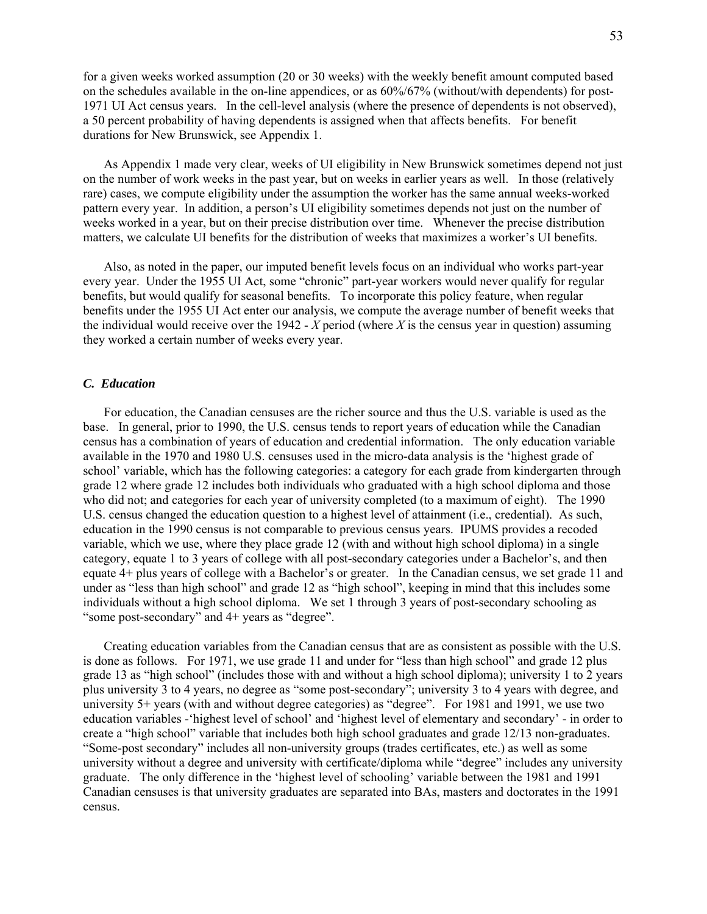for a given weeks worked assumption (20 or 30 weeks) with the weekly benefit amount computed based on the schedules available in the on-line appendices, or as 60%/67% (without/with dependents) for post-1971 UI Act census years. In the cell-level analysis (where the presence of dependents is not observed), a 50 percent probability of having dependents is assigned when that affects benefits. For benefit durations for New Brunswick, see Appendix 1.

As Appendix 1 made very clear, weeks of UI eligibility in New Brunswick sometimes depend not just on the number of work weeks in the past year, but on weeks in earlier years as well. In those (relatively rare) cases, we compute eligibility under the assumption the worker has the same annual weeks-worked pattern every year. In addition, a person's UI eligibility sometimes depends not just on the number of weeks worked in a year, but on their precise distribution over time. Whenever the precise distribution matters, we calculate UI benefits for the distribution of weeks that maximizes a worker's UI benefits.

Also, as noted in the paper, our imputed benefit levels focus on an individual who works part-year every year. Under the 1955 UI Act, some "chronic" part-year workers would never qualify for regular benefits, but would qualify for seasonal benefits. To incorporate this policy feature, when regular benefits under the 1955 UI Act enter our analysis, we compute the average number of benefit weeks that the individual would receive over the 1942 - *X* period (where *X* is the census year in question) assuming they worked a certain number of weeks every year.

### *C. Education*

For education, the Canadian censuses are the richer source and thus the U.S. variable is used as the base. In general, prior to 1990, the U.S. census tends to report years of education while the Canadian census has a combination of years of education and credential information. The only education variable available in the 1970 and 1980 U.S. censuses used in the micro-data analysis is the 'highest grade of school' variable, which has the following categories: a category for each grade from kindergarten through grade 12 where grade 12 includes both individuals who graduated with a high school diploma and those who did not; and categories for each year of university completed (to a maximum of eight). The 1990 U.S. census changed the education question to a highest level of attainment (i.e., credential). As such, education in the 1990 census is not comparable to previous census years. IPUMS provides a recoded variable, which we use, where they place grade 12 (with and without high school diploma) in a single category, equate 1 to 3 years of college with all post-secondary categories under a Bachelor's, and then equate 4+ plus years of college with a Bachelor's or greater. In the Canadian census, we set grade 11 and under as "less than high school" and grade 12 as "high school", keeping in mind that this includes some individuals without a high school diploma. We set 1 through 3 years of post-secondary schooling as "some post-secondary" and 4+ years as "degree".

Creating education variables from the Canadian census that are as consistent as possible with the U.S. is done as follows. For 1971, we use grade 11 and under for "less than high school" and grade 12 plus grade 13 as "high school" (includes those with and without a high school diploma); university 1 to 2 years plus university 3 to 4 years, no degree as "some post-secondary"; university 3 to 4 years with degree, and university 5+ years (with and without degree categories) as "degree". For 1981 and 1991, we use two education variables -'highest level of school' and 'highest level of elementary and secondary' - in order to create a "high school" variable that includes both high school graduates and grade 12/13 non-graduates. "Some-post secondary" includes all non-university groups (trades certificates, etc.) as well as some university without a degree and university with certificate/diploma while "degree" includes any university graduate. The only difference in the 'highest level of schooling' variable between the 1981 and 1991 Canadian censuses is that university graduates are separated into BAs, masters and doctorates in the 1991 census.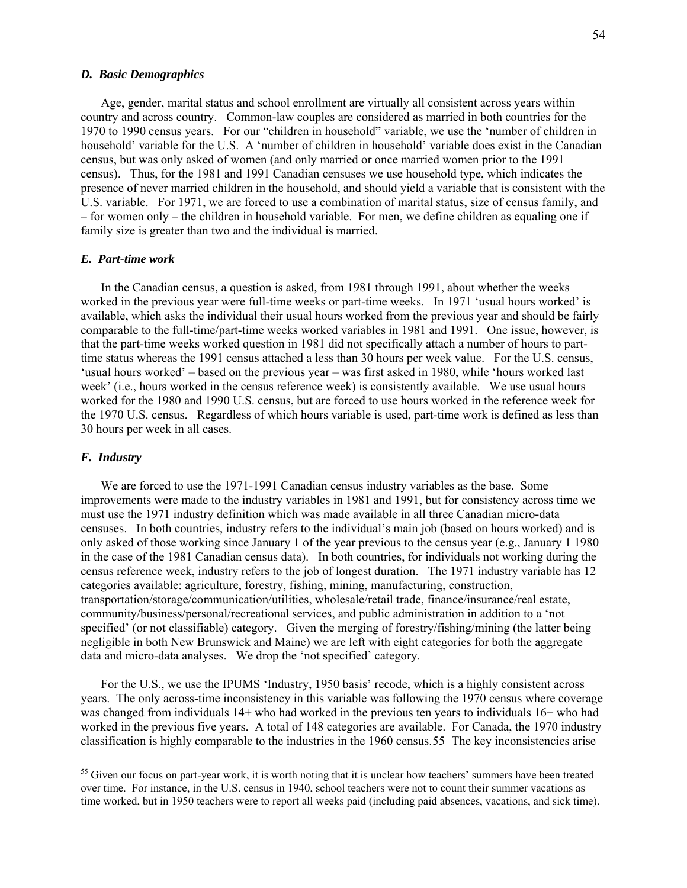### *D. Basic Demographics*

Age, gender, marital status and school enrollment are virtually all consistent across years within country and across country. Common-law couples are considered as married in both countries for the 1970 to 1990 census years. For our "children in household" variable, we use the 'number of children in household' variable for the U.S. A 'number of children in household' variable does exist in the Canadian census, but was only asked of women (and only married or once married women prior to the 1991 census). Thus, for the 1981 and 1991 Canadian censuses we use household type, which indicates the presence of never married children in the household, and should yield a variable that is consistent with the U.S. variable. For 1971, we are forced to use a combination of marital status, size of census family, and – for women only – the children in household variable. For men, we define children as equaling one if family size is greater than two and the individual is married.

### *E. Part-time work*

In the Canadian census, a question is asked, from 1981 through 1991, about whether the weeks worked in the previous year were full-time weeks or part-time weeks. In 1971 'usual hours worked' is available, which asks the individual their usual hours worked from the previous year and should be fairly comparable to the full-time/part-time weeks worked variables in 1981 and 1991. One issue, however, is that the part-time weeks worked question in 1981 did not specifically attach a number of hours to part-time status whereas the 1991 census attached a less than 30 hours per week value. For the U.S. census, 'usual hours worked' – based on the previous year – was first asked in 1980, while 'hours worked last week' (i.e., hours worked in the census reference week) is consistently available. We use usual hours worked for the 1980 and 1990 U.S. census, but are forced to use hours worked in the reference week for the 1970 U.S. census. Regardless of which hours variable is used, part-time work is defined as less than 30 hours per week in all cases.

### *F. Industry*

We are forced to use the 1971-1991 Canadian census industry variables as the base. Some improvements were made to the industry variables in 1981 and 1991, but for consistency across time we must use the 1971 industry definition which was made available in all three Canadian micro-data censuses. In both countries, industry refers to the individual's main job (based on hours worked) and is only asked of those working since January 1 of the year previous to the census year (e.g., January 1 1980 in the case of the 1981 Canadian census data). In both countries, for individuals not working during the census reference week, industry refers to the job of longest duration. The 1971 industry variable has 12 categories available: agriculture, forestry, fishing, mining, manufacturing, construction, transportation/storage/communication/utilities, wholesale/retail trade, finance/insurance/real estate, community/business/personal/recreational services, and public administration in addition to a 'not specified' (or not classifiable) category. Given the merging of forestry/fishing/mining (the latter being negligible in both New Brunswick and Maine) we are left with eight categories for both the aggregate data and micro-data analyses. We drop the 'not specified' category.

For the U.S., we use the IPUMS 'Industry, 1950 basis' recode, which is a highly consistent across years. The only across-time inconsistency in this variable was following the 1970 census where coverage was changed from individuals 14+ who had worked in the previous ten years to individuals 16+ who had worked in the previous five years. A total of 148 categories are available. For Canada, the 1970 industry classification is highly comparable to the industries in the 1960 census.[55] The key inconsistencies arise

---

[55] Given our focus on part-year work, it is worth noting that it is unclear how teachers' summers have been treated over time. For instance, in the U.S. census in 1940, school teachers were not to count their summer vacations as time worked, but in 1950 teachers were to report all weeks paid (including paid absences, vacations, and sick time).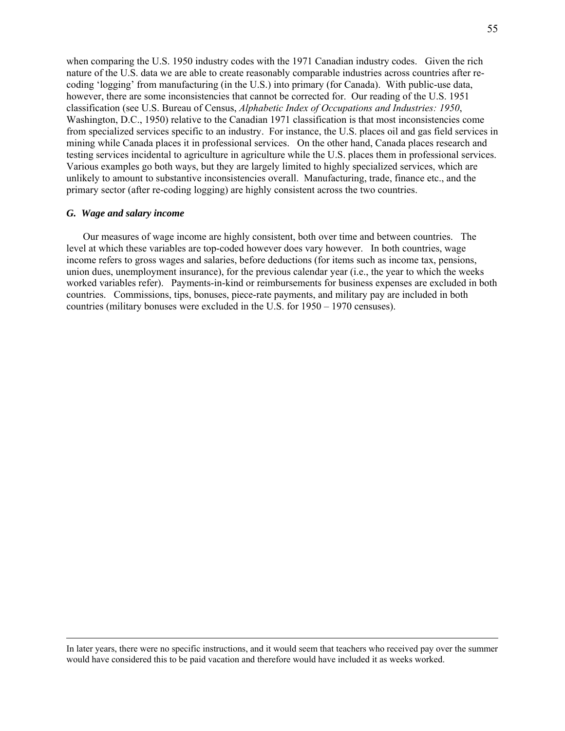when comparing the U.S. 1950 industry codes with the 1971 Canadian industry codes. Given the rich nature of the U.S. data we are able to create reasonably comparable industries across countries after re-coding 'logging' from manufacturing (in the U.S.) into primary (for Canada). With public-use data, however, there are some inconsistencies that cannot be corrected for. Our reading of the U.S. 1951 classification (see U.S. Bureau of Census, *Alphabetic Index of Occupations and Industries: 1950*, Washington, D.C., 1950) relative to the Canadian 1971 classification is that most inconsistencies come from specialized services specific to an industry. For instance, the U.S. places oil and gas field services in mining while Canada places it in professional services. On the other hand, Canada places research and testing services incidental to agriculture in agriculture while the U.S. places them in professional services. Various examples go both ways, but they are largely limited to highly specialized services, which are unlikely to amount to substantive inconsistencies overall. Manufacturing, trade, finance etc., and the primary sector (after re-coding logging) are highly consistent across the two countries.

### *G. Wage and salary income*

Our measures of wage income are highly consistent, both over time and between countries. The level at which these variables are top-coded however does vary however. In both countries, wage income refers to gross wages and salaries, before deductions (for items such as income tax, pensions, union dues, unemployment insurance), for the previous calendar year (i.e., the year to which the weeks worked variables refer). Payments-in-kind or reimbursements for business expenses are excluded in both countries. Commissions, tips, bonuses, piece-rate payments, and military pay are included in both countries (military bonuses were excluded in the U.S. for 1950 – 1970 censuses).

---

In later years, there were no specific instructions, and it would seem that teachers who received pay over the summer would have considered this to be paid vacation and therefore would have included it as weeks worked.